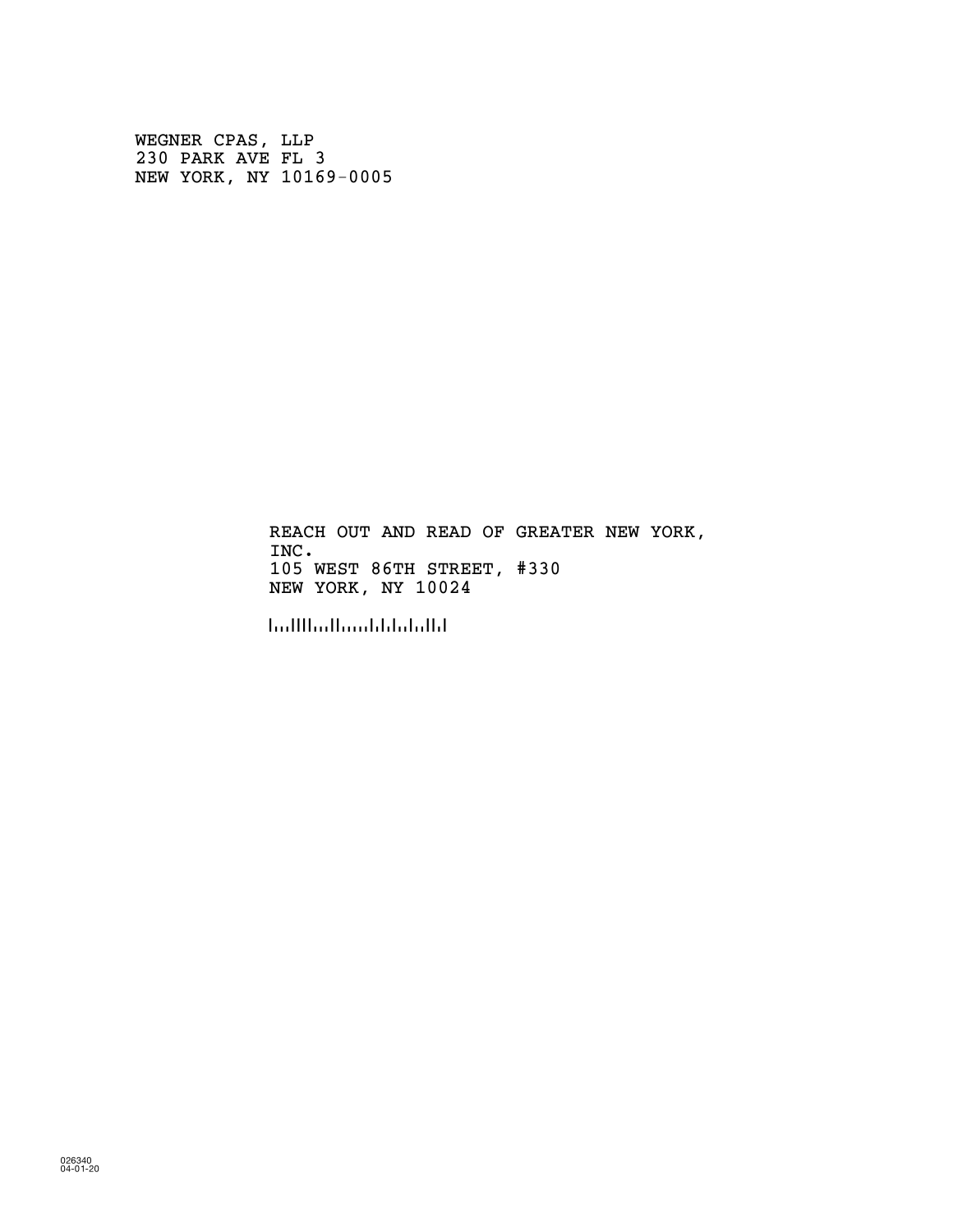WEGNER CPAS, LLP
230 PARK AVE FL 3
NEW YORK, NY 10169-0005

REACH OUT AND READ OF GREATER NEW YORK,
INC.
105 WEST 86TH STREET, #330
NEW YORK, NY 10024

026340
04-01-20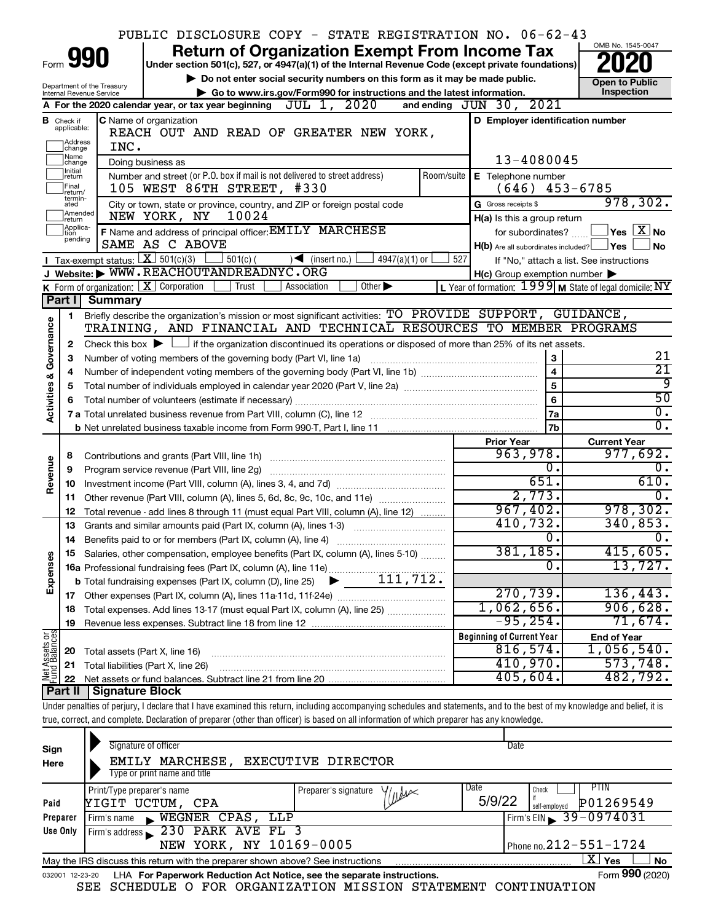PUBLIC DISCLOSURE COPY - STATE REGISTRATION NO. 06-62-43

# Form 990 — Return of Organization Exempt From Income Tax — 2020

Under section 501(c), 527, or 4947(a)(1) of the Internal Revenue Code (except private foundations)

▶ Do not enter social security numbers on this form as it may be made public.

▶ Go to www.irs.gov/Form990 for instructions and the latest information.

Department of the Treasury, Internal Revenue Service | OMB No. 1545-0047 | Open to Public Inspection

**A** For the 2020 calendar year, or tax year beginning JUL 1, 2020 and ending JUN 30, 2021

**B** Check if applicable: Address change, Name change, Initial return, Final return/terminated, Amended return, Application pending

**C** Name of organization: REACH OUT AND READ OF GREATER NEW YORK, INC.

Doing business as

Number and street (or P.O. box if mail is not delivered to street address): 105 WEST 86TH STREET, #330 | Room/suite

City or town, state or province, country, and ZIP or foreign postal code: NEW YORK, NY 10024

**D** Employer identification number: 13-4080045

**E** Telephone number: (646) 453-6785

**G** Gross receipts $ 978,302.

**F** Name and address of principal officer: EMILY MARCHESE, SAME AS C ABOVE

**H(a)** Is this a group return for subordinates? ☐ Yes ☒ No

**H(b)** Are all subordinates included? ☐ Yes ☐ No — If "No," attach a list. See instructions

**I** Tax-exempt status: ☒ 501(c)(3) ☐ 501(c) ( ) ◀ (insert no.) ☐ 4947(a)(1) or ☐ 527

**J** Website: ▶ WWW.REACHOUTANDREADNYC.ORG

**H(c)** Group exemption number ▶

**K** Form of organization: ☒ Corporation ☐ Trust ☐ Association ☐ Other ▶

**L** Year of formation: 1999 **M** State of legal domicile: NY

## Part I Summary

**Activities & Governance**

1 Briefly describe the organization's mission or most significant activities: TO PROVIDE SUPPORT, GUIDANCE, TRAINING, AND FINANCIAL AND TECHNICAL RESOURCES TO MEMBER PROGRAMS

2 Check this box ▶ ☐ if the organization discontinued its operations or disposed of more than 25% of its net assets.

| | | Line | |
|---|---|---|---|
| 3 | Number of voting members of the governing body (Part VI, line 1a) | 3 | 21 |
| 4 | Number of independent voting members of the governing body (Part VI, line 1b) | 4 | 21 |
| 5 | Total number of individuals employed in calendar year 2020 (Part V, line 2a) | 5 | 9 |
| 6 | Total number of volunteers (estimate if necessary) | 6 | 50 |
| 7a | Total unrelated business revenue from Part VIII, column (C), line 12 | 7a | 0. |
| b | Net unrelated business taxable income from Form 990-T, Part I, line 11 | 7b | 0. |

| | | Prior Year | Current Year |
|---|---|---|---|
| **Revenue** | | | |
| 8 | Contributions and grants (Part VIII, line 1h) | 963,978. | 977,692. |
| 9 | Program service revenue (Part VIII, line 2g) | 0. | 0. |
| 10 | Investment income (Part VIII, column (A), lines 3, 4, and 7d) | 651. | 610. |
| 11 | Other revenue (Part VIII, column (A), lines 5, 6d, 8c, 9c, 10c, and 11e) | 2,773. | 0. |
| 12 | Total revenue - add lines 8 through 11 (must equal Part VIII, column (A), line 12) | 967,402. | 978,302. |
| **Expenses** | | | |
| 13 | Grants and similar amounts paid (Part IX, column (A), lines 1-3) | 410,732. | 340,853. |
| 14 | Benefits paid to or for members (Part IX, column (A), line 4) | 0. | 0. |
| 15 | Salaries, other compensation, employee benefits (Part IX, column (A), lines 5-10) | 381,185. | 415,605. |
| 16a | Professional fundraising fees (Part IX, column (A), line 11e) | 0. | 13,727. |
| b | Total fundraising expenses (Part IX, column (D), line 25) ▶ 111,712. | | |
| 17 | Other expenses (Part IX, column (A), lines 11a-11d, 11f-24e) | 270,739. | 136,443. |
| 18 | Total expenses. Add lines 13-17 (must equal Part IX, column (A), line 25) | 1,062,656. | 906,628. |
| 19 | Revenue less expenses. Subtract line 18 from line 12 | -95,254. | 71,674. |

| **Net Assets or Fund Balances** | | Beginning of Current Year | End of Year |
|---|---|---|---|
| 20 | Total assets (Part X, line 16) | 816,574. | 1,056,540. |
| 21 | Total liabilities (Part X, line 26) | 410,970. | 573,748. |
| 22 | Net assets or fund balances. Subtract line 21 from line 20 | 405,604. | 482,792. |

## Part II Signature Block

Under penalties of perjury, I declare that I have examined this return, including accompanying schedules and statements, and to the best of my knowledge and belief, it is true, correct, and complete. Declaration of preparer (other than officer) is based on all information of which preparer has any knowledge.

**Sign Here**

Signature of officer | Date

EMILY MARCHESE, EXECUTIVE DIRECTOR

Type or print name and title

**Paid Preparer Use Only**

| Print/Type preparer's name | Preparer's signature | Date | Check if self-employed | PTIN |
|---|---|---|---|---|
| YIGIT UCTUM, CPA | | 5/9/22 | ☐ | P01269549 |

Firm's name ▶ WEGNER CPAS, LLP | Firm's EIN ▶ 39-0974031

Firm's address ▶ 230 PARK AVE FL 3, NEW YORK, NY 10169-0005 | Phone no. 212-551-1724

May the IRS discuss this return with the preparer shown above? See instructions ☒ Yes ☐ No

032001 12-23-20 LHA For Paperwork Reduction Act Notice, see the separate instructions. Form **990** (2020)

SEE SCHEDULE O FOR ORGANIZATION MISSION STATEMENT CONTINUATION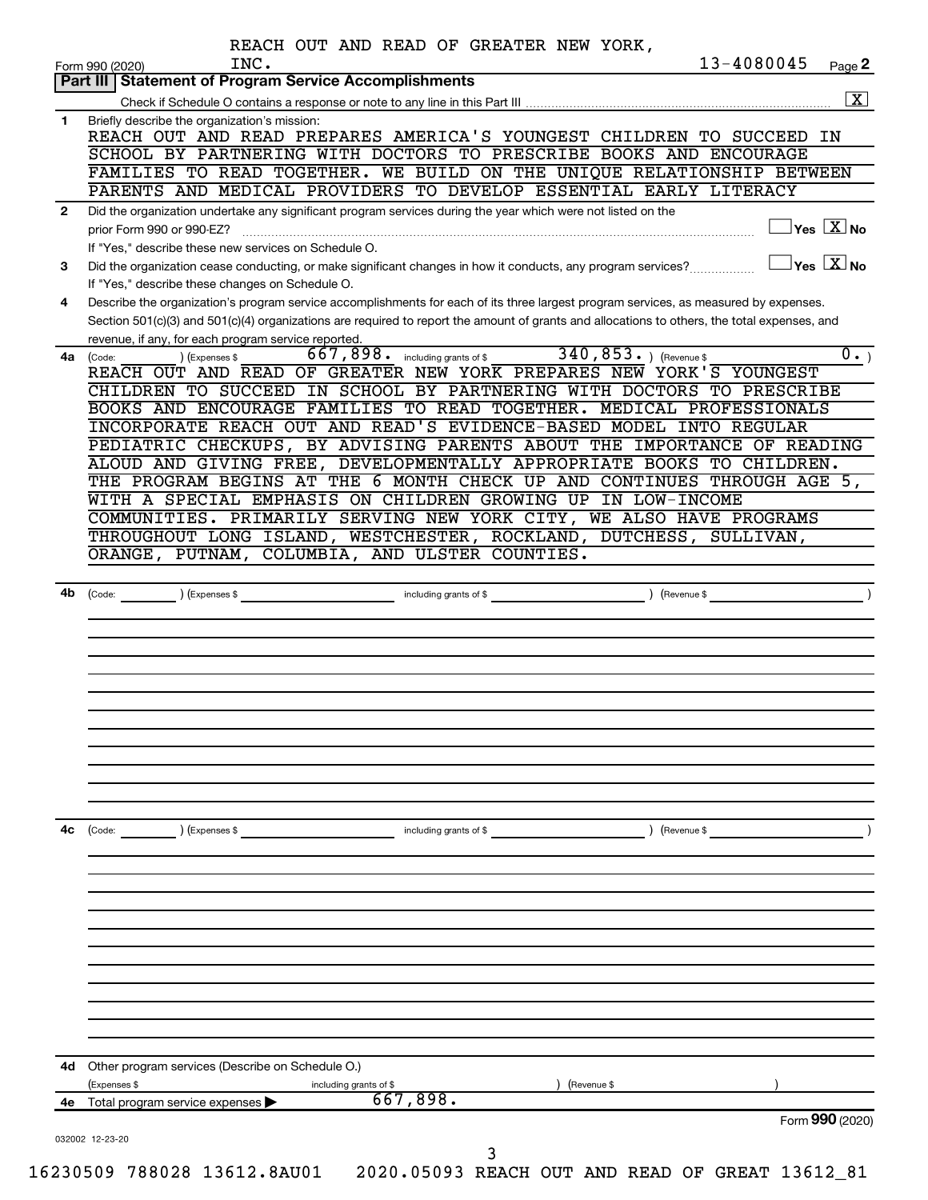REACH OUT AND READ OF GREATER NEW YORK, INC. 13-4080045

Form 990 (2020) Page 2

## Part III Statement of Program Service Accomplishments

Check if Schedule O contains a response or note to any line in this Part III [X]

**1** Briefly describe the organization's mission:

REACH OUT AND READ PREPARES AMERICA'S YOUNGEST CHILDREN TO SUCCEED IN SCHOOL BY PARTNERING WITH DOCTORS TO PRESCRIBE BOOKS AND ENCOURAGE FAMILIES TO READ TOGETHER. WE BUILD ON THE UNIQUE RELATIONSHIP BETWEEN PARENTS AND MEDICAL PROVIDERS TO DEVELOP ESSENTIAL EARLY LITERACY

**2** Did the organization undertake any significant program services during the year which were not listed on the prior Form 990 or 990-EZ? [ ] Yes [X] No

If "Yes," describe these new services on Schedule O.

**3** Did the organization cease conducting, or make significant changes in how it conducts, any program services? [ ] Yes [X] No

If "Yes," describe these changes on Schedule O.

**4** Describe the organization's program service accomplishments for each of its three largest program services, as measured by expenses. Section 501(c)(3) and 501(c)(4) organizations are required to report the amount of grants and allocations to others, the total expenses, and revenue, if any, for each program service reported.

**4a** (Code: ) (Expenses $ 667,898. including grants of $ 340,853. ) (Revenue $ 0. )

REACH OUT AND READ OF GREATER NEW YORK PREPARES NEW YORK'S YOUNGEST CHILDREN TO SUCCEED IN SCHOOL BY PARTNERING WITH DOCTORS TO PRESCRIBE BOOKS AND ENCOURAGE FAMILIES TO READ TOGETHER. MEDICAL PROFESSIONALS INCORPORATE REACH OUT AND READ'S EVIDENCE-BASED MODEL INTO REGULAR PEDIATRIC CHECKUPS, BY ADVISING PARENTS ABOUT THE IMPORTANCE OF READING ALOUD AND GIVING FREE, DEVELOPMENTALLY APPROPRIATE BOOKS TO CHILDREN. THE PROGRAM BEGINS AT THE 6 MONTH CHECK UP AND CONTINUES THROUGH AGE 5, WITH A SPECIAL EMPHASIS ON CHILDREN GROWING UP IN LOW-INCOME COMMUNITIES. PRIMARILY SERVING NEW YORK CITY, WE ALSO HAVE PROGRAMS THROUGHOUT LONG ISLAND, WESTCHESTER, ROCKLAND, DUTCHESS, SULLIVAN, ORANGE, PUTNAM, COLUMBIA, AND ULSTER COUNTIES.

**4b** (Code: ) (Expenses $ including grants of $ ) (Revenue $ )

**4c** (Code: ) (Expenses $ including grants of $ ) (Revenue $ )

**4d** Other program services (Describe on Schedule O.)

(Expenses $ including grants of $ ) (Revenue $ )

**4e** Total program services expenses ▶ 667,898.

Form 990 (2020)

032002 12-23-20

16230509 788028 13612.8AU01 2020.05093 REACH OUT AND READ OF GREAT 13612_81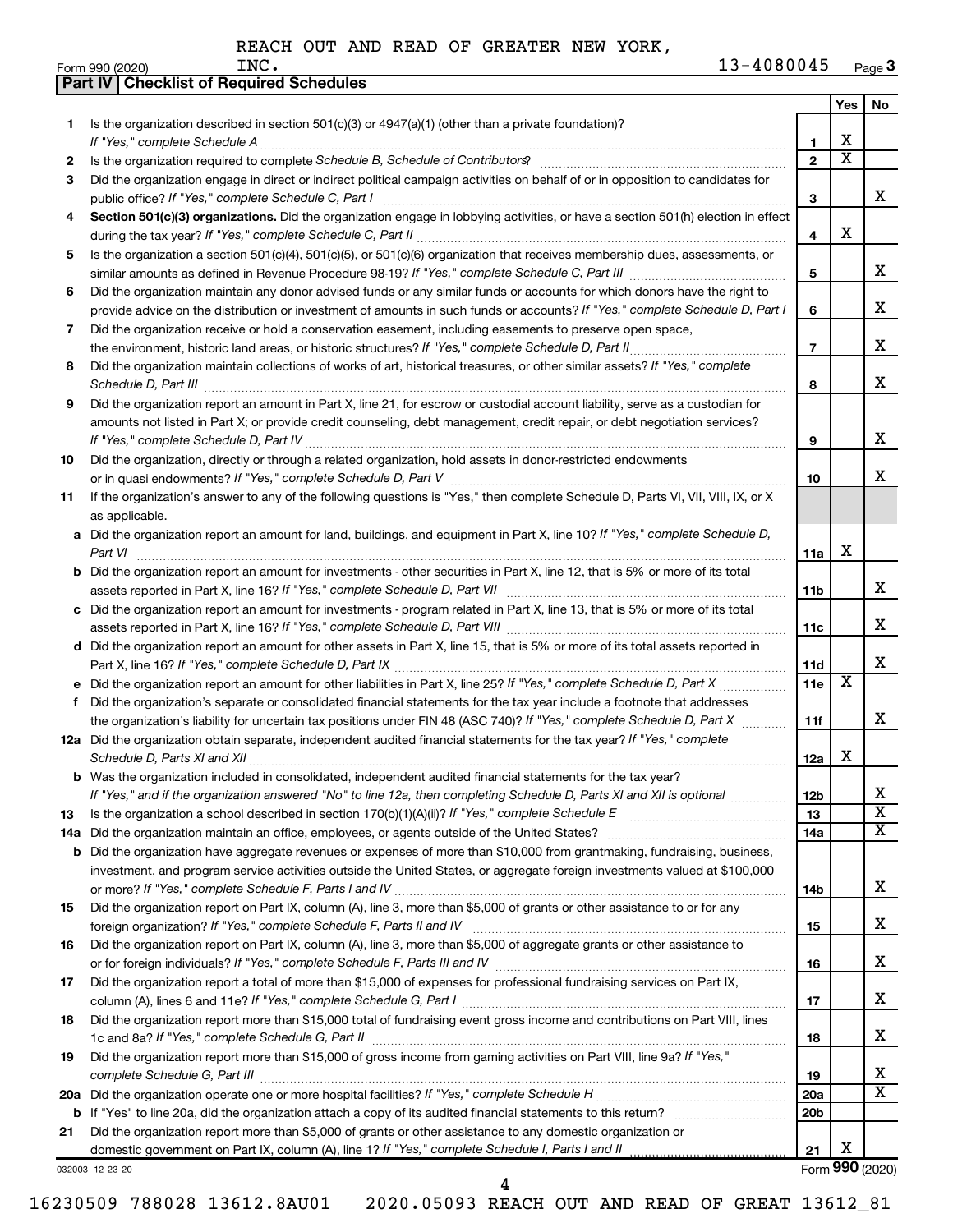REACH OUT AND READ OF GREATER NEW YORK, INC. 13-4080045

Form 990 (2020) Page 3

**Part IV | Checklist of Required Schedules**

| | | | Yes | No |
|---|---|---|---|---|
| 1 | Is the organization described in section 501(c)(3) or 4947(a)(1) (other than a private foundation)? *If "Yes," complete Schedule A* | 1 | X | |
| 2 | Is the organization required to complete *Schedule B, Schedule of Contributors*? | 2 | X | |
| 3 | Did the organization engage in direct or indirect political campaign activities on behalf of or in opposition to candidates for public office? *If "Yes," complete Schedule C, Part I* | 3 | | X |
| 4 | **Section 501(c)(3) organizations.** Did the organization engage in lobbying activities, or have a section 501(h) election in effect during the tax year? *If "Yes," complete Schedule C, Part II* | 4 | X | |
| 5 | Is the organization a section 501(c)(4), 501(c)(5), or 501(c)(6) organization that receives membership dues, assessments, or similar amounts as defined in Revenue Procedure 98-19? *If "Yes," complete Schedule C, Part III* | 5 | | X |
| 6 | Did the organization maintain any donor advised funds or any similar funds or accounts for which donors have the right to provide advice on the distribution or investment of amounts in such funds or accounts? *If "Yes," complete Schedule D, Part I* | 6 | | X |
| 7 | Did the organization receive or hold a conservation easement, including easements to preserve open space, the environment, historic land areas, or historic structures? *If "Yes," complete Schedule D, Part II* | 7 | | X |
| 8 | Did the organization maintain collections of works of art, historical treasures, or other similar assets? *If "Yes," complete Schedule D, Part III* | 8 | | X |
| 9 | Did the organization report an amount in Part X, line 21, for escrow or custodial account liability, serve as a custodian for amounts not listed in Part X; or provide credit counseling, debt management, credit repair, or debt negotiation services? *If "Yes," complete Schedule D, Part IV* | 9 | | X |
| 10 | Did the organization, directly or through a related organization, hold assets in donor-restricted endowments or in quasi endowments? *If "Yes," complete Schedule D, Part V* | 10 | | X |
| 11 | If the organization's answer to any of the following questions is "Yes," then complete Schedule D, Parts VI, VII, VIII, IX, or X as applicable. | | | |
| a | Did the organization report an amount for land, buildings, and equipment in Part X, line 10? *If "Yes," complete Schedule D, Part VI* | 11a | X | |
| b | Did the organization report an amount for investments - other securities in Part X, line 12, that is 5% or more of its total assets reported in Part X, line 16? *If "Yes," complete Schedule D, Part VII* | 11b | | X |
| c | Did the organization report an amount for investments - program related in Part X, line 13, that is 5% or more of its total assets reported in Part X, line 16? *If "Yes," complete Schedule D, Part VIII* | 11c | | X |
| d | Did the organization report an amount for other assets in Part X, line 15, that is 5% or more of its total assets reported in Part X, line 16? *If "Yes," complete Schedule D, Part IX* | 11d | | X |
| e | Did the organization report an amount for other liabilities in Part X, line 25? *If "Yes," complete Schedule D, Part X* | 11e | X | |
| f | Did the organization's separate or consolidated financial statements for the tax year include a footnote that addresses the organization's liability for uncertain tax positions under FIN 48 (ASC 740)? *If "Yes," complete Schedule D, Part X* | 11f | | X |
| 12a | Did the organization obtain separate, independent audited financial statements for the tax year? *If "Yes," complete Schedule D, Parts XI and XII* | 12a | X | |
| b | Was the organization included in consolidated, independent audited financial statements for the tax year? *If "Yes," and if the organization answered "No" to line 12a, then completing Schedule D, Parts XI and XII is optional* | 12b | | X |
| 13 | Is the organization a school described in section 170(b)(1)(A)(ii)? *If "Yes," complete Schedule E* | 13 | | X |
| 14a | Did the organization maintain an office, employees, or agents outside of the United States? | 14a | | X |
| b | Did the organization have aggregate revenues or expenses of more than $10,000 from grantmaking, fundraising, business, investment, and program service activities outside the United States, or aggregate foreign investments valued at $100,000 or more? *If "Yes," complete Schedule F, Parts I and IV* | 14b | | X |
| 15 | Did the organization report on Part IX, column (A), line 3, more than $5,000 of grants or other assistance to or for any foreign organization? *If "Yes," complete Schedule F, Parts II and IV* | 15 | | X |
| 16 | Did the organization report on Part IX, column (A), line 3, more than $5,000 of aggregate grants or other assistance to or for foreign individuals? *If "Yes," complete Schedule F, Parts III and IV* | 16 | | X |
| 17 | Did the organization report a total of more than $15,000 of expenses for professional fundraising services on Part IX, column (A), lines 6 and 11e? *If "Yes," complete Schedule G, Part I* | 17 | | X |
| 18 | Did the organization report more than $15,000 total of fundraising event gross income and contributions on Part VIII, lines 1c and 8a? *If "Yes," complete Schedule G, Part II* | 18 | | X |
| 19 | Did the organization report more than $15,000 of gross income from gaming activities on Part VIII, line 9a? *If "Yes," complete Schedule G, Part III* | 19 | | X |
| 20a | Did the organization operate one or more hospital facilities? *If "Yes," complete Schedule H* | 20a | | X |
| b | If "Yes" to line 20a, did the organization attach a copy of its audited financial statements to this return? | 20b | | |
| 21 | Did the organization report more than $5,000 of grants or other assistance to any domestic organization or domestic government on Part IX, column (A), line 1? *If "Yes," complete Schedule I, Parts I and II* | 21 | X | |

032003 12-23-20 Form **990** (2020)

16230509 788028 13612.8AU01 2020.05093 REACH OUT AND READ OF GREAT 13612_81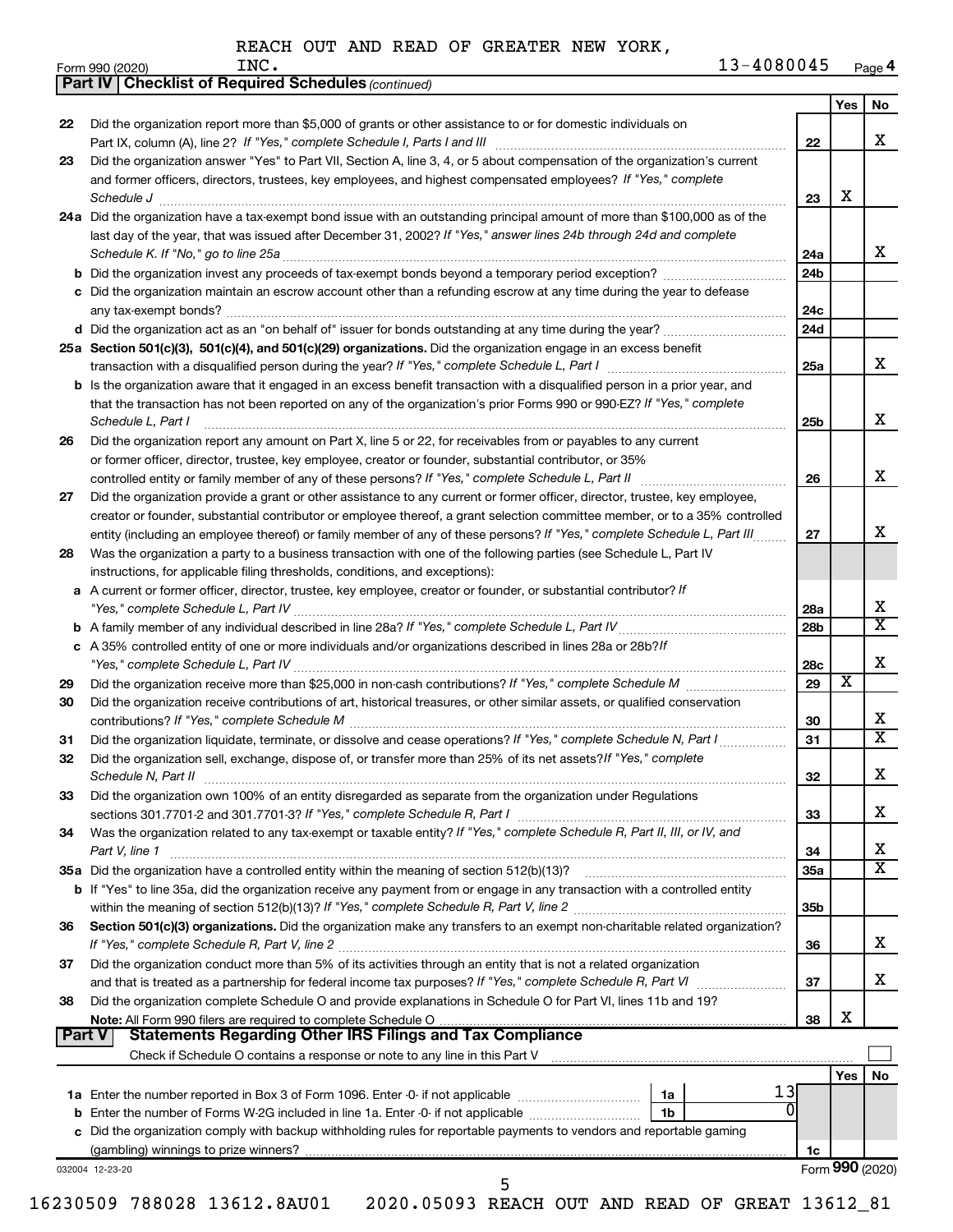REACH OUT AND READ OF GREATER NEW YORK, INC. 13-4080045

Form 990 (2020) Page 4

## Part IV | Checklist of Required Schedules *(continued)*

| | | | Yes | No |
|---|---|---|---|---|
| 22 | Did the organization report more than $5,000 of grants or other assistance to or for domestic individuals on Part IX, column (A), line 2? *If "Yes," complete Schedule I, Parts I and III* | 22 | | X |
| 23 | Did the organization answer "Yes" to Part VII, Section A, line 3, 4, or 5 about compensation of the organization's current and former officers, directors, trustees, key employees, and highest compensated employees? *If "Yes," complete Schedule J* | 23 | X | |
| 24a | Did the organization have a tax-exempt bond issue with an outstanding principal amount of more than $100,000 as of the last day of the year, that was issued after December 31, 2002? *If "Yes," answer lines 24b through 24d and complete Schedule K. If "No," go to line 25a* | 24a | | X |
| b | Did the organization invest any proceeds of tax-exempt bonds beyond a temporary period exception? | 24b | | |
| c | Did the organization maintain an escrow account other than a refunding escrow at any time during the year to defease any tax-exempt bonds? | 24c | | |
| d | Did the organization act as an "on behalf of" issuer for bonds outstanding at any time during the year? | 24d | | |
| 25a | **Section 501(c)(3), 501(c)(4), and 501(c)(29) organizations.** Did the organization engage in an excess benefit transaction with a disqualified person during the year? *If "Yes," complete Schedule L, Part I* | 25a | | X |
| b | Is the organization aware that it engaged in an excess benefit transaction with a disqualified person in a prior year, and that the transaction has not been reported on any of the organization's prior Forms 990 or 990-EZ? *If "Yes," complete Schedule L, Part I* | 25b | | X |
| 26 | Did the organization report any amount on Part X, line 5 or 22, for receivables from or payables to any current or former officer, director, trustee, key employee, creator or founder, substantial contributor, or 35% controlled entity or family member of any of these persons? *If "Yes," complete Schedule L, Part II* | 26 | | X |
| 27 | Did the organization provide a grant or other assistance to any current or former officer, director, trustee, key employee, creator or founder, substantial contributor or employee thereof, a grant selection committee member, or to a 35% controlled entity (including an employee thereof) or family member of any of these persons? *If "Yes," complete Schedule L, Part III* | 27 | | X |
| 28 | Was the organization a party to a business transaction with one of the following parties (see Schedule L, Part IV instructions, for applicable filing thresholds, conditions, and exceptions): | | | |
| a | A current or former officer, director, trustee, key employee, creator or founder, or substantial contributor? *If "Yes," complete Schedule L, Part IV* | 28a | | X |
| b | A family member of any individual described in line 28a? *If "Yes," complete Schedule L, Part IV* | 28b | | X |
| c | A 35% controlled entity of one or more individuals and/or organizations described in lines 28a or 28b? *If "Yes," complete Schedule L, Part IV* | 28c | | X |
| 29 | Did the organization receive more than $25,000 in non-cash contributions? *If "Yes," complete Schedule M* | 29 | X | |
| 30 | Did the organization receive contributions of art, historical treasures, or other similar assets, or qualified conservation contributions? *If "Yes," complete Schedule M* | 30 | | X |
| 31 | Did the organization liquidate, terminate, or dissolve and cease operations? *If "Yes," complete Schedule N, Part I* | 31 | | X |
| 32 | Did the organization sell, exchange, dispose of, or transfer more than 25% of its net assets? *If "Yes," complete Schedule N, Part II* | 32 | | X |
| 33 | Did the organization own 100% of an entity disregarded as separate from the organization under Regulations sections 301.7701-2 and 301.7701-3? *If "Yes," complete Schedule R, Part I* | 33 | | X |
| 34 | Was the organization related to any tax-exempt or taxable entity? *If "Yes," complete Schedule R, Part II, III, or IV, and Part V, line 1* | 34 | | X |
| 35a | Did the organization have a controlled entity within the meaning of section 512(b)(13)? | 35a | | X |
| b | If "Yes" to line 35a, did the organization receive any payment from or engage in any transaction with a controlled entity within the meaning of section 512(b)(13)? *If "Yes," complete Schedule R, Part V, line 2* | 35b | | |
| 36 | **Section 501(c)(3) organizations.** Did the organization make any transfers to an exempt non-charitable related organization? *If "Yes," complete Schedule R, Part V, line 2* | 36 | | X |
| 37 | Did the organization conduct more than 5% of its activities through an entity that is not a related organization and that is treated as a partnership for federal income tax purposes? *If "Yes," complete Schedule R, Part VI* | 37 | | X |
| 38 | Did the organization complete Schedule O and provide explanations in Schedule O for Part VI, lines 11b and 19? **Note:** All Form 990 filers are required to complete Schedule O | 38 | X | |

## Part V | Statements Regarding Other IRS Filings and Tax Compliance

Check if Schedule O contains a response or note to any line in this Part V ☐

| | | | | | Yes | No |
|---|---|---|---|---|---|---|
| 1a | Enter the number reported in Box 3 of Form 1096. Enter -0- if not applicable | 1a | 13 | | | |
| b | Enter the number of Forms W-2G included in line 1a. Enter -0- if not applicable | 1b | 0 | | | |
| c | Did the organization comply with backup withholding rules for reportable payments to vendors and reportable gaming (gambling) winnings to prize winners? | | | 1c | | |

032004 12-23-20 Form **990** (2020)

16230509 788028 13612.8AU01 2020.05093 REACH OUT AND READ OF GREAT 13612_81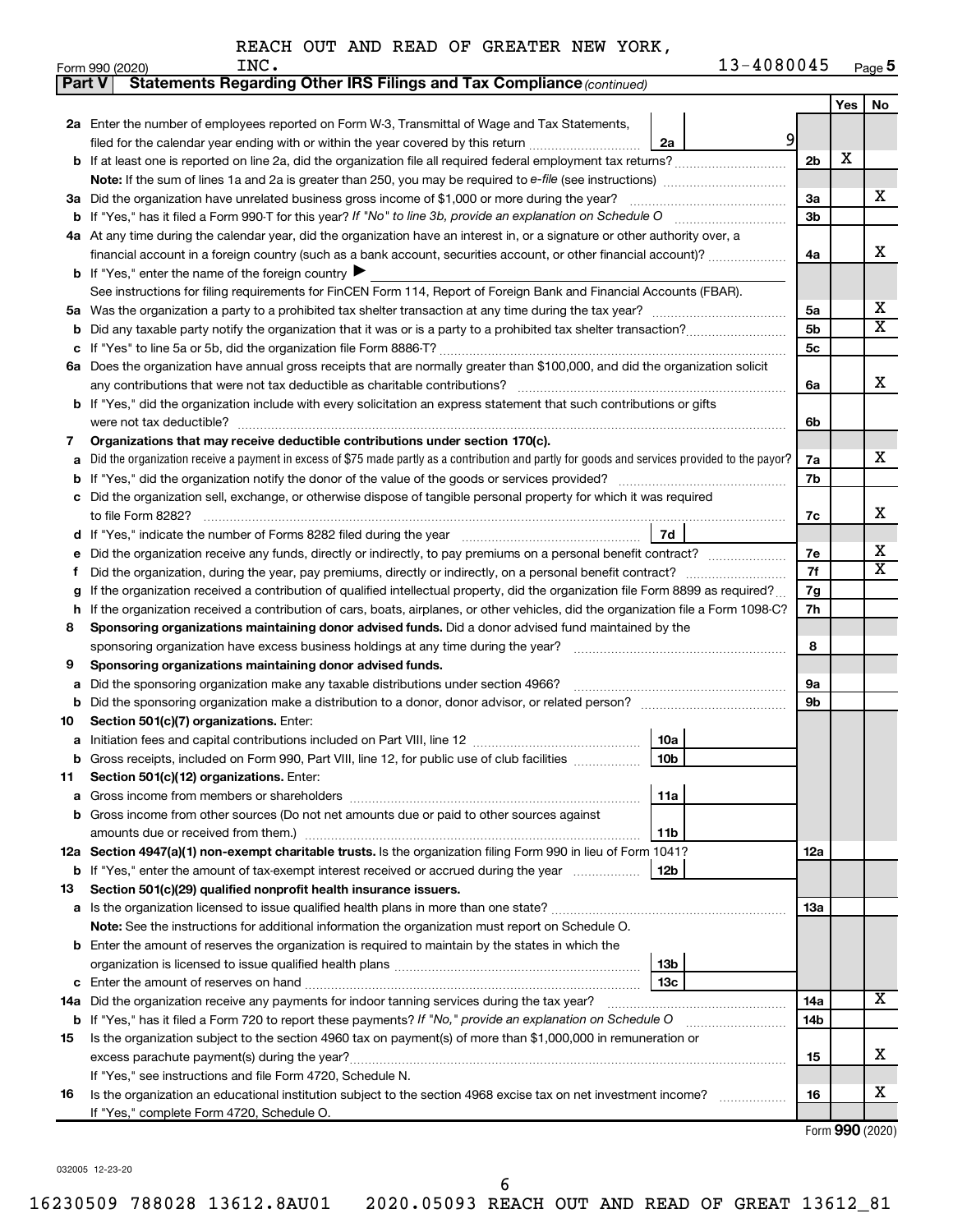REACH OUT AND READ OF GREATER NEW YORK, INC. 13-4080045

Form 990 (2020) Page 5

**Part V Statements Regarding Other IRS Filings and Tax Compliance** *(continued)*

| | | | | Yes | No |
|---|---|---|---|---|---|
| **2a** | Enter the number of employees reported on Form W-3, Transmittal of Wage and Tax Statements, filed for the calendar year ending with or within the year covered by this return | 2a 9 | | | |
| **b** | If at least one is reported on line 2a, did the organization file all required federal employment tax returns? | | 2b | X | |
| | **Note:** If the sum of lines 1a and 2a is greater than 250, you may be required to *e-file* (see instructions) | | | | |
| **3a** | Did the organization have unrelated business gross income of $1,000 or more during the year? | | 3a | | X |
| **b** | If "Yes," has it filed a Form 990-T for this year? *If "No" to line 3b, provide an explanation on Schedule O* | | 3b | | |
| **4a** | At any time during the calendar year, did the organization have an interest in, or a signature or other authority over, a financial account in a foreign country (such as a bank account, securities account, or other financial account)? | | 4a | | X |
| **b** | If "Yes," enter the name of the foreign country ▶ | | | | |
| | See instructions for filing requirements for FinCEN Form 114, Report of Foreign Bank and Financial Accounts (FBAR). | | | | |
| **5a** | Was the organization a party to a prohibited tax shelter transaction at any time during the tax year? | | 5a | | X |
| **b** | Did any taxable party notify the organization that it was or is a party to a prohibited tax shelter transaction? | | 5b | | X |
| **c** | If "Yes" to line 5a or 5b, did the organization file Form 8886-T? | | 5c | | |
| **6a** | Does the organization have annual gross receipts that are normally greater than $100,000, and did the organization solicit any contributions that were not tax deductible as charitable contributions? | | 6a | | X |
| **b** | If "Yes," did the organization include with every solicitation an express statement that such contributions or gifts were not tax deductible? | | 6b | | |
| **7** | **Organizations that may receive deductible contributions under section 170(c).** | | | | |
| **a** | Did the organization receive a payment in excess of $75 made partly as a contribution and partly for goods and services provided to the payor? | | 7a | | X |
| **b** | If "Yes," did the organization notify the donor of the value of the goods or services provided? | | 7b | | |
| **c** | Did the organization sell, exchange, or otherwise dispose of tangible personal property for which it was required to file Form 8282? | | 7c | | X |
| **d** | If "Yes," indicate the number of Forms 8282 filed during the year | 7d | | | |
| **e** | Did the organization receive any funds, directly or indirectly, to pay premiums on a personal benefit contract? | | 7e | | X |
| **f** | Did the organization, during the year, pay premiums, directly or indirectly, on a personal benefit contract? | | 7f | | X |
| **g** | If the organization received a contribution of qualified intellectual property, did the organization file Form 8899 as required? | | 7g | | |
| **h** | If the organization received a contribution of cars, boats, airplanes, or other vehicles, did the organization file a Form 1098-C? | | 7h | | |
| **8** | **Sponsoring organizations maintaining donor advised funds.** Did a donor advised fund maintained by the sponsoring organization have excess business holdings at any time during the year? | | 8 | | |
| **9** | **Sponsoring organizations maintaining donor advised funds.** | | | | |
| **a** | Did the sponsoring organization make any taxable distributions under section 4966? | | 9a | | |
| **b** | Did the sponsoring organization make a distribution to a donor, donor advisor, or related person? | | 9b | | |
| **10** | **Section 501(c)(7) organizations.** Enter: | | | | |
| **a** | Initiation fees and capital contributions included on Part VIII, line 12 | 10a | | | |
| **b** | Gross receipts, included on Form 990, Part VIII, line 12, for public use of club facilities | 10b | | | |
| **11** | **Section 501(c)(12) organizations.** Enter: | | | | |
| **a** | Gross income from members or shareholders | 11a | | | |
| **b** | Gross income from other sources (Do not net amounts due or paid to other sources against amounts due or received from them.) | 11b | | | |
| **12a** | **Section 4947(a)(1) non-exempt charitable trusts.** Is the organization filing Form 990 in lieu of Form 1041? | | 12a | | |
| **b** | If "Yes," enter the amount of tax-exempt interest received or accrued during the year | 12b | | | |
| **13** | **Section 501(c)(29) qualified nonprofit health insurance issuers.** | | | | |
| **a** | Is the organization licensed to issue qualified health plans in more than one state? | | 13a | | |
| | **Note:** See the instructions for additional information the organization must report on Schedule O. | | | | |
| **b** | Enter the amount of reserves the organization is required to maintain by the states in which the organization is licensed to issue qualified health plans | 13b | | | |
| **c** | Enter the amount of reserves on hand | 13c | | | |
| **14a** | Did the organization receive any payments for indoor tanning services during the tax year? | | 14a | | X |
| **b** | If "Yes," has it filed a Form 720 to report these payments? *If "No," provide an explanation on Schedule O* | | 14b | | |
| **15** | Is the organization subject to the section 4960 tax on payment(s) of more than $1,000,000 in remuneration or excess parachute payment(s) during the year? | | 15 | | X |
| | If "Yes," see instructions and file Form 4720, Schedule N. | | | | |
| **16** | Is the organization an educational institution subject to the section 4968 excise tax on net investment income? | | 16 | | X |
| | If "Yes," complete Form 4720, Schedule O. | | | | |

Form **990** (2020)

032005 12-23-20

16230509 788028 13612.8AU01 2020.05093 REACH OUT AND READ OF GREAT 13612_81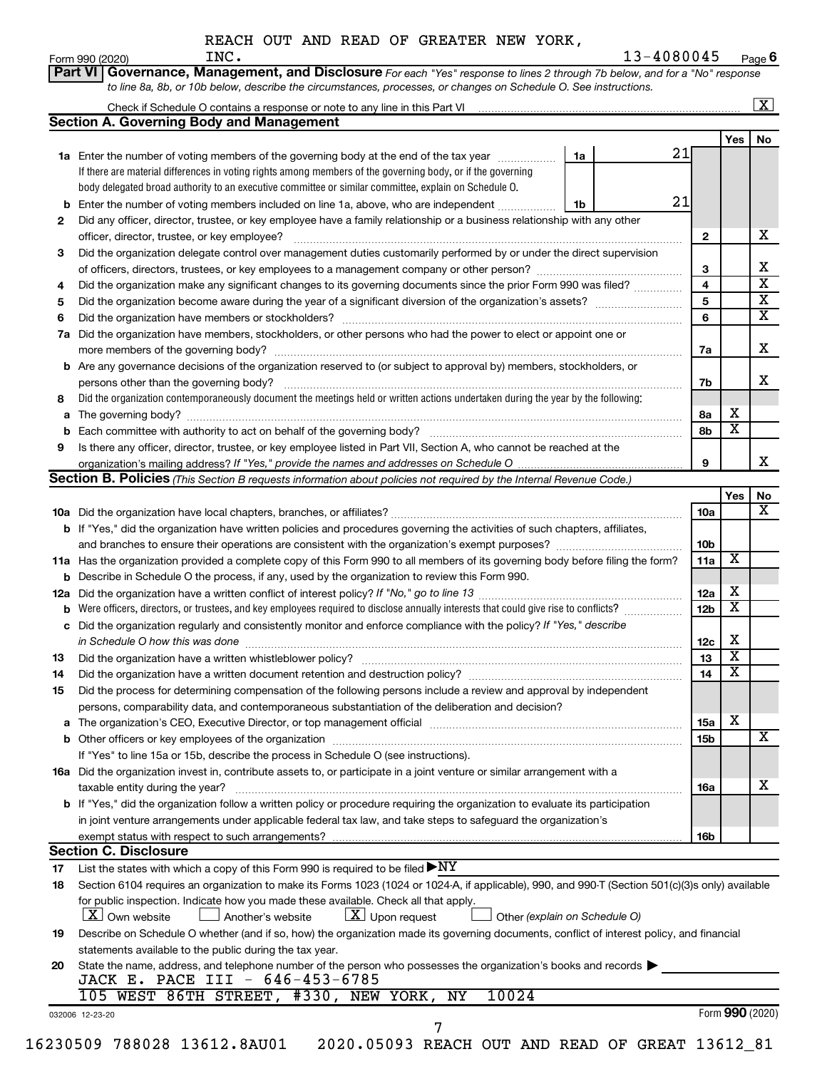REACH OUT AND READ OF GREATER NEW YORK, INC. 13-4080045

Form 990 (2020) Page 6

**Part VI Governance, Management, and Disclosure** *For each "Yes" response to lines 2 through 7b below, and for a "No" response to line 8a, 8b, or 10b below, describe the circumstances, processes, or changes on Schedule O. See instructions.*

Check if Schedule O contains a response or note to any line in this Part VI .......... [X]

**Section A. Governing Body and Management**

| | | | | Yes | No |
|---|---|---|---|---|---|
| **1a** | Enter the number of voting members of the governing body at the end of the tax year ... **1a** 21 <br> If there are material differences in voting rights among members of the governing body, or if the governing body delegated broad authority to an executive committee or similar committee, explain on Schedule O. | | | | |
| **b** | Enter the number of voting members included on line 1a, above, who are independent ... **1b** 21 | | | | |
| **2** | Did any officer, director, trustee, or key employee have a family relationship or a business relationship with any other officer, director, trustee, or key employee? | | 2 | | X |
| **3** | Did the organization delegate control over management duties customarily performed by or under the direct supervision of officers, directors, trustees, or key employees to a management company or other person? | | 3 | | X |
| **4** | Did the organization make any significant changes to its governing documents since the prior Form 990 was filed? | | 4 | | X |
| **5** | Did the organization become aware during the year of a significant diversion of the organization's assets? | | 5 | | X |
| **6** | Did the organization have members or stockholders? | | 6 | | X |
| **7a** | Did the organization have members, stockholders, or other persons who had the power to elect or appoint one or more members of the governing body? | | 7a | | X |
| **b** | Are any governance decisions of the organization reserved to (or subject to approval by) members, stockholders, or persons other than the governing body? | | 7b | | X |
| **8** | Did the organization contemporaneously document the meetings held or written actions undertaken during the year by the following: | | | | |
| **a** | The governing body? | | 8a | X | |
| **b** | Each committee with authority to act on behalf of the governing body? | | 8b | X | |
| **9** | Is there any officer, director, trustee, or key employee listed in Part VII, Section A, who cannot be reached at the organization's mailing address? *If "Yes," provide the names and addresses on Schedule O* | | 9 | | X |

**Section B. Policies** *(This Section B requests information about policies not required by the Internal Revenue Code.)*

| | | | Yes | No |
|---|---|---|---|---|
| **10a** | Did the organization have local chapters, branches, or affiliates? | 10a | | X |
| **b** | If "Yes," did the organization have written policies and procedures governing the activities of such chapters, affiliates, and branches to ensure their operations are consistent with the organization's exempt purposes? | 10b | | |
| **11a** | Has the organization provided a complete copy of this Form 990 to all members of its governing body before filing the form? | 11a | X | |
| **b** | Describe in Schedule O the process, if any, used by the organization to review this Form 990. | | | |
| **12a** | Did the organization have a written conflict of interest policy? *If "No," go to line 13* | 12a | X | |
| **b** | Were officers, directors, or trustees, and key employees required to disclose annually interests that could give rise to conflicts? | 12b | X | |
| **c** | Did the organization regularly and consistently monitor and enforce compliance with the policy? *If "Yes," describe in Schedule O how this was done* | 12c | X | |
| **13** | Did the organization have a written whistleblower policy? | 13 | X | |
| **14** | Did the organization have a written document retention and destruction policy? | 14 | X | |
| **15** | Did the process for determining compensation of the following persons include a review and approval by independent persons, comparability data, and contemporaneous substantiation of the deliberation and decision? | | | |
| **a** | The organization's CEO, Executive Director, or top management official | 15a | X | |
| **b** | Other officers or key employees of the organization <br> If "Yes" to line 15a or 15b, describe the process in Schedule O (see instructions). | 15b | | X |
| **16a** | Did the organization invest in, contribute assets to, or participate in a joint venture or similar arrangement with a taxable entity during the year? | 16a | | X |
| **b** | If "Yes," did the organization follow a written policy or procedure requiring the organization to evaluate its participation in joint venture arrangements under applicable federal tax law, and take steps to safeguard the organization's exempt status with respect to such arrangements? | 16b | | |

**Section C. Disclosure**

**17** List the states with which a copy of this Form 990 is required to be filed ▶ NY

**18** Section 6104 requires an organization to make its Forms 1023 (1024 or 1024-A, if applicable), 990, and 990-T (Section 501(c)(3)s only) available for public inspection. Indicate how you made these available. Check all that apply.

[X] Own website [ ] Another's website [X] Upon request [ ] Other *(explain on Schedule O)*

**19** Describe on Schedule O whether (and if so, how) the organization made its governing documents, conflict of interest policy, and financial statements available to the public during the tax year.

**20** State the name, address, and telephone number of the person who possesses the organization's books and records ▶

JACK E. PACE III - 646-453-6785
105 WEST 86TH STREET, #330, NEW YORK, NY 10024

032006 12-23-20 Form **990** (2020)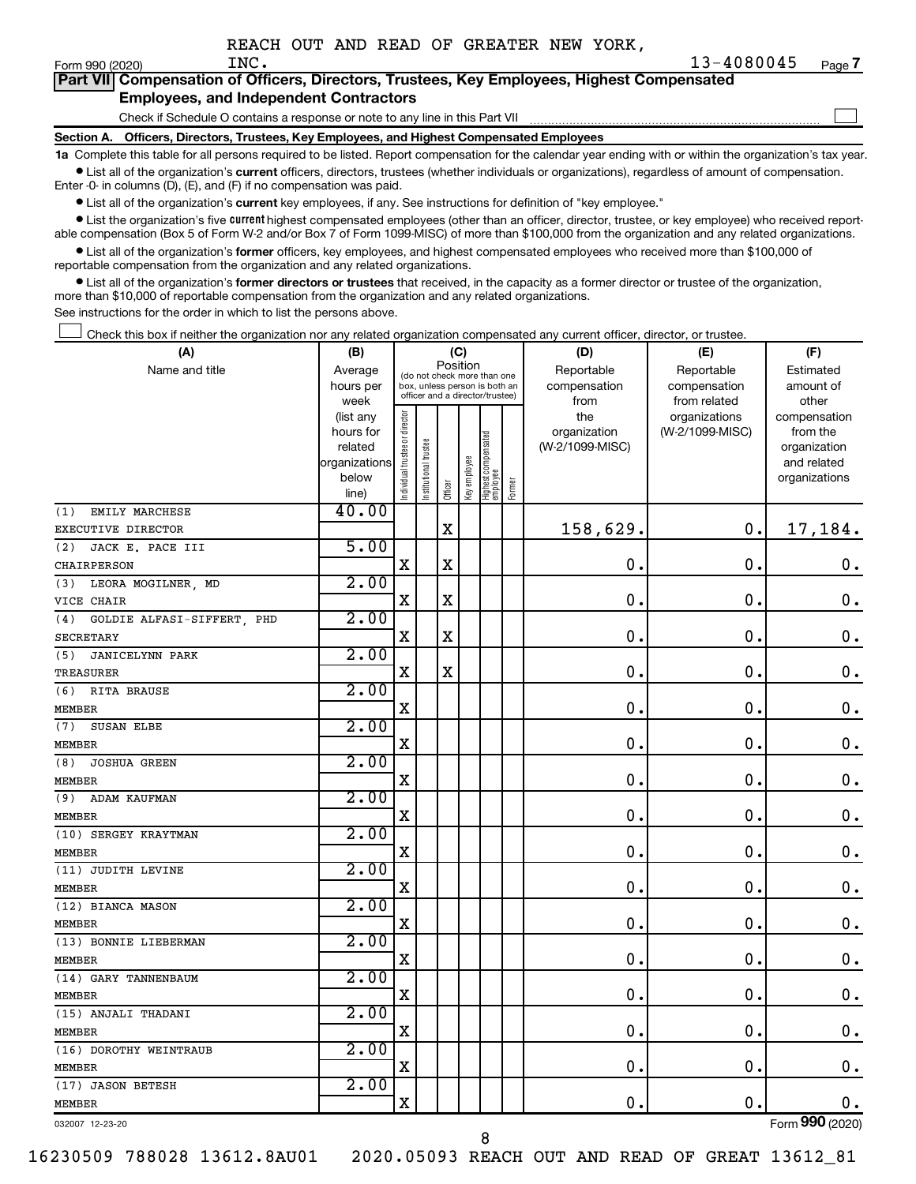REACH OUT AND READ OF GREATER NEW YORK, INC. 13-4080045

Form 990 (2020) Page 7

**Part VII Compensation of Officers, Directors, Trustees, Key Employees, Highest Compensated Employees, and Independent Contractors**

Check if Schedule O contains a response or note to any line in this Part VII ☐

**Section A. Officers, Directors, Trustees, Key Employees, and Highest Compensated Employees**

**1a** Complete this table for all persons required to be listed. Report compensation for the calendar year ending with or within the organization's tax year.

- List all of the organization's **current** officers, directors, trustees (whether individuals or organizations), regardless of amount of compensation. Enter -0- in columns (D), (E), and (F) if no compensation was paid.
- List all of the organization's **current** key employees, if any. See instructions for definition of "key employee."
- List the organization's five **current** highest compensated employees (other than an officer, director, trustee, or key employee) who received reportable compensation (Box 5 of Form W-2 and/or Box 7 of Form 1099-MISC) of more than $100,000 from the organization and any related organizations.
- List all of the organization's **former** officers, key employees, and highest compensated employees who received more than $100,000 of reportable compensation from the organization and any related organizations.
- List all of the organization's **former directors or trustees** that received, in the capacity as a former director or trustee of the organization, more than $10,000 of reportable compensation from the organization and any related organizations.

See instructions for the order in which to list the persons above.

☐ Check this box if neither the organization nor any related organization compensated any current officer, director, or trustee.

| (A) Name and title | (B) Average hours per week (list any hours for related organizations below line) | (C) Position: Individual trustee or director | Institutional trustee | Officer | Key employee | Highest compensated employee | Former | (D) Reportable compensation from the organization (W-2/1099-MISC) | (E) Reportable compensation from related organizations (W-2/1099-MISC) | (F) Estimated amount of other compensation from the organization and related organizations |
|---|---|---|---|---|---|---|---|---|---|---|
| (1) EMILY MARCHESE<br>EXECUTIVE DIRECTOR | 40.00 | | | X | | | | 158,629. | 0. | 17,184. |
| (2) JACK E. PACE III<br>CHAIRPERSON | 5.00 | X | | X | | | | 0. | 0. | 0. |
| (3) LEORA MOGILNER, MD<br>VICE CHAIR | 2.00 | X | | X | | | | 0. | 0. | 0. |
| (4) GOLDIE ALFASI-SIFFERT, PHD<br>SECRETARY | 2.00 | X | | X | | | | 0. | 0. | 0. |
| (5) JANICELYNN PARK<br>TREASURER | 2.00 | X | | X | | | | 0. | 0. | 0. |
| (6) RITA BRAUSE<br>MEMBER | 2.00 | X | | | | | | 0. | 0. | 0. |
| (7) SUSAN ELBE<br>MEMBER | 2.00 | X | | | | | | 0. | 0. | 0. |
| (8) JOSHUA GREEN<br>MEMBER | 2.00 | X | | | | | | 0. | 0. | 0. |
| (9) ADAM KAUFMAN<br>MEMBER | 2.00 | X | | | | | | 0. | 0. | 0. |
| (10) SERGEY KRAYTMAN<br>MEMBER | 2.00 | X | | | | | | 0. | 0. | 0. |
| (11) JUDITH LEVINE<br>MEMBER | 2.00 | X | | | | | | 0. | 0. | 0. |
| (12) BIANCA MASON<br>MEMBER | 2.00 | X | | | | | | 0. | 0. | 0. |
| (13) BONNIE LIEBERMAN<br>MEMBER | 2.00 | X | | | | | | 0. | 0. | 0. |
| (14) GARY TANNENBAUM<br>MEMBER | 2.00 | X | | | | | | 0. | 0. | 0. |
| (15) ANJALI THADANI<br>MEMBER | 2.00 | X | | | | | | 0. | 0. | 0. |
| (16) DOROTHY WEINTRAUB<br>MEMBER | 2.00 | X | | | | | | 0. | 0. | 0. |
| (17) JASON BETESH<br>MEMBER | 2.00 | X | | | | | | 0. | 0. | 0. |

032007 12-23-20 Form **990** (2020)

16230509 788028 13612.8AU01 2020.05093 REACH OUT AND READ OF GREAT 13612_81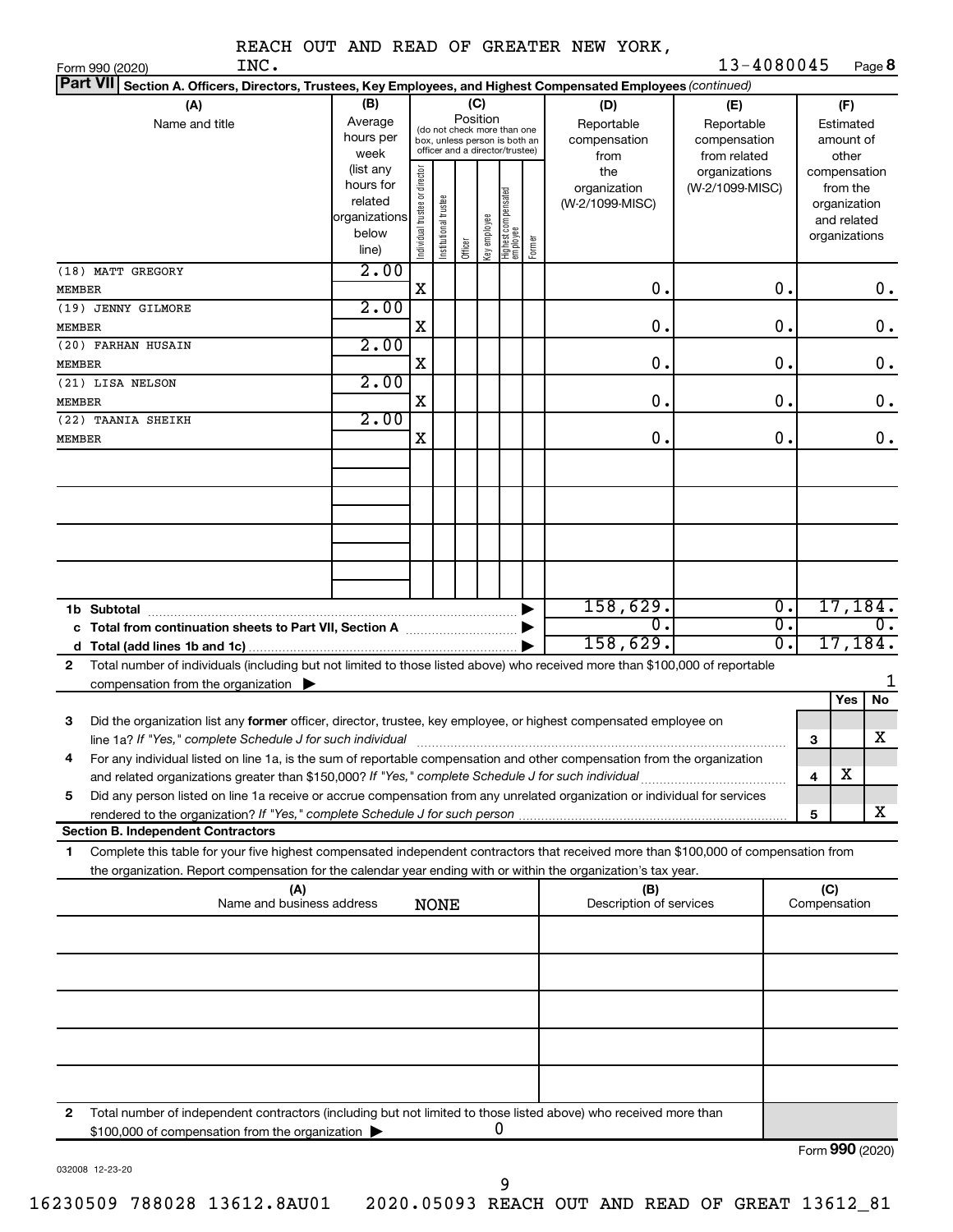REACH OUT AND READ OF GREATER NEW YORK, INC. 13-4080045

Form 990 (2020) Page **8**

**Part VII** **Section A. Officers, Directors, Trustees, Key Employees, and Highest Compensated Employees** *(continued)*

| (A) Name and title | (B) Average hours per week (list any hours for related organizations below line) | (C) Position: Individual trustee or director | Institutional trustee | Officer | Key employee | Highest compensated employee | Former | (D) Reportable compensation from the organization (W-2/1099-MISC) | (E) Reportable compensation from related organizations (W-2/1099-MISC) | (F) Estimated amount of other compensation from the organization and related organizations |
|---|---|---|---|---|---|---|---|---|---|---|
| (18) MATT GREGORY<br>MEMBER | 2.00 | X | | | | | | 0. | 0. | 0. |
| (19) JENNY GILMORE<br>MEMBER | 2.00 | X | | | | | | 0. | 0. | 0. |
| (20) FARHAN HUSAIN<br>MEMBER | 2.00 | X | | | | | | 0. | 0. | 0. |
| (21) LISA NELSON<br>MEMBER | 2.00 | X | | | | | | 0. | 0. | 0. |
| (22) TAANIA SHEIKH<br>MEMBER | 2.00 | X | | | | | | 0. | 0. | 0. |
| 1b Subtotal | | | | | | | | 158,629. | 0. | 17,184. |
| c Total from continuation sheets to Part VII, Section A | | | | | | | | 0. | 0. | 0. |
| d Total (add lines 1b and 1c) | | | | | | | | 158,629. | 0. | 17,184. |

**2** Total number of individuals (including but not limited to those listed above) who received more than $100,000 of reportable compensation from the organization ▶ 1

| | | Yes | No |
|---|---|---|---|
| **3** Did the organization list any **former** officer, director, trustee, key employee, or highest compensated employee on line 1a? *If "Yes," complete Schedule J for such individual* | 3 | | X |
| **4** For any individual listed on line 1a, is the sum of reportable compensation and other compensation from the organization and related organizations greater than $150,000? *If "Yes," complete Schedule J for such individual* | 4 | X | |
| **5** Did any person listed on line 1a receive or accrue compensation from any unrelated organization or individual for services rendered to the organization? *If "Yes," complete Schedule J for such person* | 5 | | X |

**Section B. Independent Contractors**

**1** Complete this table for your five highest compensated independent contractors that received more than $100,000 of compensation from the organization. Report compensation for the calendar year ending with or within the organization's tax year.

| (A) Name and business address | (B) Description of services | (C) Compensation |
|---|---|---|
| NONE | | |

**2** Total number of independent contractors (including but not limited to those listed above) who received more than $100,000 of compensation from the organization ▶ 0

Form **990** (2020)

032008 12-23-20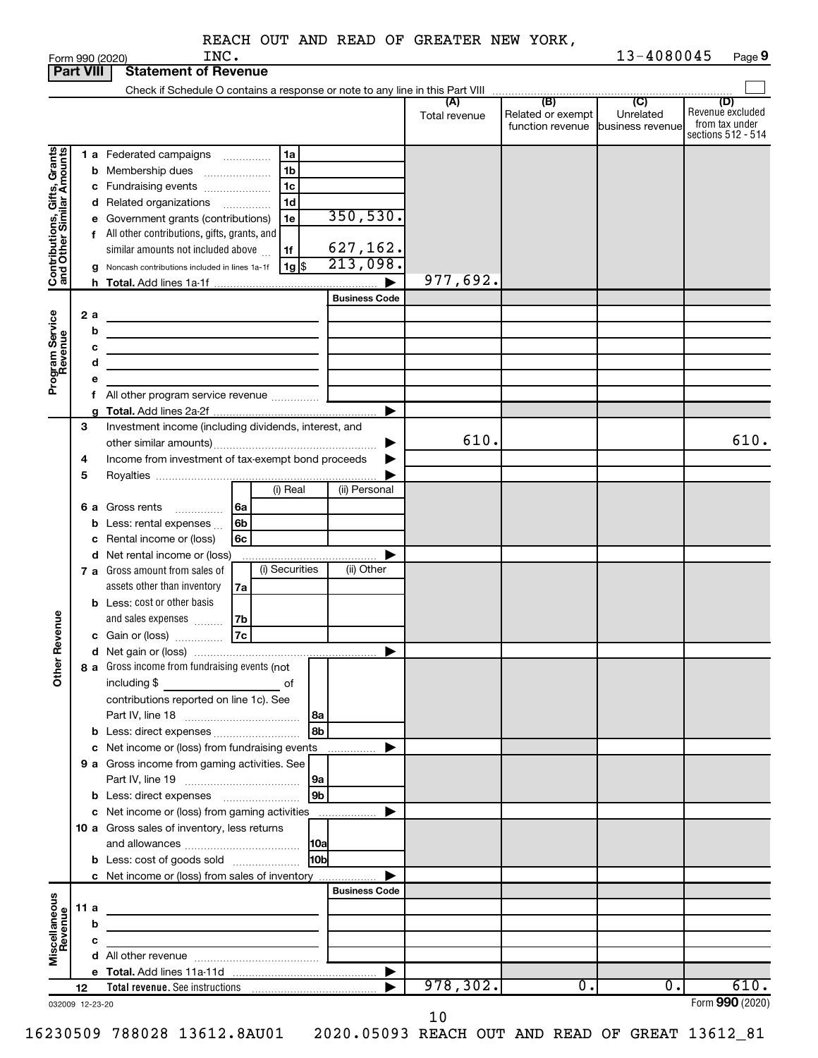REACH OUT AND READ OF GREATER NEW YORK, INC. 13-4080045

Form 990 (2020) Page 9

## Part VIII Statement of Revenue

Check if Schedule O contains a response or note to any line in this Part VIII

| | | | | (A) Total revenue | (B) Related or exempt function revenue | (C) Unrelated business revenue | (D) Revenue excluded from tax under sections 512 - 514 |
|---|---|---|---|---|---|---|---|
| **Contributions, Gifts, Grants and Other Similar Amounts** | 1 a Federated campaigns | 1a | | | | | |
| | b Membership dues | 1b | | | | | |
| | c Fundraising events | 1c | | | | | |
| | d Related organizations | 1d | | | | | |
| | e Government grants (contributions) | 1e | 350,530. | | | | |
| | f All other contributions, gifts, grants, and similar amounts not included above | 1f | 627,162. | | | | |
| | g Noncash contributions included in lines 1a-1f | 1g $ | 213,098. | | | | |
| | h Total. Add lines 1a-1f | | | 977,692. | | | |
| **Program Service Revenue** | | | Business Code | | | | |
| | 2 a | | | | | | |
| | b | | | | | | |
| | c | | | | | | |
| | d | | | | | | |
| | e | | | | | | |
| | f All other program service revenue | | | | | | |
| | g Total. Add lines 2a-2f | | | | | | |
| **Other Revenue** | 3 Investment income (including dividends, interest, and other similar amounts) | | | 610. | | | 610. |
| | 4 Income from investment of tax-exempt bond proceeds | | | | | | |
| | 5 Royalties | | | | | | |
| | | (i) Real | (ii) Personal | | | | |
| | 6 a Gross rents 6a | | | | | | |
| | b Less: rental expenses 6b | | | | | | |
| | c Rental income or (loss) 6c | | | | | | |
| | d Net rental income or (loss) | | | | | | |
| | | (i) Securities | (ii) Other | | | | |
| | 7 a Gross amount from sales of assets other than inventory 7a | | | | | | |
| | b Less: cost or other basis and sales expenses 7b | | | | | | |
| | c Gain or (loss) 7c | | | | | | |
| | d Net gain or (loss) | | | | | | |
| | 8 a Gross income from fundraising events (not including $ ______ of contributions reported on line 1c). See Part IV, line 18 | 8a | | | | | |
| | b Less: direct expenses | 8b | | | | | |
| | c Net income or (loss) from fundraising events | | | | | | |
| | 9 a Gross income from gaming activities. See Part IV, line 19 | 9a | | | | | |
| | b Less: direct expenses | 9b | | | | | |
| | c Net income or (loss) from gaming activities | | | | | | |
| | 10 a Gross sales of inventory, less returns and allowances | 10a | | | | | |
| | b Less: cost of goods sold | 10b | | | | | |
| | c Net income or (loss) from sales of inventory | | | | | | |
| **Miscellaneous Revenue** | | | Business Code | | | | |
| | 11 a | | | | | | |
| | b | | | | | | |
| | c | | | | | | |
| | d All other revenue | | | | | | |
| | e Total. Add lines 11a-11d | | | | | | |
| | 12 Total revenue. See instructions | | | 978,302. | 0. | 0. | 610. |

032009 12-23-20 Form 990 (2020)

16230509 788028 13612.8AU01 2020.05093 REACH OUT AND READ OF GREAT 13612_81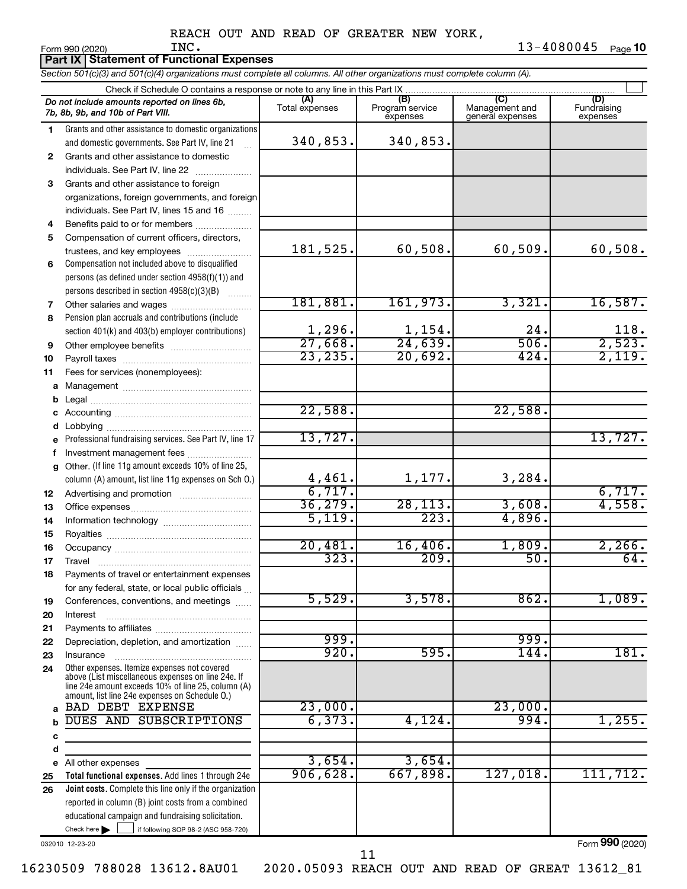REACH OUT AND READ OF GREATER NEW YORK, INC. 13-4080045

Form 990 (2020) Page **10**

## Part IX Statement of Functional Expenses

*Section 501(c)(3) and 501(c)(4) organizations must complete all columns. All other organizations must complete column (A).*

Check if Schedule O contains a response or note to any line in this Part IX ☐

| *Do not include amounts reported on lines 6b, 7b, 8b, 9b, and 10b of Part VIII.* | (A) Total expenses | (B) Program service expenses | (C) Management and general expenses | (D) Fundraising expenses |
|---|---|---|---|---|
| 1 Grants and other assistance to domestic organizations and domestic governments. See Part IV, line 21 | 340,853. | 340,853. | | |
| 2 Grants and other assistance to domestic individuals. See Part IV, line 22 | | | | |
| 3 Grants and other assistance to foreign organizations, foreign governments, and foreign individuals. See Part IV, lines 15 and 16 | | | | |
| 4 Benefits paid to or for members | | | | |
| 5 Compensation of current officers, directors, trustees, and key employees | 181,525. | 60,508. | 60,509. | 60,508. |
| 6 Compensation not included above to disqualified persons (as defined under section 4958(f)(1)) and persons described in section 4958(c)(3)(B) | | | | |
| 7 Other salaries and wages | 181,881. | 161,973. | 3,321. | 16,587. |
| 8 Pension plan accruals and contributions (include section 401(k) and 403(b) employer contributions) | 1,296. | 1,154. | 24. | 118. |
| 9 Other employee benefits | 27,668. | 24,639. | 506. | 2,523. |
| 10 Payroll taxes | 23,235. | 20,692. | 424. | 2,119. |
| 11 Fees for services (nonemployees): | | | | |
| a Management | | | | |
| b Legal | | | | |
| c Accounting | 22,588. | | 22,588. | |
| d Lobbying | | | | |
| e Professional fundraising services. See Part IV, line 17 | 13,727. | | | 13,727. |
| f Investment management fees | | | | |
| g Other. (If line 11g amount exceeds 10% of line 25, column (A) amount, list line 11g expenses on Sch O.) | 4,461. | 1,177. | 3,284. | |
| 12 Advertising and promotion | 6,717. | | | 6,717. |
| 13 Office expenses | 36,279. | 28,113. | 3,608. | 4,558. |
| 14 Information technology | 5,119. | 223. | 4,896. | |
| 15 Royalties | | | | |
| 16 Occupancy | 20,481. | 16,406. | 1,809. | 2,266. |
| 17 Travel | 323. | 209. | 50. | 64. |
| 18 Payments of travel or entertainment expenses for any federal, state, or local public officials | | | | |
| 19 Conferences, conventions, and meetings | 5,529. | 3,578. | 862. | 1,089. |
| 20 Interest | | | | |
| 21 Payments to affiliates | | | | |
| 22 Depreciation, depletion, and amortization | 999. | | 999. | |
| 23 Insurance | 920. | 595. | 144. | 181. |
| 24 Other expenses. Itemize expenses not covered above (List miscellaneous expenses on line 24e. If line 24e amount exceeds 10% of line 25, column (A) amount, list line 24e expenses on Schedule O.) | | | | |
| a BAD DEBT EXPENSE | 23,000. | | 23,000. | |
| b DUES AND SUBSCRIPTIONS | 6,373. | 4,124. | 994. | 1,255. |
| c | | | | |
| d | | | | |
| e All other expenses | 3,654. | 3,654. | | |
| 25 **Total functional expenses.** Add lines 1 through 24e | 906,628. | 667,898. | 127,018. | 111,712. |
| 26 **Joint costs.** Complete this line only if the organization reported in column (B) joint costs from a combined educational campaign and fundraising solicitation. Check here ☐ if following SOP 98-2 (ASC 958-720) | | | | |

032010 12-23-20 Form **990** (2020)

16230509 788028 13612.8AU01 2020.05093 REACH OUT AND READ OF GREAT 13612_81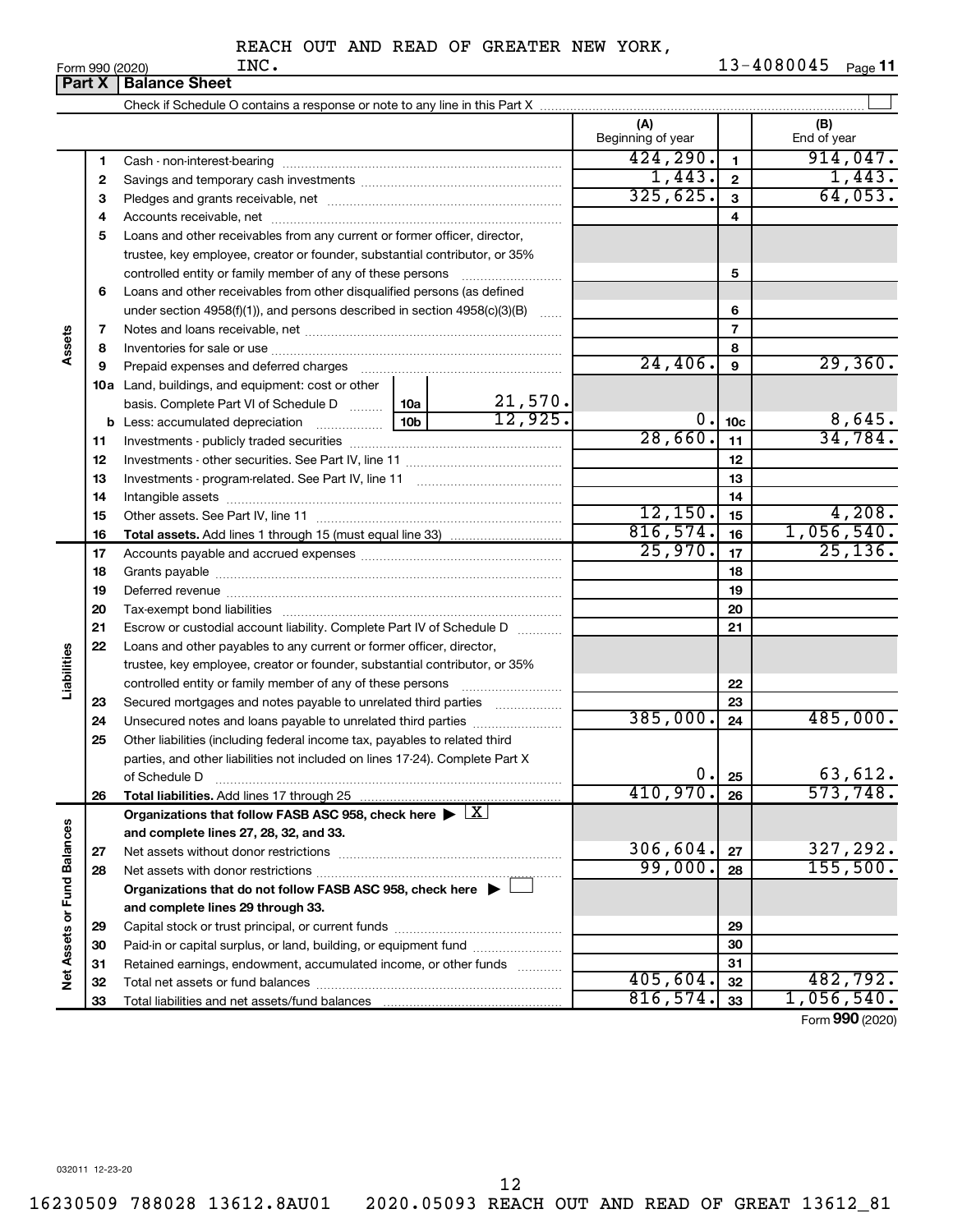REACH OUT AND READ OF GREATER NEW YORK, INC. 13-4080045

Form 990 (2020)

## Part X Balance Sheet

Check if Schedule O contains a response or note to any line in this Part X

| | | | | (A) Beginning of year | | (B) End of year |
|---|---|---|---|---|---|---|
| **Assets** | 1 | Cash - non-interest-bearing | | 424,290. | 1 | 914,047. |
| | 2 | Savings and temporary cash investments | | 1,443. | 2 | 1,443. |
| | 3 | Pledges and grants receivable, net | | 325,625. | 3 | 64,053. |
| | 4 | Accounts receivable, net | | | 4 | |
| | 5 | Loans and other receivables from any current or former officer, director, trustee, key employee, creator or founder, substantial contributor, or 35% controlled entity or family member of any of these persons | | | 5 | |
| | 6 | Loans and other receivables from other disqualified persons (as defined under section 4958(f)(1)), and persons described in section 4958(c)(3)(B) | | | 6 | |
| | 7 | Notes and loans receivable, net | | | 7 | |
| | 8 | Inventories for sale or use | | | 8 | |
| | 9 | Prepaid expenses and deferred charges | | 24,406. | 9 | 29,360. |
| | 10a | Land, buildings, and equipment: cost or other basis. Complete Part VI of Schedule D | 10a 21,570. | | | |
| | b | Less: accumulated depreciation | 10b 12,925. | 0. | 10c | 8,645. |
| | 11 | Investments - publicly traded securities | | 28,660. | 11 | 34,784. |
| | 12 | Investments - other securities. See Part IV, line 11 | | | 12 | |
| | 13 | Investments - program-related. See Part IV, line 11 | | | 13 | |
| | 14 | Intangible assets | | | 14 | |
| | 15 | Other assets. See Part IV, line 11 | | 12,150. | 15 | 4,208. |
| | 16 | **Total assets.** Add lines 1 through 15 (must equal line 33) | | 816,574. | 16 | 1,056,540. |
| **Liabilities** | 17 | Accounts payable and accrued expenses | | 25,970. | 17 | 25,136. |
| | 18 | Grants payable | | | 18 | |
| | 19 | Deferred revenue | | | 19 | |
| | 20 | Tax-exempt bond liabilities | | | 20 | |
| | 21 | Escrow or custodial account liability. Complete Part IV of Schedule D | | | 21 | |
| | 22 | Loans and other payables to any current or former officer, director, trustee, key employee, creator or founder, substantial contributor, or 35% controlled entity or family member of any of these persons | | | 22 | |
| | 23 | Secured mortgages and notes payable to unrelated third parties | | | 23 | |
| | 24 | Unsecured notes and loans payable to unrelated third parties | | 385,000. | 24 | 485,000. |
| | 25 | Other liabilities (including federal income tax, payables to related third parties, and other liabilities not included on lines 17-24). Complete Part X of Schedule D | | 0. | 25 | 63,612. |
| | 26 | **Total liabilities.** Add lines 17 through 25 | | 410,970. | 26 | 573,748. |
| **Net Assets or Fund Balances** | | **Organizations that follow FASB ASC 958, check here ▶ [X] and complete lines 27, 28, 32, and 33.** | | | | |
| | 27 | Net assets without donor restrictions | | 306,604. | 27 | 327,292. |
| | 28 | Net assets with donor restrictions | | 99,000. | 28 | 155,500. |
| | | **Organizations that do not follow FASB ASC 958, check here ▶ [ ] and complete lines 29 through 33.** | | | | |
| | 29 | Capital stock or trust principal, or current funds | | | 29 | |
| | 30 | Paid-in or capital surplus, or land, building, or equipment fund | | | 30 | |
| | 31 | Retained earnings, endowment, accumulated income, or other funds | | | 31 | |
| | 32 | Total net assets or fund balances | | 405,604. | 32 | 482,792. |
| | 33 | Total liabilities and net assets/fund balances | | 816,574. | 33 | 1,056,540. |

Form **990** (2020)

032011 12-23-20

16230509 788028 13612.8AU01 2020.05093 REACH OUT AND READ OF GREAT 13612_81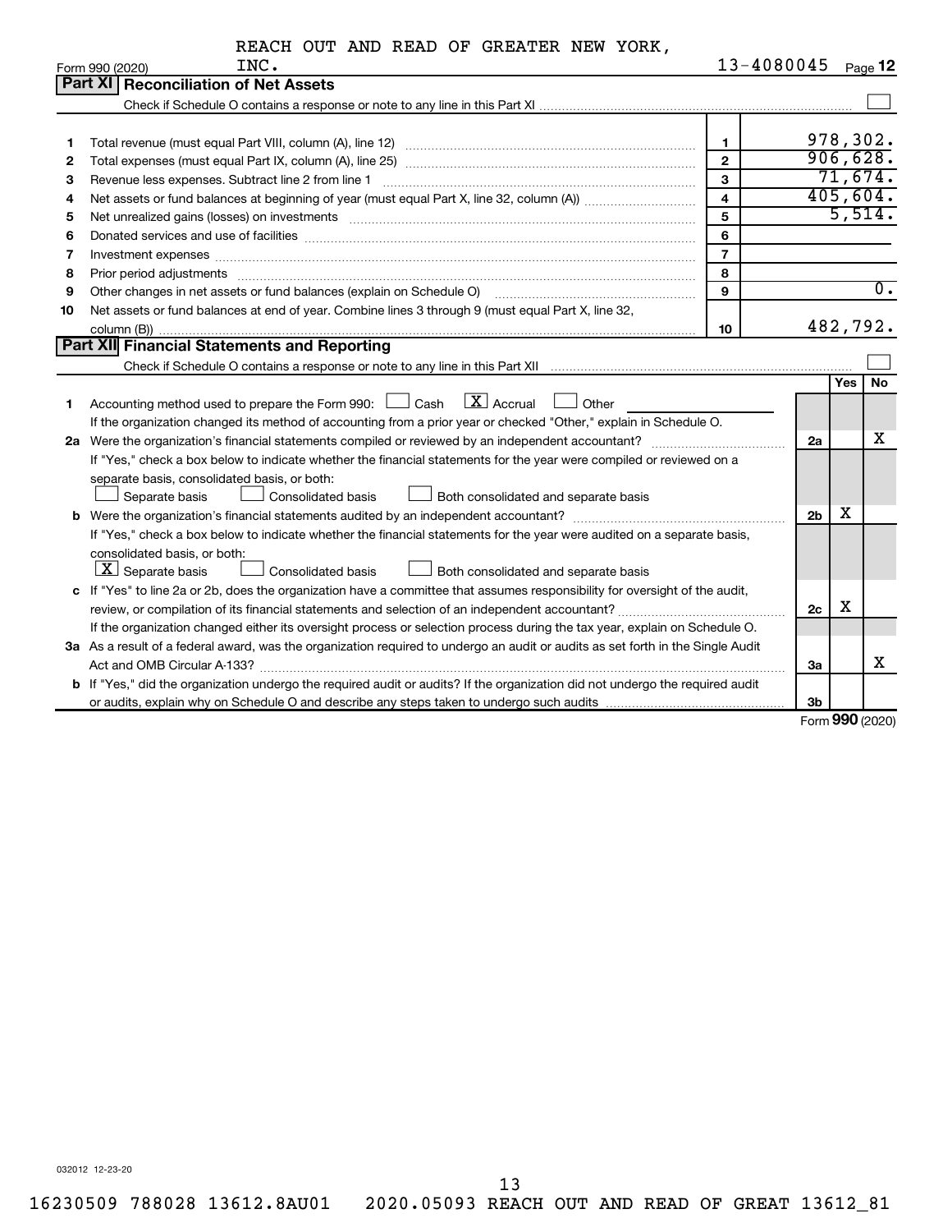REACH OUT AND READ OF GREATER NEW YORK, INC. 13-4080045

Form 990 (2020) Page **12**

## Part XI Reconciliation of Net Assets

Check if Schedule O contains a response or note to any line in this Part XI ☐

| | | | |
|---|---|---|---|
| 1 | Total revenue (must equal Part VIII, column (A), line 12) | 1 | 978,302. |
| 2 | Total expenses (must equal Part IX, column (A), line 25) | 2 | 906,628. |
| 3 | Revenue less expenses. Subtract line 2 from line 1 | 3 | 71,674. |
| 4 | Net assets or fund balances at beginning of year (must equal Part X, line 32, column (A)) | 4 | 405,604. |
| 5 | Net unrealized gains (losses) on investments | 5 | 5,514. |
| 6 | Donated services and use of facilities | 6 | |
| 7 | Investment expenses | 7 | |
| 8 | Prior period adjustments | 8 | |
| 9 | Other changes in net assets or fund balances (explain on Schedule O) | 9 | 0. |
| 10 | Net assets or fund balances at end of year. Combine lines 3 through 9 (must equal Part X, line 32, column (B)) | 10 | 482,792. |

## Part XII Financial Statements and Reporting

Check if Schedule O contains a response or note to any line in this Part XII ☐

| | | | Yes | No |
|---|---|---|---|---|
| 1 | Accounting method used to prepare the Form 990: ☐ Cash ☒ Accrual ☐ Other<br>If the organization changed its method of accounting from a prior year or checked "Other," explain in Schedule O. | | | |
| 2a | Were the organization's financial statements compiled or reviewed by an independent accountant?<br>If "Yes," check a box below to indicate whether the financial statements for the year were compiled or reviewed on a separate basis, consolidated basis, or both:<br>☐ Separate basis ☐ Consolidated basis ☐ Both consolidated and separate basis | 2a | | X |
| b | Were the organization's financial statements audited by an independent accountant?<br>If "Yes," check a box below to indicate whether the financial statements for the year were audited on a separate basis, consolidated basis, or both:<br>☒ Separate basis ☐ Consolidated basis ☐ Both consolidated and separate basis | 2b | X | |
| c | If "Yes" to line 2a or 2b, does the organization have a committee that assumes responsibility for oversight of the audit, review, or compilation of its financial statements and selection of an independent accountant?<br>If the organization changed either its oversight process or selection process during the tax year, explain on Schedule O. | 2c | X | |
| 3a | As a result of a federal award, was the organization required to undergo an audit or audits as set forth in the Single Audit Act and OMB Circular A-133? | 3a | | X |
| b | If "Yes," did the organization undergo the required audit or audits? If the organization did not undergo the required audit or audits, explain why on Schedule O and describe any steps taken to undergo such audits | 3b | | |

Form **990** (2020)

032012 12-23-20

16230509 788028 13612.8AU01 2020.05093 REACH OUT AND READ OF GREAT 13612_81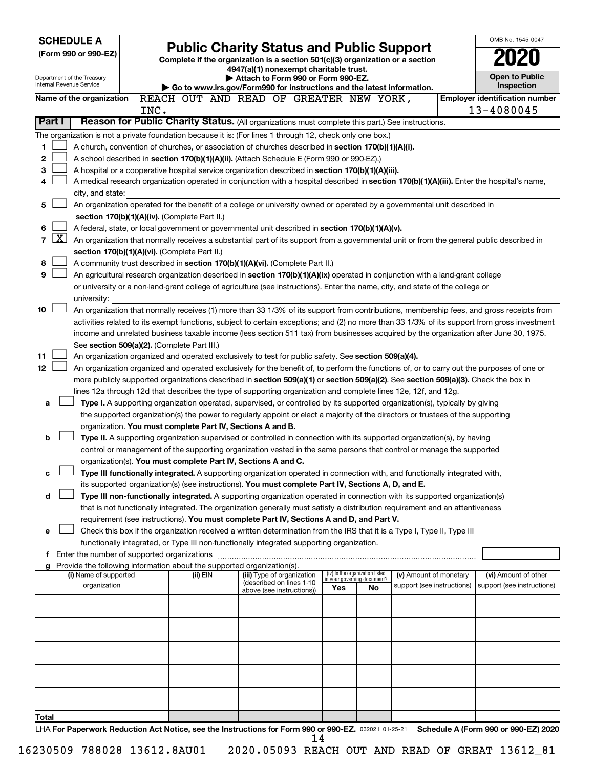**SCHEDULE A**
**(Form 990 or 990-EZ)**

Department of the Treasury
Internal Revenue Service

# Public Charity Status and Public Support

**Complete if the organization is a section 501(c)(3) organization or a section 4947(a)(1) nonexempt charitable trust.**
**▶ Attach to Form 990 or Form 990-EZ.**
**▶ Go to www.irs.gov/Form990 for instructions and the latest information.**

OMB No. 1545-0047

**2020**

**Open to Public Inspection**

**Name of the organization** REACH OUT AND READ OF GREATER NEW YORK, INC.

**Employer identification number** 13-4080045

**Part I** **Reason for Public Charity Status.** (All organizations must complete this part.) See instructions.

The organization is not a private foundation because it is: (For lines 1 through 12, check only one box.)

1 ☐ A church, convention of churches, or association of churches described in **section 170(b)(1)(A)(i).**

2 ☐ A school described in **section 170(b)(1)(A)(ii).** (Attach Schedule E (Form 990 or 990-EZ).)

3 ☐ A hospital or a cooperative hospital service organization described in **section 170(b)(1)(A)(iii).**

4 ☐ A medical research organization operated in conjunction with a hospital described in **section 170(b)(1)(A)(iii).** Enter the hospital's name, city, and state:

5 ☐ An organization operated for the benefit of a college or university owned or operated by a governmental unit described in **section 170(b)(1)(A)(iv).** (Complete Part II.)

6 ☐ A federal, state, or local government or governmental unit described in **section 170(b)(1)(A)(v).**

7 ☒ An organization that normally receives a substantial part of its support from a governmental unit or from the general public described in **section 170(b)(1)(A)(vi).** (Complete Part II.)

8 ☐ A community trust described in **section 170(b)(1)(A)(vi).** (Complete Part II.)

9 ☐ An agricultural research organization described in **section 170(b)(1)(A)(ix)** operated in conjunction with a land-grant college or university or a non-land-grant college of agriculture (see instructions). Enter the name, city, and state of the college or university:

10 ☐ An organization that normally receives (1) more than 33 1/3% of its support from contributions, membership fees, and gross receipts from activities related to its exempt functions, subject to certain exceptions; and (2) no more than 33 1/3% of its support from gross investment income and unrelated business taxable income (less section 511 tax) from businesses acquired by the organization after June 30, 1975. See **section 509(a)(2).** (Complete Part III.)

11 ☐ An organization organized and operated exclusively to test for public safety. See **section 509(a)(4).**

12 ☐ An organization organized and operated exclusively for the benefit of, to perform the functions of, or to carry out the purposes of one or more publicly supported organizations described in **section 509(a)(1)** or **section 509(a)(2).** See **section 509(a)(3).** Check the box in lines 12a through 12d that describes the type of supporting organization and complete lines 12e, 12f, and 12g.

a ☐ **Type I.** A supporting organization operated, supervised, or controlled by its supported organization(s), typically by giving the supported organization(s) the power to regularly appoint or elect a majority of the directors or trustees of the supporting organization. **You must complete Part IV, Sections A and B.**

b ☐ **Type II.** A supporting organization supervised or controlled in connection with its supported organization(s), by having control or management of the supporting organization vested in the same persons that control or manage the supported organization(s). **You must complete Part IV, Sections A and C.**

c ☐ **Type III functionally integrated.** A supporting organization operated in connection with, and functionally integrated with, its supported organization(s) (see instructions). **You must complete Part IV, Sections A, D, and E.**

d ☐ **Type III non-functionally integrated.** A supporting organization operated in connection with its supported organization(s) that is not functionally integrated. The organization generally must satisfy a distribution requirement and an attentiveness requirement (see instructions). **You must complete Part IV, Sections A and D, and Part V.**

e ☐ Check this box if the organization received a written determination from the IRS that it is a Type I, Type II, Type III functionally integrated, or Type III non-functionally integrated supporting organization.

f Enter the number of supported organizations

g Provide the following information about the supported organization(s).

| (i) Name of supported organization | (ii) EIN | (iii) Type of organization (described on lines 1-10 above (see instructions)) | (iv) Is the organization listed in your governing document? Yes | No | (v) Amount of monetary support (see instructions) | (vi) Amount of other support (see instructions) |
|---|---|---|---|---|---|---|
| | | | | | | |
| | | | | | | |
| | | | | | | |
| | | | | | | |
| | | | | | | |
| **Total** | | | | | | |

LHA **For Paperwork Reduction Act Notice, see the Instructions for Form 990 or 990-EZ.** 032021 01-25-21 **Schedule A (Form 990 or 990-EZ) 2020**

16230509 788028 13612.8AU01 2020.05093 REACH OUT AND READ OF GREAT 13612_81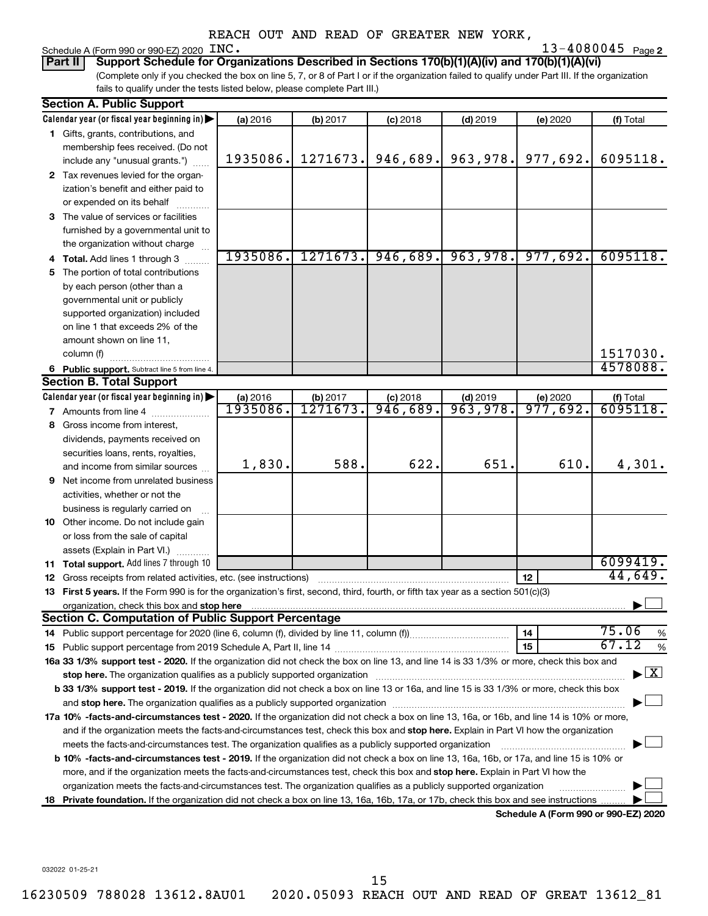REACH OUT AND READ OF GREATER NEW YORK, INC.

Schedule A (Form 990 or 990-EZ) 2020 — 13-4080045 Page 2

**Part II — Support Schedule for Organizations Described in Sections 170(b)(1)(A)(iv) and 170(b)(1)(A)(vi)**

(Complete only if you checked the box on line 5, 7, or 8 of Part I or if the organization failed to qualify under Part III. If the organization fails to qualify under the tests listed below, please complete Part III.)

## Section A. Public Support

| Calendar year (or fiscal year beginning in) | (a) 2016 | (b) 2017 | (c) 2018 | (d) 2019 | (e) 2020 | (f) Total |
|---|---|---|---|---|---|---|
| 1 Gifts, grants, contributions, and membership fees received. (Do not include any "unusual grants.") | 1935086. | 1271673. | 946,689. | 963,978. | 977,692. | 6095118. |
| 2 Tax revenues levied for the organization's benefit and either paid to or expended on its behalf | | | | | | |
| 3 The value of services or facilities furnished by a governmental unit to the organization without charge | | | | | | |
| 4 Total. Add lines 1 through 3 | 1935086. | 1271673. | 946,689. | 963,978. | 977,692. | 6095118. |
| 5 The portion of total contributions by each person (other than a governmental unit or publicly supported organization) included on line 1 that exceeds 2% of the amount shown on line 11, column (f) | | | | | | 1517030. |
| 6 Public support. Subtract line 5 from line 4. | | | | | | 4578088. |

## Section B. Total Support

| Calendar year (or fiscal year beginning in) | (a) 2016 | (b) 2017 | (c) 2018 | (d) 2019 | (e) 2020 | (f) Total |
|---|---|---|---|---|---|---|
| 7 Amounts from line 4 | 1935086. | 1271673. | 946,689. | 963,978. | 977,692. | 6095118. |
| 8 Gross income from interest, dividends, payments received on securities loans, rents, royalties, and income from similar sources | 1,830. | 588. | 622. | 651. | 610. | 4,301. |
| 9 Net income from unrelated business activities, whether or not the business is regularly carried on | | | | | | |
| 10 Other income. Do not include gain or loss from the sale of capital assets (Explain in Part VI.) | | | | | | |
| 11 Total support. Add lines 7 through 10 | | | | | | 6099419. |

12 Gross receipts from related activities, etc. (see instructions) — 12 — 44,649.

13 **First 5 years.** If the Form 990 is for the organization's first, second, third, fourth, or fifth tax year as a section 501(c)(3) organization, check this box and **stop here** ☐

## Section C. Computation of Public Support Percentage

14 Public support percentage for 2020 (line 6, column (f), divided by line 11, column (f)) — 14 — 75.06 %

15 Public support percentage from 2019 Schedule A, Part II, line 14 — 15 — 67.12 %

16a **33 1/3% support test - 2020.** If the organization did not check the box on line 13, and line 14 is 33 1/3% or more, check this box and **stop here.** The organization qualifies as a publicly supported organization ☒

b **33 1/3% support test - 2019.** If the organization did not check a box on line 13 or 16a, and line 15 is 33 1/3% or more, check this box and **stop here.** The organization qualifies as a publicly supported organization ☐

17a **10% -facts-and-circumstances test - 2020.** If the organization did not check a box on line 13, 16a, or 16b, and line 14 is 10% or more, and if the organization meets the facts-and-circumstances test, check this box and **stop here.** Explain in Part VI how the organization meets the facts-and-circumstances test. The organization qualifies as a publicly supported organization ☐

b **10% -facts-and-circumstances test - 2019.** If the organization did not check a box on line 13, 16a, 16b, or 17a, and line 15 is 10% or more, and if the organization meets the facts-and-circumstances test, check this box and **stop here.** Explain in Part VI how the organization meets the facts-and-circumstances test. The organization qualifies as a publicly supported organization ☐

18 **Private foundation.** If the organization did not check a box on line 13, 16a, 16b, 17a, or 17b, check this box and see instructions ☐

**Schedule A (Form 990 or 990-EZ) 2020**

032022 01-25-21

16230509 788028 13612.8AU01 2020.05093 REACH OUT AND READ OF GREAT 13612_81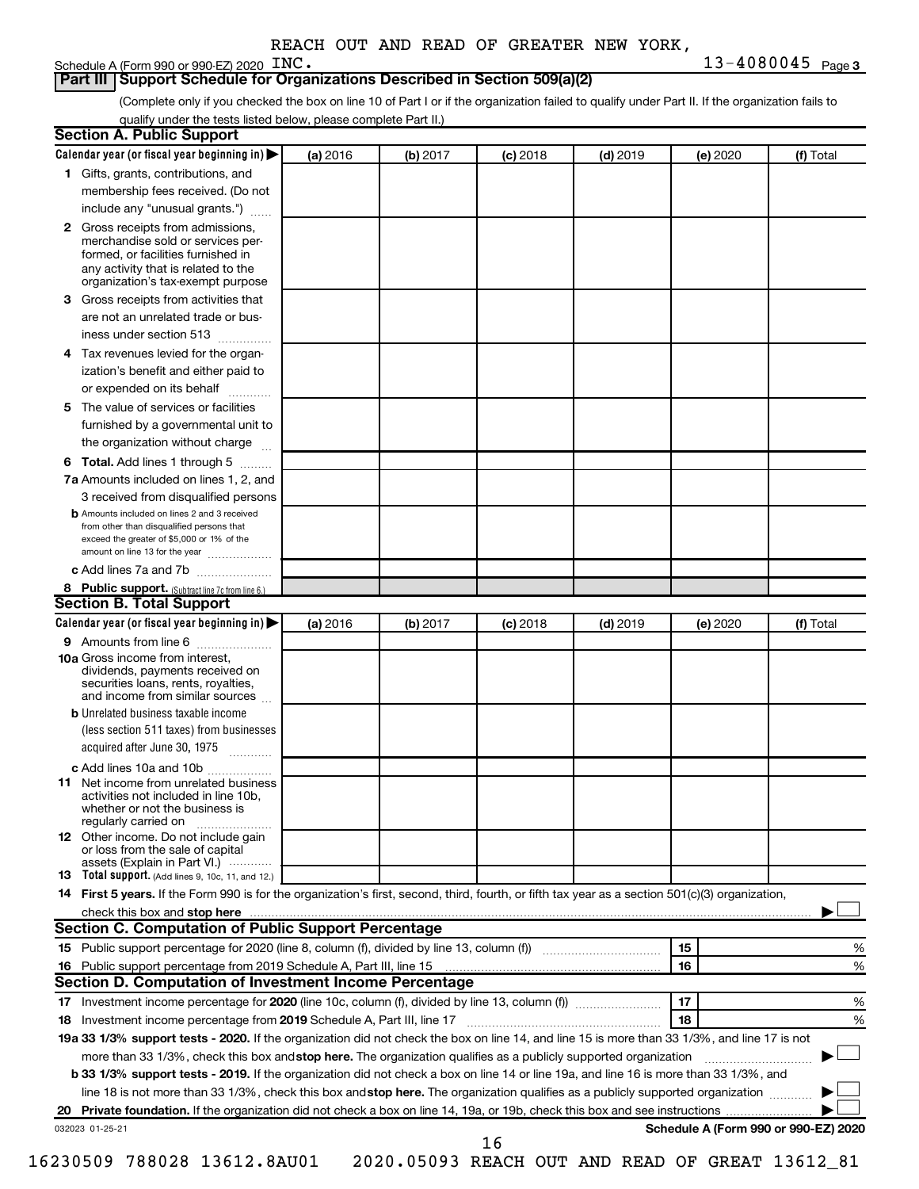REACH OUT AND READ OF GREATER NEW YORK, INC. 13-4080045

Schedule A (Form 990 or 990-EZ) 2020 Page 3

## Part III Support Schedule for Organizations Described in Section 509(a)(2)

(Complete only if you checked the box on line 10 of Part I or if the organization failed to qualify under Part II. If the organization fails to qualify under the tests listed below, please complete Part II.)

### Section A. Public Support

| Calendar year (or fiscal year beginning in) ▶ | (a) 2016 | (b) 2017 | (c) 2018 | (d) 2019 | (e) 2020 | (f) Total |
|---|---|---|---|---|---|---|
| **1** Gifts, grants, contributions, and membership fees received. (Do not include any "unusual grants.") | | | | | | |
| **2** Gross receipts from admissions, merchandise sold or services performed, or facilities furnished in any activity that is related to the organization's tax-exempt purpose | | | | | | |
| **3** Gross receipts from activities that are not an unrelated trade or business under section 513 | | | | | | |
| **4** Tax revenues levied for the organization's benefit and either paid to or expended on its behalf | | | | | | |
| **5** The value of services or facilities furnished by a governmental unit to the organization without charge | | | | | | |
| **6 Total.** Add lines 1 through 5 | | | | | | |
| **7a** Amounts included on lines 1, 2, and 3 received from disqualified persons | | | | | | |
| **b** Amounts included on lines 2 and 3 received from other than disqualified persons that exceed the greater of $5,000 or 1% of the amount on line 13 for the year | | | | | | |
| **c** Add lines 7a and 7b | | | | | | |
| **8 Public support.** (Subtract line 7c from line 6.) | | | | | | |

### Section B. Total Support

| Calendar year (or fiscal year beginning in) ▶ | (a) 2016 | (b) 2017 | (c) 2018 | (d) 2019 | (e) 2020 | (f) Total |
|---|---|---|---|---|---|---|
| **9** Amounts from line 6 | | | | | | |
| **10a** Gross income from interest, dividends, payments received on securities loans, rents, royalties, and income from similar sources | | | | | | |
| **b** Unrelated business taxable income (less section 511 taxes) from businesses acquired after June 30, 1975 | | | | | | |
| **c** Add lines 10a and 10b | | | | | | |
| **11** Net income from unrelated business activities not included in line 10b, whether or not the business is regularly carried on | | | | | | |
| **12** Other income. Do not include gain or loss from the sale of capital assets (Explain in Part VI.) | | | | | | |
| **13 Total support.** (Add lines 9, 10c, 11, and 12.) | | | | | | |

**14 First 5 years.** If the Form 990 is for the organization's first, second, third, fourth, or fifth tax year as a section 501(c)(3) organization, check this box and **stop here** ▶ ☐

### Section C. Computation of Public Support Percentage

| | | | |
|---|---|---|---|
| **15** Public support percentage for 2020 (line 8, column (f), divided by line 13, column (f)) | 15 | | % |
| **16** Public support percentage from 2019 Schedule A, Part III, line 15 | 16 | | % |

### Section D. Computation of Investment Income Percentage

| | | | |
|---|---|---|---|
| **17** Investment income percentage for **2020** (line 10c, column (f), divided by line 13, column (f)) | 17 | | % |
| **18** Investment income percentage from **2019** Schedule A, Part III, line 17 | 18 | | % |

**19a 33 1/3% support tests - 2020.** If the organization did not check the box on line 14, and line 15 is more than 33 1/3%, and line 17 is not more than 33 1/3%, check this box and **stop here.** The organization qualifies as a publicly supported organization ▶ ☐

**b 33 1/3% support tests - 2019.** If the organization did not check a box on line 14 or line 19a, and line 16 is more than 33 1/3%, and line 18 is not more than 33 1/3%, check this box and **stop here.** The organization qualifies as a publicly supported organization ▶ ☐

**20 Private foundation.** If the organization did not check a box on line 14, 19a, or 19b, check this box and see instructions ▶ ☐

032023 01-25-21 **Schedule A (Form 990 or 990-EZ) 2020**

16230509 788028 13612.8AU01 2020.05093 REACH OUT AND READ OF GREAT 13612_81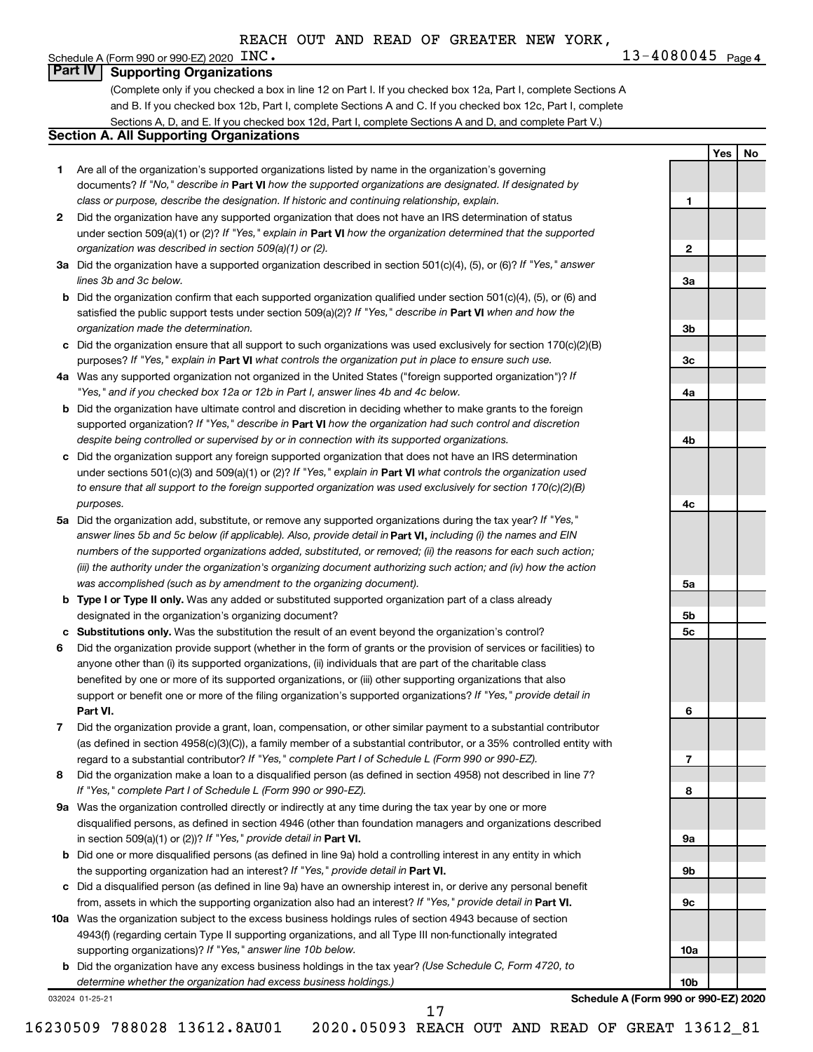REACH OUT AND READ OF GREATER NEW YORK, INC.

Schedule A (Form 990 or 990-EZ) 2020 — 13-4080045 Page 4

## Part IV Supporting Organizations

(Complete only if you checked a box in line 12 on Part I. If you checked box 12a, Part I, complete Sections A and B. If you checked box 12b, Part I, complete Sections A and C. If you checked box 12c, Part I, complete Sections A, D, and E. If you checked box 12d, Part I, complete Sections A and D, and complete Part V.)

### Section A. All Supporting Organizations

| | | | Yes | No |
|---|---|---|---|---|
| **1** | Are all of the organization's supported organizations listed by name in the organization's governing documents? *If "No," describe in* **Part VI** *how the supported organizations are designated. If designated by class or purpose, describe the designation. If historic and continuing relationship, explain.* | 1 | | |
| **2** | Did the organization have any supported organization that does not have an IRS determination of status under section 509(a)(1) or (2)? *If "Yes," explain in* **Part VI** *how the organization determined that the supported organization was described in section 509(a)(1) or (2).* | 2 | | |
| **3a** | Did the organization have a supported organization described in section 501(c)(4), (5), or (6)? *If "Yes," answer lines 3b and 3c below.* | 3a | | |
| **b** | Did the organization confirm that each supported organization qualified under section 501(c)(4), (5), or (6) and satisfied the public support tests under section 509(a)(2)? *If "Yes," describe in* **Part VI** *when and how the organization made the determination.* | 3b | | |
| **c** | Did the organization ensure that all support to such organizations was used exclusively for section 170(c)(2)(B) purposes? *If "Yes," explain in* **Part VI** *what controls the organization put in place to ensure such use.* | 3c | | |
| **4a** | Was any supported organization not organized in the United States ("foreign supported organization")? *If "Yes," and if you checked box 12a or 12b in Part I, answer lines 4b and 4c below.* | 4a | | |
| **b** | Did the organization have ultimate control and discretion in deciding whether to make grants to the foreign supported organization? *If "Yes," describe in* **Part VI** *how the organization had such control and discretion despite being controlled or supervised by or in connection with its supported organizations.* | 4b | | |
| **c** | Did the organization support any foreign supported organization that does not have an IRS determination under sections 501(c)(3) and 509(a)(1) or (2)? *If "Yes," explain in* **Part VI** *what controls the organization used to ensure that all support to the foreign supported organization was used exclusively for section 170(c)(2)(B) purposes.* | 4c | | |
| **5a** | Did the organization add, substitute, or remove any supported organizations during the tax year? *If "Yes," answer lines 5b and 5c below (if applicable). Also, provide detail in* **Part VI,** *including (i) the names and EIN numbers of the supported organizations added, substituted, or removed; (ii) the reasons for each such action; (iii) the authority under the organization's organizing document authorizing such action; and (iv) how the action was accomplished (such as by amendment to the organizing document).* | 5a | | |
| **b** | **Type I or Type II only.** Was any added or substituted supported organization part of a class already designated in the organization's organizing document? | 5b | | |
| **c** | **Substitutions only.** Was the substitution the result of an event beyond the organization's control? | 5c | | |
| **6** | Did the organization provide support (whether in the form of grants or the provision of services or facilities) to anyone other than (i) its supported organizations, (ii) individuals that are part of the charitable class benefited by one or more of its supported organizations, or (iii) other supporting organizations that also support or benefit one or more of the filing organization's supported organizations? *If "Yes," provide detail in* **Part VI.** | 6 | | |
| **7** | Did the organization provide a grant, loan, compensation, or other similar payment to a substantial contributor (as defined in section 4958(c)(3)(C)), a family member of a substantial contributor, or a 35% controlled entity with regard to a substantial contributor? *If "Yes," complete Part I of Schedule L (Form 990 or 990-EZ).* | 7 | | |
| **8** | Did the organization make a loan to a disqualified person (as defined in section 4958) not described in line 7? *If "Yes," complete Part I of Schedule L (Form 990 or 990-EZ).* | 8 | | |
| **9a** | Was the organization controlled directly or indirectly at any time during the tax year by one or more disqualified persons, as defined in section 4946 (other than foundation managers and organizations described in section 509(a)(1) or (2))? *If "Yes," provide detail in* **Part VI.** | 9a | | |
| **b** | Did one or more disqualified persons (as defined in line 9a) hold a controlling interest in any entity in which the supporting organization had an interest? *If "Yes," provide detail in* **Part VI.** | 9b | | |
| **c** | Did a disqualified person (as defined in line 9a) have an ownership interest in, or derive any personal benefit from, assets in which the supporting organization also had an interest? *If "Yes," provide detail in* **Part VI.** | 9c | | |
| **10a** | Was the organization subject to the excess business holdings rules of section 4943 because of section 4943(f) (regarding certain Type II supporting organizations, and all Type III non-functionally integrated supporting organizations)? *If "Yes," answer line 10b below.* | 10a | | |
| **b** | Did the organization have any excess business holdings in the tax year? *(Use Schedule C, Form 4720, to determine whether the organization had excess business holdings.)* | 10b | | |

032024 01-25-21 **Schedule A (Form 990 or 990-EZ) 2020**

16230509 788028 13612.8AU01 2020.05093 REACH OUT AND READ OF GREAT 13612_81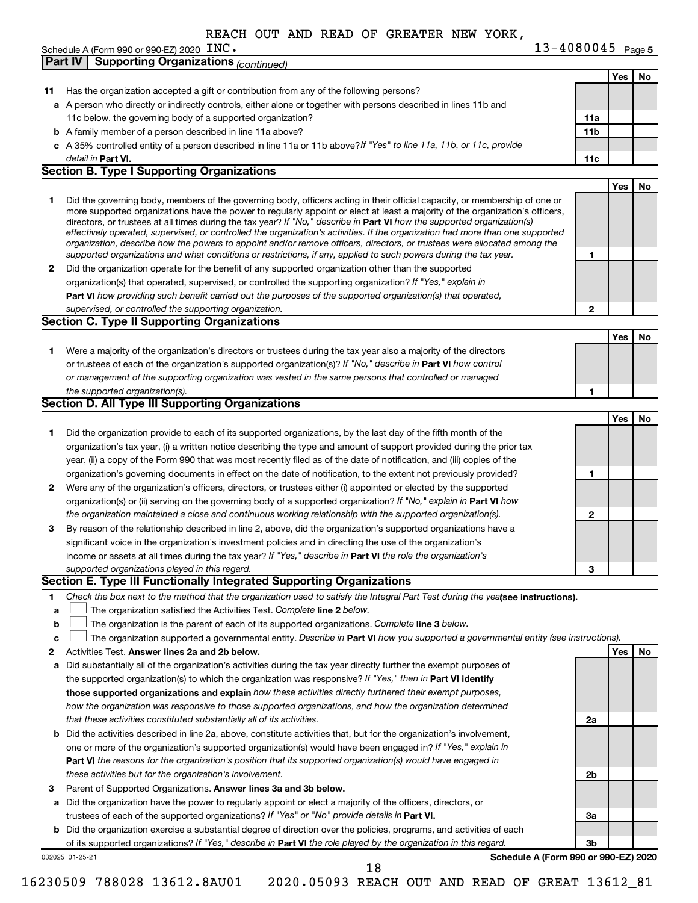REACH OUT AND READ OF GREATER NEW YORK,

Schedule A (Form 990 or 990-EZ) 2020 INC. 13-4080045 Page 5

**Part IV | Supporting Organizations** *(continued)*

| | | | Yes | No |
|---|---|---|---|---|
| **11** | Has the organization accepted a gift or contribution from any of the following persons? | | | |
| **a** | A person who directly or indirectly controls, either alone or together with persons described in lines 11b and 11c below, the governing body of a supported organization? | **11a** | | |
| **b** | A family member of a person described in line 11a above? | **11b** | | |
| **c** | A 35% controlled entity of a person described in line 11a or 11b above? *If "Yes" to line 11a, 11b, or 11c, provide detail in* **Part VI.** | **11c** | | |

## Section B. Type I Supporting Organizations

| | | | Yes | No |
|---|---|---|---|---|
| **1** | Did the governing body, members of the governing body, officers acting in their official capacity, or membership of one or more supported organizations have the power to regularly appoint or elect at least a majority of the organization's officers, directors, or trustees at all times during the tax year? *If "No," describe in* **Part VI** *how the supported organization(s) effectively operated, supervised, or controlled the organization's activities. If the organization had more than one supported organization, describe how the powers to appoint and/or remove officers, directors, or trustees were allocated among the supported organizations and what conditions or restrictions, if any, applied to such powers during the tax year.* | **1** | | |
| **2** | Did the organization operate for the benefit of any supported organization other than the supported organization(s) that operated, supervised, or controlled the supporting organization? *If "Yes," explain in* **Part VI** *how providing such benefit carried out the purposes of the supported organization(s) that operated, supervised, or controlled the supporting organization.* | **2** | | |

## Section C. Type II Supporting Organizations

| | | | Yes | No |
|---|---|---|---|---|
| **1** | Were a majority of the organization's directors or trustees during the tax year also a majority of the directors or trustees of each of the organization's supported organization(s)? *If "No," describe in* **Part VI** *how control or management of the supporting organization was vested in the same persons that controlled or managed the supported organization(s).* | **1** | | |

## Section D. All Type III Supporting Organizations

| | | | Yes | No |
|---|---|---|---|---|
| **1** | Did the organization provide to each of its supported organizations, by the last day of the fifth month of the organization's tax year, (i) a written notice describing the type and amount of support provided during the prior tax year, (ii) a copy of the Form 990 that was most recently filed as of the date of notification, and (iii) copies of the organization's governing documents in effect on the date of notification, to the extent not previously provided? | **1** | | |
| **2** | Were any of the organization's officers, directors, or trustees either (i) appointed or elected by the supported organization(s) or (ii) serving on the governing body of a supported organization? *If "No," explain in* **Part VI** *how the organization maintained a close and continuous working relationship with the supported organization(s).* | **2** | | |
| **3** | By reason of the relationship described in line 2, above, did the organization's supported organizations have a significant voice in the organization's investment policies and in directing the use of the organization's income or assets at all times during the tax year? *If "Yes," describe in* **Part VI** *the role the organization's supported organizations played in this regard.* | **3** | | |

## Section E. Type III Functionally Integrated Supporting Organizations

**1** *Check the box next to the method that the organization used to satisfy the Integral Part Test during the year* **(see instructions).**

- **a** ☐ The organization satisfied the Activities Test. *Complete* **line 2** *below.*
- **b** ☐ The organization is the parent of each of its supported organizations. *Complete* **line 3** *below.*
- **c** ☐ The organization supported a governmental entity. *Describe in* **Part VI** *how you supported a governmental entity (see instructions).*

| | | | Yes | No |
|---|---|---|---|---|
| **2** | Activities Test. **Answer lines 2a and 2b below.** | | | |
| **a** | Did substantially all of the organization's activities during the tax year directly further the exempt purposes of the supported organization(s) to which the organization was responsive? *If "Yes," then in* **Part VI identify those supported organizations and explain** *how these activities directly furthered their exempt purposes, how the organization was responsive to those supported organizations, and how the organization determined that these activities constituted substantially all of its activities.* | **2a** | | |
| **b** | Did the activities described in line 2a, above, constitute activities that, but for the organization's involvement, one or more of the organization's supported organization(s) would have been engaged in? *If "Yes," explain in* **Part VI** *the reasons for the organization's position that its supported organization(s) would have engaged in these activities but for the organization's involvement.* | **2b** | | |
| **3** | Parent of Supported Organizations. **Answer lines 3a and 3b below.** | | | |
| **a** | Did the organization have the power to regularly appoint or elect a majority of the officers, directors, or trustees of each of the supported organizations? *If "Yes" or "No" provide details in* **Part VI.** | **3a** | | |
| **b** | Did the organization exercise a substantial degree of direction over the policies, programs, and activities of each of its supported organizations? *If "Yes," describe in* **Part VI** *the role played by the organization in this regard.* | **3b** | | |

032025 01-25-21 **Schedule A (Form 990 or 990-EZ) 2020**

16230509 788028 13612.8AU01 2020.05093 REACH OUT AND READ OF GREAT 13612_81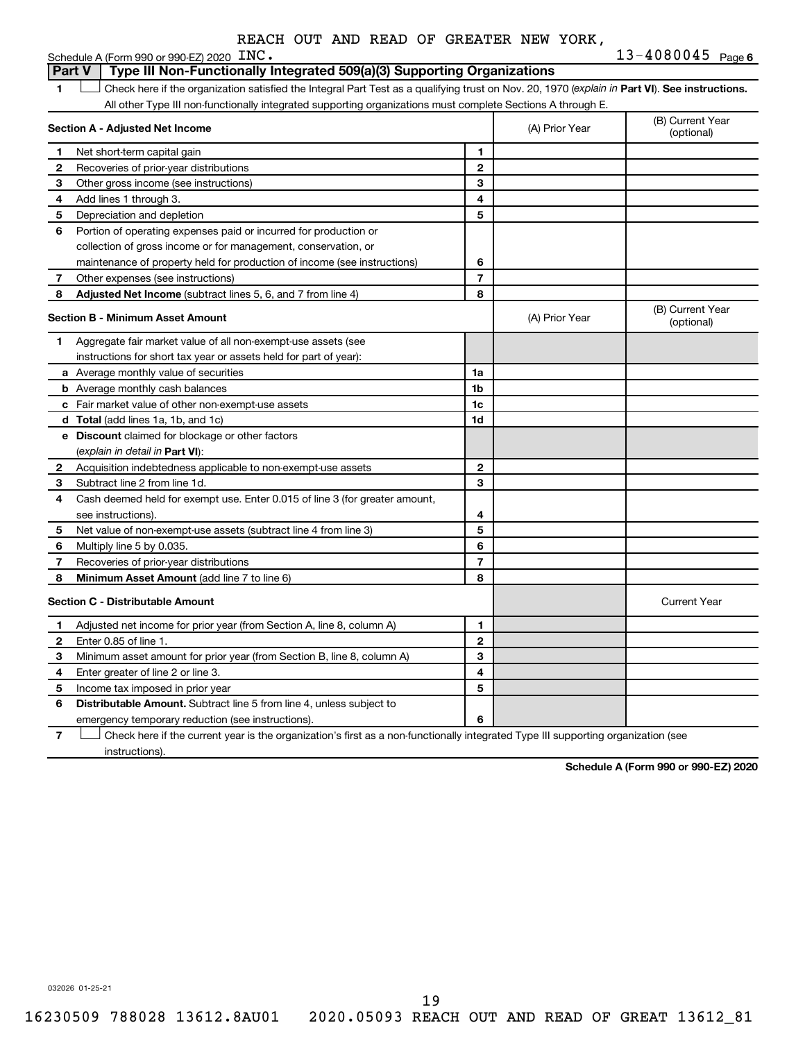Schedule A (Form 990 or 990-EZ) 2020 REACH OUT AND READ OF GREATER NEW YORK, INC. 13-4080045 Page 6

## Part V Type III Non-Functionally Integrated 509(a)(3) Supporting Organizations

1 ☐ Check here if the organization satisfied the Integral Part Test as a qualifying trust on Nov. 20, 1970 (*explain in* **Part VI**). **See instructions.** All other Type III non-functionally integrated supporting organizations must complete Sections A through E.

| **Section A - Adjusted Net Income** | | | (A) Prior Year | (B) Current Year (optional) |
|---|---|---|---|---|
| 1 | Net short-term capital gain | 1 | | |
| 2 | Recoveries of prior-year distributions | 2 | | |
| 3 | Other gross income (see instructions) | 3 | | |
| 4 | Add lines 1 through 3. | 4 | | |
| 5 | Depreciation and depletion | 5 | | |
| 6 | Portion of operating expenses paid or incurred for production or collection of gross income or for management, conservation, or maintenance of property held for production of income (see instructions) | 6 | | |
| 7 | Other expenses (see instructions) | 7 | | |
| 8 | **Adjusted Net Income** (subtract lines 5, 6, and 7 from line 4) | 8 | | |

| **Section B - Minimum Asset Amount** | | | (A) Prior Year | (B) Current Year (optional) |
|---|---|---|---|---|
| 1 | Aggregate fair market value of all non-exempt-use assets (see instructions for short tax year or assets held for part of year): | | | |
| a | Average monthly value of securities | 1a | | |
| b | Average monthly cash balances | 1b | | |
| c | Fair market value of other non-exempt-use assets | 1c | | |
| d | **Total** (add lines 1a, 1b, and 1c) | 1d | | |
| e | **Discount** claimed for blockage or other factors (*explain in detail in* **Part VI**): | | | |
| 2 | Acquisition indebtedness applicable to non-exempt-use assets | 2 | | |
| 3 | Subtract line 2 from line 1d. | 3 | | |
| 4 | Cash deemed held for exempt use. Enter 0.015 of line 3 (for greater amount, see instructions). | 4 | | |
| 5 | Net value of non-exempt-use assets (subtract line 4 from line 3) | 5 | | |
| 6 | Multiply line 5 by 0.035. | 6 | | |
| 7 | Recoveries of prior-year distributions | 7 | | |
| 8 | **Minimum Asset Amount** (add line 7 to line 6) | 8 | | |

| **Section C - Distributable Amount** | | | | Current Year |
|---|---|---|---|---|
| 1 | Adjusted net income for prior year (from Section A, line 8, column A) | 1 | | |
| 2 | Enter 0.85 of line 1. | 2 | | |
| 3 | Minimum asset amount for prior year (from Section B, line 8, column A) | 3 | | |
| 4 | Enter greater of line 2 or line 3. | 4 | | |
| 5 | Income tax imposed in prior year | 5 | | |
| 6 | **Distributable Amount.** Subtract line 5 from line 4, unless subject to emergency temporary reduction (see instructions). | 6 | | |

7 ☐ Check here if the current year is the organization's first as a non-functionally integrated Type III supporting organization (see instructions).

**Schedule A (Form 990 or 990-EZ) 2020**

032026 01-25-21

16230509 788028 13612.8AU01 2020.05093 REACH OUT AND READ OF GREAT 13612_81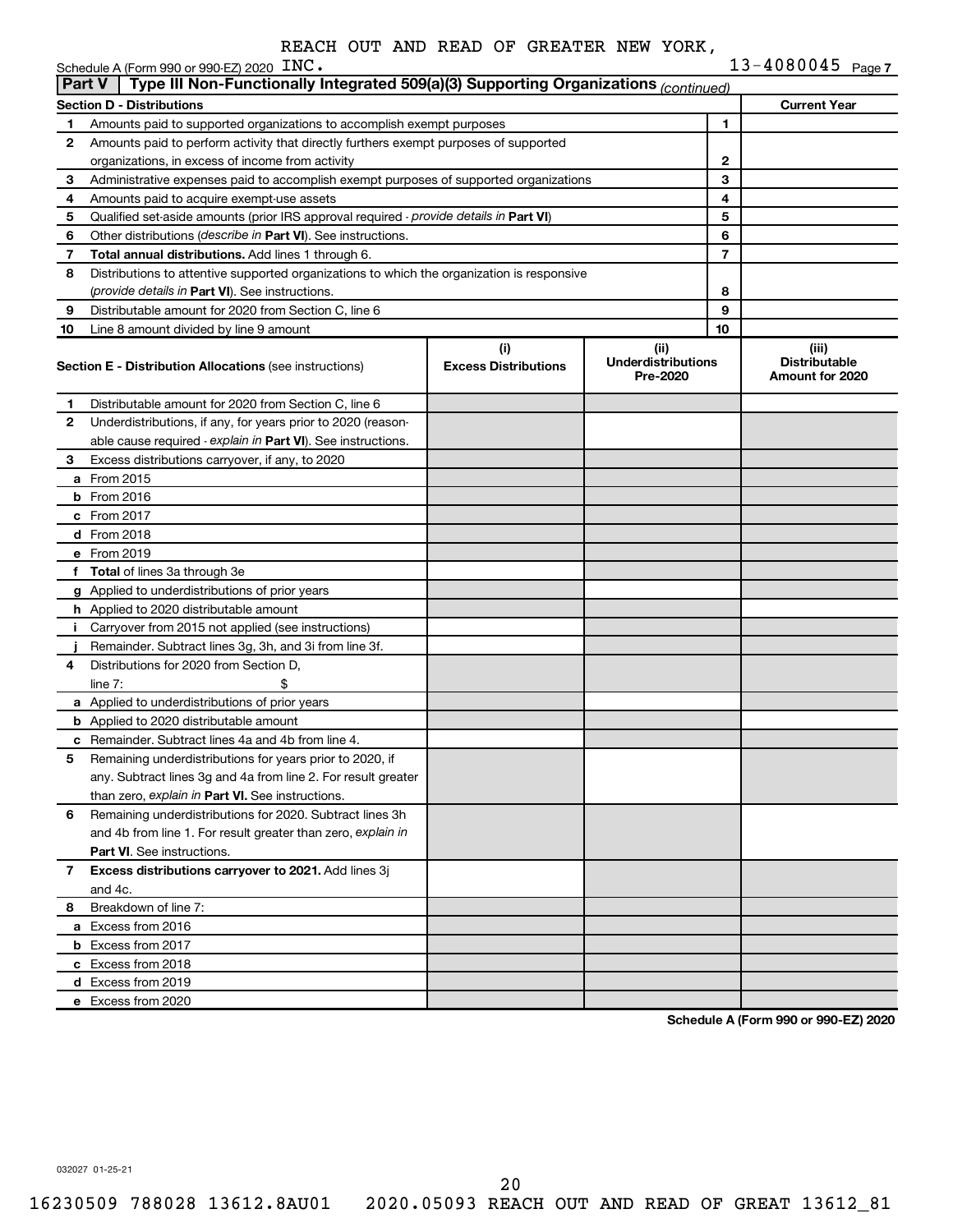REACH OUT AND READ OF GREATER NEW YORK, INC.

Schedule A (Form 990 or 990-EZ) 2020 13-4080045 Page 7

## Part V | Type III Non-Functionally Integrated 509(a)(3) Supporting Organizations *(continued)*

| Section D - Distributions | | | Current Year |
|---|---|---|---|
| 1 | Amounts paid to supported organizations to accomplish exempt purposes | 1 | |
| 2 | Amounts paid to perform activity that directly furthers exempt purposes of supported organizations, in excess of income from activity | 2 | |
| 3 | Administrative expenses paid to accomplish exempt purposes of supported organizations | 3 | |
| 4 | Amounts paid to acquire exempt-use assets | 4 | |
| 5 | Qualified set-aside amounts (prior IRS approval required - *provide details in* **Part VI**) | 5 | |
| 6 | Other distributions (*describe in* **Part VI**). See instructions. | 6 | |
| 7 | **Total annual distributions.** Add lines 1 through 6. | 7 | |
| 8 | Distributions to attentive supported organizations to which the organization is responsive (*provide details in* **Part VI**). See instructions. | 8 | |
| 9 | Distributable amount for 2020 from Section C, line 6 | 9 | |
| 10 | Line 8 amount divided by line 9 amount | 10 | |

| Section E - Distribution Allocations (see instructions) | (i) Excess Distributions | (ii) Underdistributions Pre-2020 | (iii) Distributable Amount for 2020 |
|---|---|---|---|
| **1** Distributable amount for 2020 from Section C, line 6 | | | |
| **2** Underdistributions, if any, for years prior to 2020 (reasonable cause required - *explain in* **Part VI**). See instructions. | | | |
| **3** Excess distributions carryover, if any, to 2020 | | | |
| **a** From 2015 | | | |
| **b** From 2016 | | | |
| **c** From 2017 | | | |
| **d** From 2018 | | | |
| **e** From 2019 | | | |
| **f Total** of lines 3a through 3e | | | |
| **g** Applied to underdistributions of prior years | | | |
| **h** Applied to 2020 distributable amount | | | |
| **i** Carryover from 2015 not applied (see instructions) | | | |
| **j** Remainder. Subtract lines 3g, 3h, and 3i from line 3f. | | | |
| **4** Distributions for 2020 from Section D, line 7: $ | | | |
| **a** Applied to underdistributions of prior years | | | |
| **b** Applied to 2020 distributable amount | | | |
| **c** Remainder. Subtract lines 4a and 4b from line 4. | | | |
| **5** Remaining underdistributions for years prior to 2020, if any. Subtract lines 3g and 4a from line 2. For result greater than zero, *explain in* **Part VI.** See instructions. | | | |
| **6** Remaining underdistributions for 2020. Subtract lines 3h and 4b from line 1. For result greater than zero, *explain in* **Part VI**. See instructions. | | | |
| **7 Excess distributions carryover to 2021.** Add lines 3j and 4c. | | | |
| **8** Breakdown of line 7: | | | |
| **a** Excess from 2016 | | | |
| **b** Excess from 2017 | | | |
| **c** Excess from 2018 | | | |
| **d** Excess from 2019 | | | |
| **e** Excess from 2020 | | | |

**Schedule A (Form 990 or 990-EZ) 2020**

032027 01-25-21

16230509 788028 13612.8AU01 2020.05093 REACH OUT AND READ OF GREAT 13612_81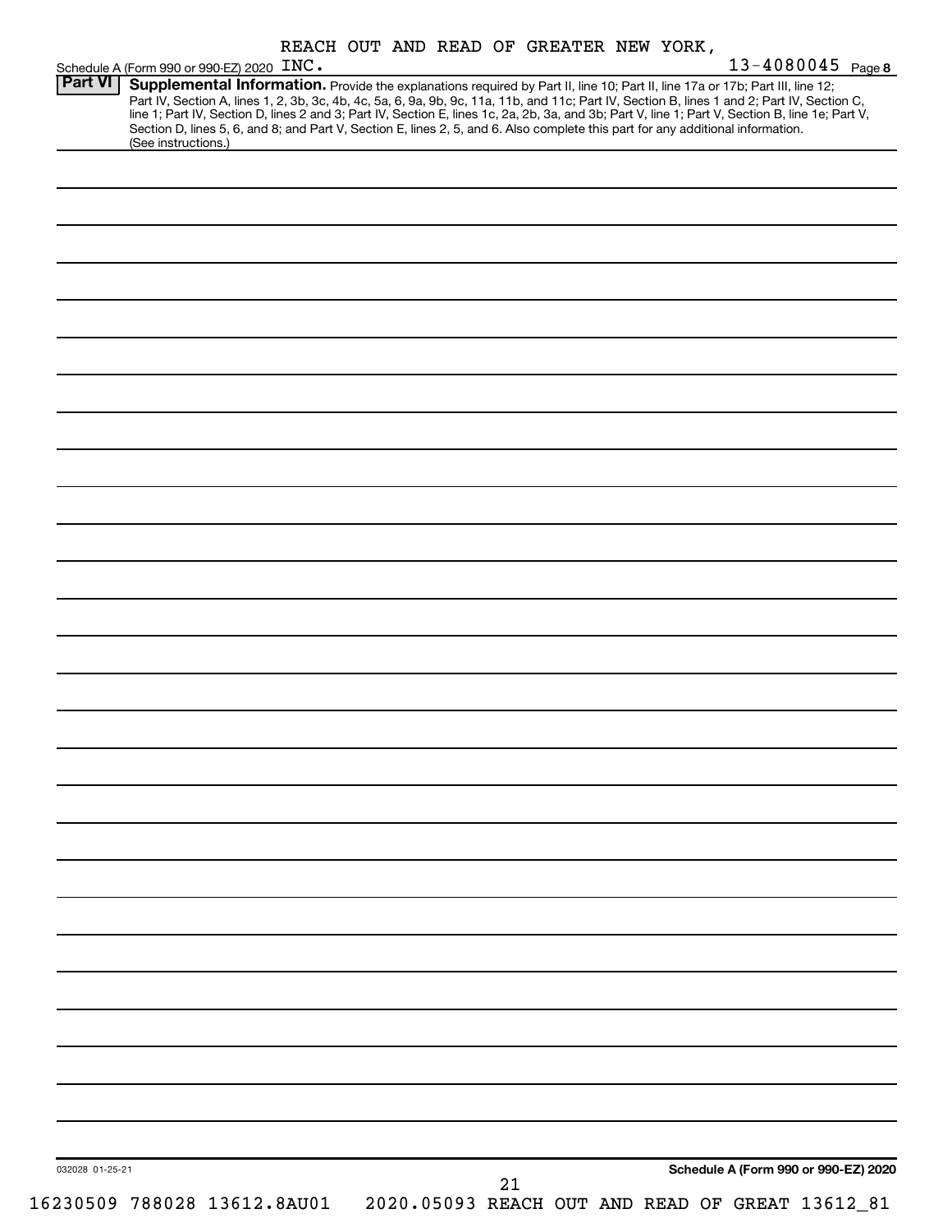REACH OUT AND READ OF GREATER NEW YORK,

Schedule A (Form 990 or 990-EZ) 2020 INC. 13-4080045 Page 8

**Part VI** **Supplemental Information.** Provide the explanations required by Part II, line 10; Part II, line 17a or 17b; Part III, line 12; Part IV, Section A, lines 1, 2, 3b, 3c, 4b, 4c, 5a, 6, 9a, 9b, 9c, 11a, 11b, and 11c; Part IV, Section B, lines 1 and 2; Part IV, Section C, line 1; Part IV, Section D, lines 2 and 3; Part IV, Section E, lines 1c, 2a, 2b, 3a, and 3b; Part V, line 1; Part V, Section B, line 1e; Part V, Section D, lines 5, 6, and 8; and Part V, Section E, lines 2, 5, and 6. Also complete this part for any additional information. (See instructions.)

032028 01-25-21

**Schedule A (Form 990 or 990-EZ) 2020**

16230509 788028 13612.8AU01 2020.05093 REACH OUT AND READ OF GREAT 13612_81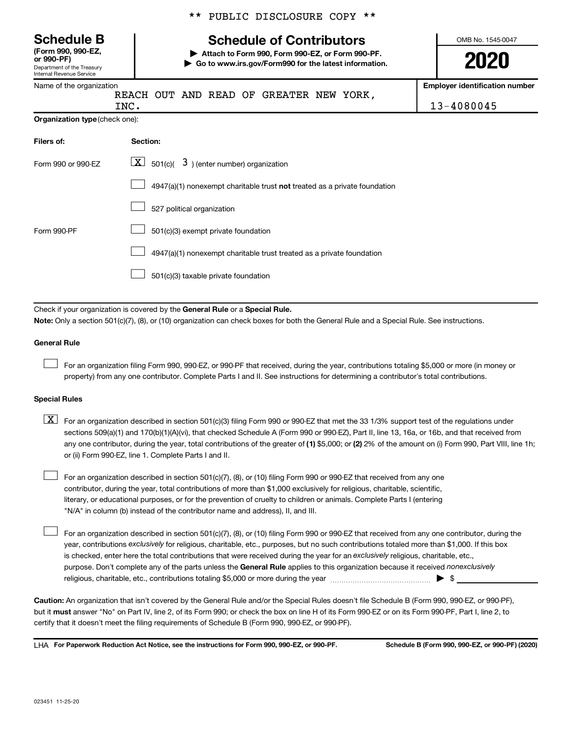** PUBLIC DISCLOSURE COPY **

**Schedule B**
**(Form 990, 990-EZ, or 990-PF)**
Department of the Treasury
Internal Revenue Service

# Schedule of Contributors

▶ **Attach to Form 990, Form 990-EZ, or Form 990-PF.**
▶ **Go to www.irs.gov/Form990 for the latest information.**

OMB No. 1545-0047

**2020**

Name of the organization: REACH OUT AND READ OF GREATER NEW YORK, INC.

**Employer identification number**: 13-4080045

**Organization type** (check one):

| Filers of: | Section: |
|---|---|
| Form 990 or 990-EZ | [X] 501(c)( 3 ) (enter number) organization |
| | [ ] 4947(a)(1) nonexempt charitable trust **not** treated as a private foundation |
| | [ ] 527 political organization |
| Form 990-PF | [ ] 501(c)(3) exempt private foundation |
| | [ ] 4947(a)(1) nonexempt charitable trust treated as a private foundation |
| | [ ] 501(c)(3) taxable private foundation |

Check if your organization is covered by the **General Rule** or a **Special Rule.**

**Note:** Only a section 501(c)(7), (8), or (10) organization can check boxes for both the General Rule and a Special Rule. See instructions.

**General Rule**

[ ] For an organization filing Form 990, 990-EZ, or 990-PF that received, during the year, contributions totaling $5,000 or more (in money or property) from any one contributor. Complete Parts I and II. See instructions for determining a contributor's total contributions.

**Special Rules**

[X] For an organization described in section 501(c)(3) filing Form 990 or 990-EZ that met the 33 1/3% support test of the regulations under sections 509(a)(1) and 170(b)(1)(A)(vi), that checked Schedule A (Form 990 or 990-EZ), Part II, line 13, 16a, or 16b, and that received from any one contributor, during the year, total contributions of the greater of **(1)** $5,000; or **(2)** 2% of the amount on (i) Form 990, Part VIII, line 1h; or (ii) Form 990-EZ, line 1. Complete Parts I and II.

[ ] For an organization described in section 501(c)(7), (8), or (10) filing Form 990 or 990-EZ that received from any one contributor, during the year, total contributions of more than $1,000 exclusively for religious, charitable, scientific, literary, or educational purposes, or for the prevention of cruelty to children or animals. Complete Parts I (entering "N/A" in column (b) instead of the contributor name and address), II, and III.

[ ] For an organization described in section 501(c)(7), (8), or (10) filing Form 990 or 990-EZ that received from any one contributor, during the year, contributions *exclusively* for religious, charitable, etc., purposes, but no such contributions totaled more than $1,000. If this box is checked, enter here the total contributions that were received during the year for an *exclusively* religious, charitable, etc., purpose. Don't complete any of the parts unless the **General Rule** applies to this organization because it received *nonexclusively* religious, charitable, etc., contributions totaling $5,000 or more during the year ▶ $ ____________

**Caution:** An organization that isn't covered by the General Rule and/or the Special Rules doesn't file Schedule B (Form 990, 990-EZ, or 990-PF), but it **must** answer "No" on Part IV, line 2, of its Form 990; or check the box on line H of its Form 990-EZ or on its Form 990-PF, Part I, line 2, to certify that it doesn't meet the filing requirements of Schedule B (Form 990, 990-EZ, or 990-PF).

LHA **For Paperwork Reduction Act Notice, see the instructions for Form 990, 990-EZ, or 990-PF.** **Schedule B (Form 990, 990-EZ, or 990-PF) (2020)**

023451 11-25-20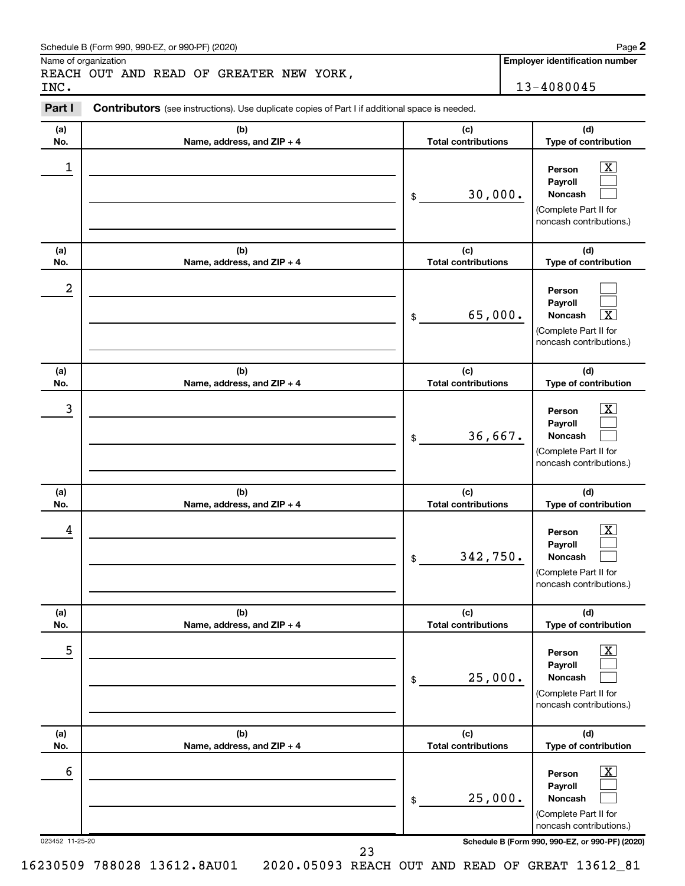Schedule B (Form 990, 990-EZ, or 990-PF) (2020)

Name of organization

REACH OUT AND READ OF GREATER NEW YORK, INC.

**Employer identification number**

13-4080045

**Part I** **Contributors** (see instructions). Use duplicate copies of Part I if additional space is needed.

| (a) No. | (b) Name, address, and ZIP + 4 | (c) Total contributions | (d) Type of contribution |
|---|---|---|---|
| 1 | | $ 30,000. | Person [X] Payroll [ ] Noncash [ ] (Complete Part II for noncash contributions.) |
| 2 | | $ 65,000. | Person [ ] Payroll [ ] Noncash [X] (Complete Part II for noncash contributions.) |
| 3 | | $ 36,667. | Person [X] Payroll [ ] Noncash [ ] (Complete Part II for noncash contributions.) |
| 4 | | $ 342,750. | Person [X] Payroll [ ] Noncash [ ] (Complete Part II for noncash contributions.) |
| 5 | | $ 25,000. | Person [X] Payroll [ ] Noncash [ ] (Complete Part II for noncash contributions.) |
| 6 | | $ 25,000. | Person [X] Payroll [ ] Noncash [ ] (Complete Part II for noncash contributions.) |

023452 11-25-20

**Schedule B (Form 990, 990-EZ, or 990-PF) (2020)**

16230509 788028 13612.8AU01 2020.05093 REACH OUT AND READ OF GREAT 13612_81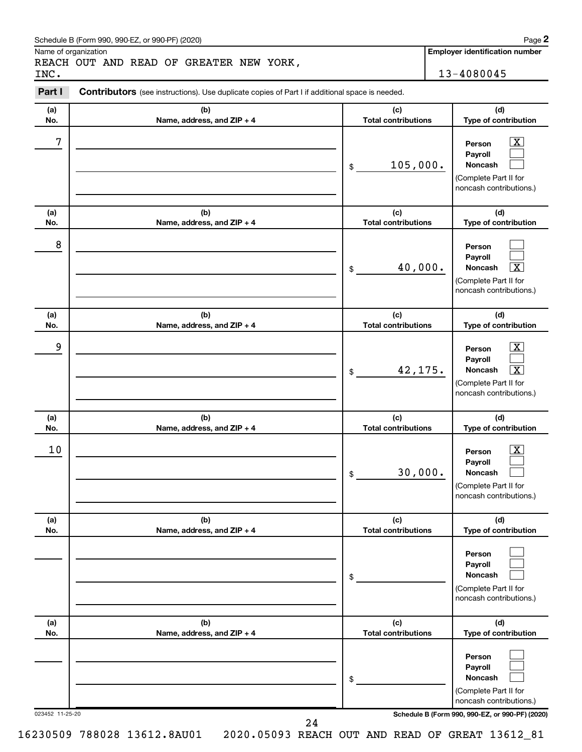Schedule B (Form 990, 990-EZ, or 990-PF) (2020)

Name of organization

REACH OUT AND READ OF GREATER NEW YORK, INC.

**Employer identification number**

13-4080045

**Part I** **Contributors** (see instructions). Use duplicate copies of Part I if additional space is needed.

| (a) No. | (b) Name, address, and ZIP + 4 | (c) Total contributions | (d) Type of contribution |
|---|---|---|---|
| 7 | | $ 105,000. | Person [X] Payroll [ ] Noncash [ ] (Complete Part II for noncash contributions.) |
| 8 | | $ 40,000. | Person [ ] Payroll [ ] Noncash [X] (Complete Part II for noncash contributions.) |
| 9 | | $ 42,175. | Person [X] Payroll [ ] Noncash [X] (Complete Part II for noncash contributions.) |
| 10 | | $ 30,000. | Person [X] Payroll [ ] Noncash [ ] (Complete Part II for noncash contributions.) |
| | | $ | Person [ ] Payroll [ ] Noncash [ ] (Complete Part II for noncash contributions.) |
| | | $ | Person [ ] Payroll [ ] Noncash [ ] (Complete Part II for noncash contributions.) |

023452 11-25-20

**Schedule B (Form 990, 990-EZ, or 990-PF) (2020)**

16230509 788028 13612.8AU01 2020.05093 REACH OUT AND READ OF GREAT 13612_81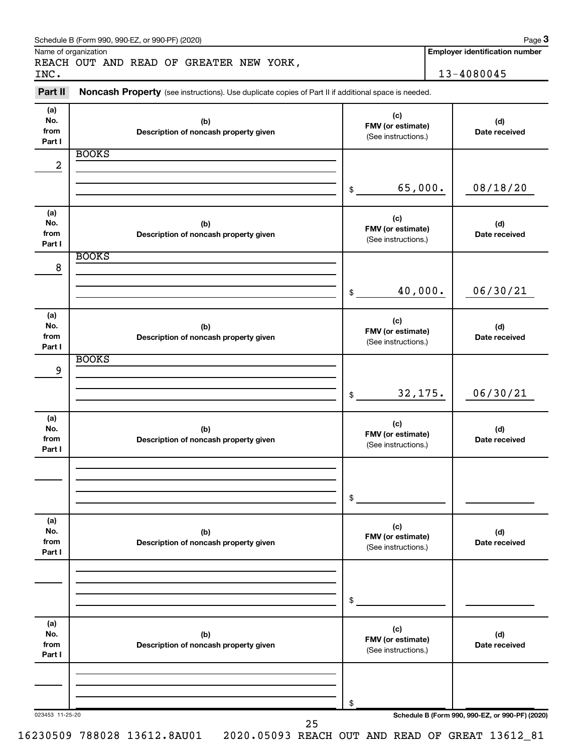Schedule B (Form 990, 990-EZ, or 990-PF) (2020)

Name of organization: REACH OUT AND READ OF GREATER NEW YORK, INC.

**Employer identification number:** 13-4080045

**Part II** **Noncash Property** (see instructions). Use duplicate copies of Part II if additional space is needed.

| (a) No. from Part I | (b) Description of noncash property given | (c) FMV (or estimate) (See instructions.) | (d) Date received |
|---|---|---|---|
| 2 | BOOKS | $ 65,000. | 08/18/20 |
| 8 | BOOKS | $ 40,000. | 06/30/21 |
| 9 | BOOKS | $ 32,175. | 06/30/21 |
| | | $ | |
| | | $ | |
| | | $ | |

023453 11-25-20

Schedule B (Form 990, 990-EZ, or 990-PF) (2020)

16230509 788028 13612.8AU01 2020.05093 REACH OUT AND READ OF GREAT 13612_81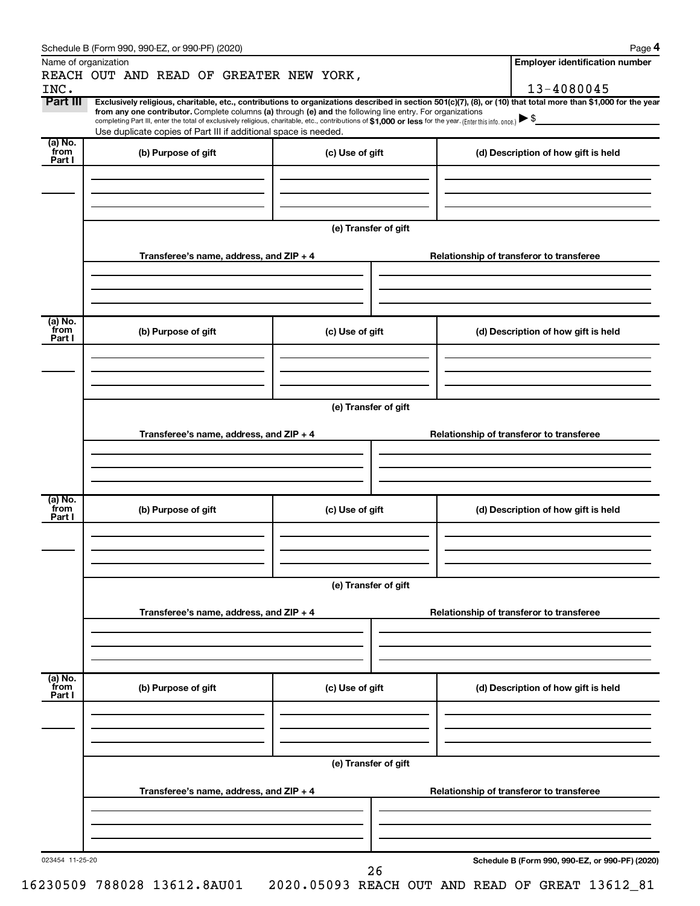Schedule B (Form 990, 990-EZ, or 990-PF) (2020)

Name of organization

REACH OUT AND READ OF GREATER NEW YORK, INC.

**Employer identification number**

13-4080045

**Part III** **Exclusively religious, charitable, etc., contributions to organizations described in section 501(c)(7), (8), or (10) that total more than $1,000 for the year from any one contributor.** Complete columns **(a)** through **(e)** and the following line entry. For organizations completing Part III, enter the total of exclusively religious, charitable, etc., contributions of **$1,000 or less** for the year. (Enter this info. once.) ▶ $

Use duplicate copies of Part III if additional space is needed.

| (a) No. from Part I | (b) Purpose of gift | (c) Use of gift | (d) Description of how gift is held |
|---|---|---|---|
| | | | |

**(e) Transfer of gift**

| Transferee's name, address, and ZIP + 4 | Relationship of transferor to transferee |
|---|---|
| | |

| (a) No. from Part I | (b) Purpose of gift | (c) Use of gift | (d) Description of how gift is held |
|---|---|---|---|
| | | | |

**(e) Transfer of gift**

| Transferee's name, address, and ZIP + 4 | Relationship of transferor to transferee |
|---|---|
| | |

| (a) No. from Part I | (b) Purpose of gift | (c) Use of gift | (d) Description of how gift is held |
|---|---|---|---|
| | | | |

**(e) Transfer of gift**

| Transferee's name, address, and ZIP + 4 | Relationship of transferor to transferee |
|---|---|
| | |

| (a) No. from Part I | (b) Purpose of gift | (c) Use of gift | (d) Description of how gift is held |
|---|---|---|---|
| | | | |

**(e) Transfer of gift**

| Transferee's name, address, and ZIP + 4 | Relationship of transferor to transferee |
|---|---|
| | |

023454 11-25-20

**Schedule B (Form 990, 990-EZ, or 990-PF) (2020)**

16230509 788028 13612.8AU01 2020.05093 REACH OUT AND READ OF GREAT 13612_81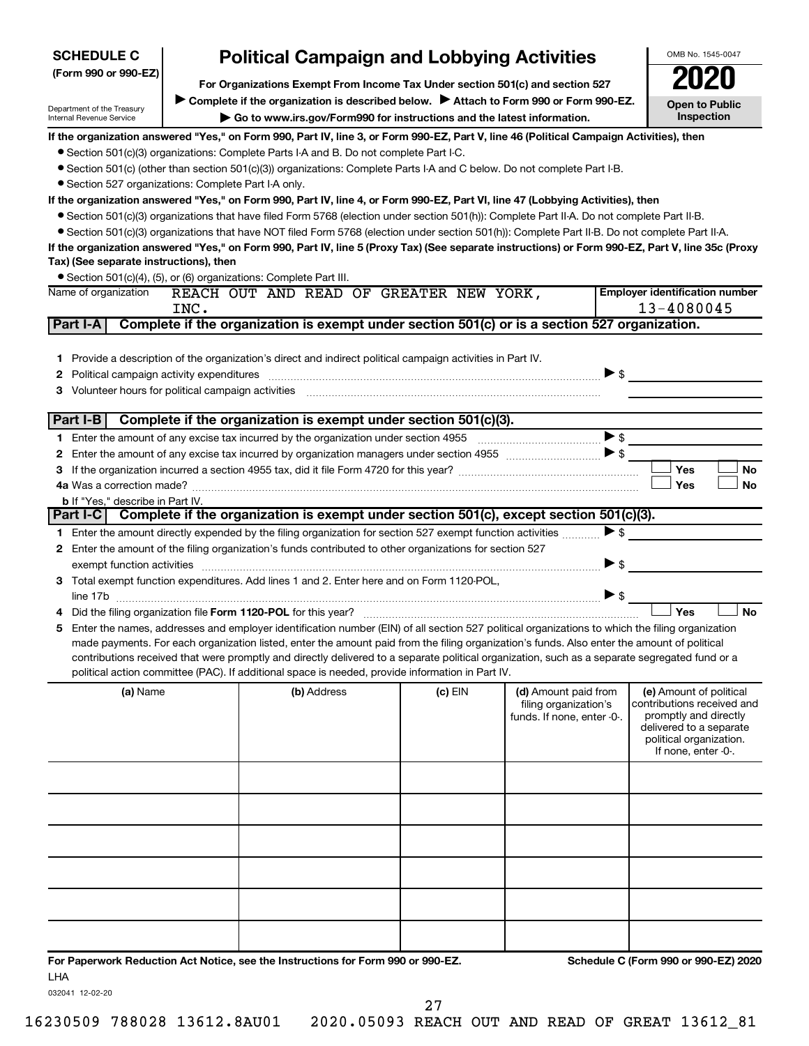**SCHEDULE C**
**(Form 990 or 990-EZ)**

Department of the Treasury
Internal Revenue Service

# Political Campaign and Lobbying Activities

**For Organizations Exempt From Income Tax Under section 501(c) and section 527**

▶ **Complete if the organization is described below.** ▶ **Attach to Form 990 or Form 990-EZ.**

▶ **Go to www.irs.gov/Form990 for instructions and the latest information.**

OMB No. 1545-0047

**2020**

**Open to Public Inspection**

**If the organization answered "Yes," on Form 990, Part IV, line 3, or Form 990-EZ, Part V, line 46 (Political Campaign Activities), then**

- Section 501(c)(3) organizations: Complete Parts I-A and B. Do not complete Part I-C.
- Section 501(c) (other than section 501(c)(3)) organizations: Complete Parts I-A and C below. Do not complete Part I-B.
- Section 527 organizations: Complete Part I-A only.

**If the organization answered "Yes," on Form 990, Part IV, line 4, or Form 990-EZ, Part VI, line 47 (Lobbying Activities), then**

- Section 501(c)(3) organizations that have filed Form 5768 (election under section 501(h)): Complete Part II-A. Do not complete Part II-B.
- Section 501(c)(3) organizations that have NOT filed Form 5768 (election under section 501(h)): Complete Part II-B. Do not complete Part II-A.

**If the organization answered "Yes," on Form 990, Part IV, line 5 (Proxy Tax) (See separate instructions) or Form 990-EZ, Part V, line 35c (Proxy Tax) (See separate instructions), then**

- Section 501(c)(4), (5), or (6) organizations: Complete Part III.

| Name of organization | Employer identification number |
|---|---|
| REACH OUT AND READ OF GREATER NEW YORK, INC. | 13-4080045 |

## Part I-A Complete if the organization is exempt under section 501(c) or is a section 527 organization.

1 Provide a description of the organization's direct and indirect political campaign activities in Part IV.

2 Political campaign activity expenditures ▶ $

3 Volunteer hours for political campaign activities

## Part I-B Complete if the organization is exempt under section 501(c)(3).

1 Enter the amount of any excise tax incurred by the organization under section 4955 ▶ $

2 Enter the amount of any excise tax incurred by organization managers under section 4955 ▶ $

3 If the organization incurred a section 4955 tax, did it file Form 4720 for this year? ☐ Yes ☐ No

4a Was a correction made? ☐ Yes ☐ No

b If "Yes," describe in Part IV.

## Part I-C Complete if the organization is exempt under section 501(c), except section 501(c)(3).

1 Enter the amount directly expended by the filing organization for section 527 exempt function activities ▶ $

2 Enter the amount of the filing organization's funds contributed to other organizations for section 527 exempt function activities ▶ $

3 Total exempt function expenditures. Add lines 1 and 2. Enter here and on Form 1120-POL, line 17b ▶ $

4 Did the filing organization file **Form 1120-POL** for this year? ☐ Yes ☐ No

5 Enter the names, addresses and employer identification number (EIN) of all section 527 political organizations to which the filing organization made payments. For each organization listed, enter the amount paid from the filing organization's funds. Also enter the amount of political contributions received that were promptly and directly delivered to a separate political organization, such as a separate segregated fund or a political action committee (PAC). If additional space is needed, provide information in Part IV.

| (a) Name | (b) Address | (c) EIN | (d) Amount paid from filing organization's funds. If none, enter -0-. | (e) Amount of political contributions received and promptly and directly delivered to a separate political organization. If none, enter -0-. |
|---|---|---|---|---|
| | | | | |
| | | | | |
| | | | | |
| | | | | |
| | | | | |
| | | | | |

**For Paperwork Reduction Act Notice, see the Instructions for Form 990 or 990-EZ.** LHA **Schedule C (Form 990 or 990-EZ) 2020**

032041 12-02-20

16230509 788028 13612.8AU01 2020.05093 REACH OUT AND READ OF GREAT 13612_81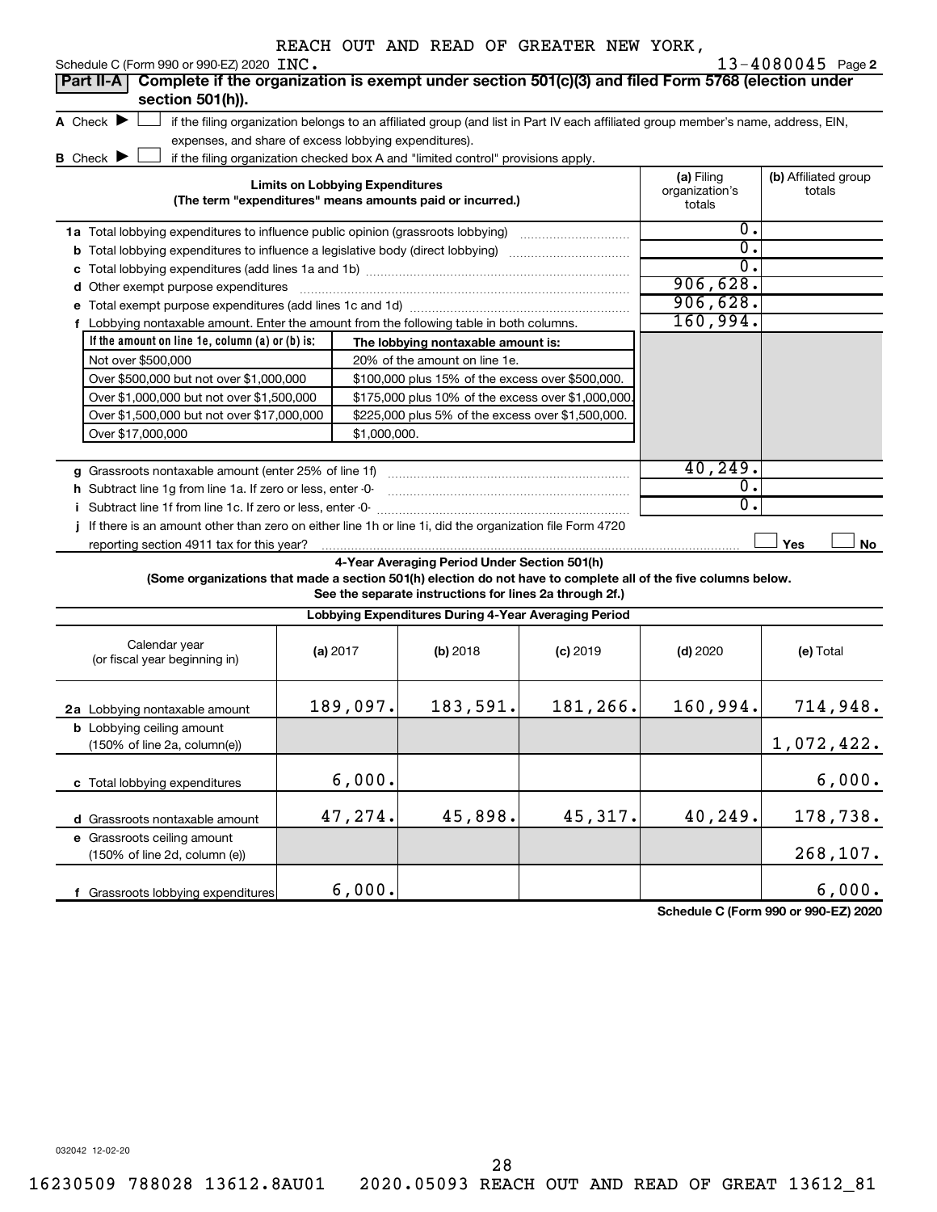REACH OUT AND READ OF GREATER NEW YORK,

Schedule C (Form 990 or 990-EZ) 2020 INC. 13-4080045 Page 2

**Part II-A | Complete if the organization is exempt under section 501(c)(3) and filed Form 5768 (election under section 501(h)).**

A Check ▶ ☐ if the filing organization belongs to an affiliated group (and list in Part IV each affiliated group member's name, address, EIN, expenses, and share of excess lobbying expenditures).

B Check ▶ ☐ if the filing organization checked box A and "limited control" provisions apply.

| Limits on Lobbying Expenditures (The term "expenditures" means amounts paid or incurred.) | (a) Filing organization's totals | (b) Affiliated group totals |
|---|---|---|
| 1a Total lobbying expenditures to influence public opinion (grassroots lobbying) | 0. | |
| b Total lobbying expenditures to influence a legislative body (direct lobbying) | 0. | |
| c Total lobbying expenditures (add lines 1a and 1b) | 0. | |
| d Other exempt purpose expenditures | 906,628. | |
| e Total exempt purpose expenditures (add lines 1c and 1d) | 906,628. | |
| f Lobbying nontaxable amount. Enter the amount from the following table in both columns. | 160,994. | |

| If the amount on line 1e, column (a) or (b) is: | The lobbying nontaxable amount is: |
|---|---|
| Not over $500,000 | 20% of the amount on line 1e. |
| Over $500,000 but not over $1,000,000 | $100,000 plus 15% of the excess over $500,000. |
| Over $1,000,000 but not over $1,500,000 | $175,000 plus 10% of the excess over $1,000,000. |
| Over $1,500,000 but not over $17,000,000 | $225,000 plus 5% of the excess over $1,500,000. |
| Over $17,000,000 | $1,000,000. |

| | (a) Filing organization's totals | (b) Affiliated group totals |
|---|---|---|
| g Grassroots nontaxable amount (enter 25% of line 1f) | 40,249. | |
| h Subtract line 1g from line 1a. If zero or less, enter -0- | 0. | |
| i Subtract line 1f from line 1c. If zero or less, enter -0- | 0. | |

j If there is an amount other than zero on either line 1h or line 1i, did the organization file Form 4720 reporting section 4911 tax for this year? ☐ Yes ☐ No

**4-Year Averaging Period Under Section 501(h)**

**(Some organizations that made a section 501(h) election do not have to complete all of the five columns below. See the separate instructions for lines 2a through 2f.)**

**Lobbying Expenditures During 4-Year Averaging Period**

| Calendar year (or fiscal year beginning in) | (a) 2017 | (b) 2018 | (c) 2019 | (d) 2020 | (e) Total |
|---|---|---|---|---|---|
| 2a Lobbying nontaxable amount | 189,097. | 183,591. | 181,266. | 160,994. | 714,948. |
| b Lobbying ceiling amount (150% of line 2a, column(e)) | | | | | 1,072,422. |
| c Total lobbying expenditures | 6,000. | | | | 6,000. |
| d Grassroots nontaxable amount | 47,274. | 45,898. | 45,317. | 40,249. | 178,738. |
| e Grassroots ceiling amount (150% of line 2d, column (e)) | | | | | 268,107. |
| f Grassroots lobbying expenditures | 6,000. | | | | 6,000. |

**Schedule C (Form 990 or 990-EZ) 2020**

032042 12-02-20

16230509 788028 13612.8AU01 2020.05093 REACH OUT AND READ OF GREAT 13612_81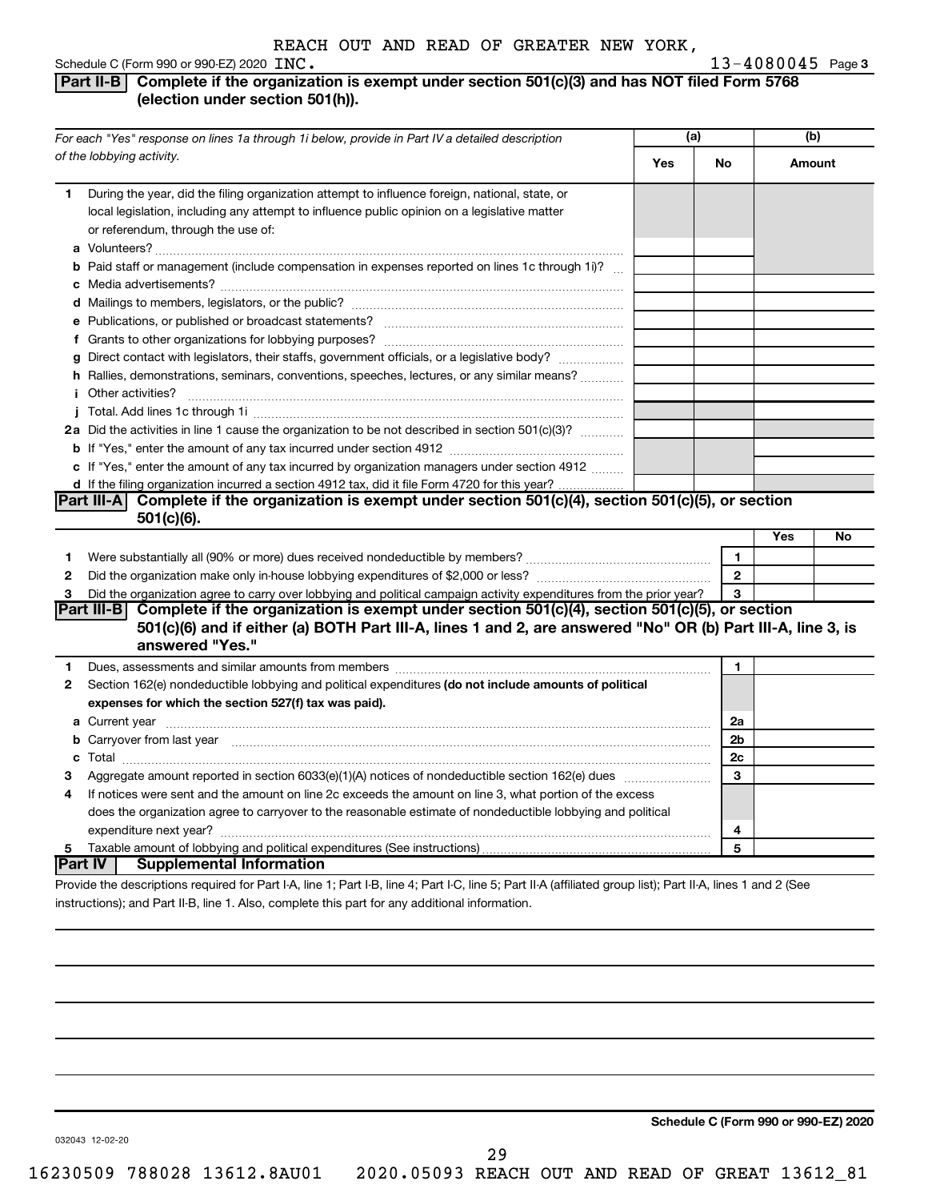REACH OUT AND READ OF GREATER NEW YORK,

Schedule C (Form 990 or 990-EZ) 2020 INC. 13-4080045 Page 3

## Part II-B Complete if the organization is exempt under section 501(c)(3) and has NOT filed Form 5768 (election under section 501(h)).

| For each "Yes" response on lines 1a through 1i below, provide in Part IV a detailed description of the lobbying activity. | (a) Yes | (a) No | (b) Amount |
|---|---|---|---|
| **1** During the year, did the filing organization attempt to influence foreign, national, state, or local legislation, including any attempt to influence public opinion on a legislative matter or referendum, through the use of: | | | |
| **a** Volunteers? | | | |
| **b** Paid staff or management (include compensation in expenses reported on lines 1c through 1i)? | | | |
| **c** Media advertisements? | | | |
| **d** Mailings to members, legislators, or the public? | | | |
| **e** Publications, or published or broadcast statements? | | | |
| **f** Grants to other organizations for lobbying purposes? | | | |
| **g** Direct contact with legislators, their staffs, government officials, or a legislative body? | | | |
| **h** Rallies, demonstrations, seminars, conventions, speeches, lectures, or any similar means? | | | |
| **i** Other activities? | | | |
| **j** Total. Add lines 1c through 1i | | | |
| **2a** Did the activities in line 1 cause the organization to be not described in section 501(c)(3)? | | | |
| **b** If "Yes," enter the amount of any tax incurred under section 4912 | | | |
| **c** If "Yes," enter the amount of any tax incurred by organization managers under section 4912 | | | |
| **d** If the filing organization incurred a section 4912 tax, did it file Form 4720 for this year? | | | |

## Part III-A Complete if the organization is exempt under section 501(c)(4), section 501(c)(5), or section 501(c)(6).

| | | Line | Yes | No |
|---|---|---|---|---|
| **1** | Were substantially all (90% or more) dues received nondeductible by members? | 1 | | |
| **2** | Did the organization make only in-house lobbying expenditures of $2,000 or less? | 2 | | |
| **3** | Did the organization agree to carry over lobbying and political campaign activity expenditures from the prior year? | 3 | | |

## Part III-B Complete if the organization is exempt under section 501(c)(4), section 501(c)(5), or section 501(c)(6) and if either (a) BOTH Part III-A, lines 1 and 2, are answered "No" OR (b) Part III-A, line 3, is answered "Yes."

| | | Line | Amount |
|---|---|---|---|
| **1** | Dues, assessments and similar amounts from members | 1 | |
| **2** | Section 162(e) nondeductible lobbying and political expenditures **(do not include amounts of political expenses for which the section 527(f) tax was paid).** | | |
| **a** | Current year | 2a | |
| **b** | Carryover from last year | 2b | |
| **c** | Total | 2c | |
| **3** | Aggregate amount reported in section 6033(e)(1)(A) notices of nondeductible section 162(e) dues | 3 | |
| **4** | If notices were sent and the amount on line 2c exceeds the amount on line 3, what portion of the excess does the organization agree to carryover to the reasonable estimate of nondeductible lobbying and political expenditure next year? | 4 | |
| **5** | Taxable amount of lobbying and political expenditures (See instructions) | 5 | |

## Part IV Supplemental Information

Provide the descriptions required for Part I-A, line 1; Part I-B, line 4; Part I-C, line 5; Part II-A (affiliated group list); Part II-A, lines 1 and 2 (See instructions); and Part II-B, line 1. Also, complete this part for any additional information.

**Schedule C (Form 990 or 990-EZ) 2020**

032043 12-02-20

16230509 788028 13612.8AU01 2020.05093 REACH OUT AND READ OF GREAT 13612_81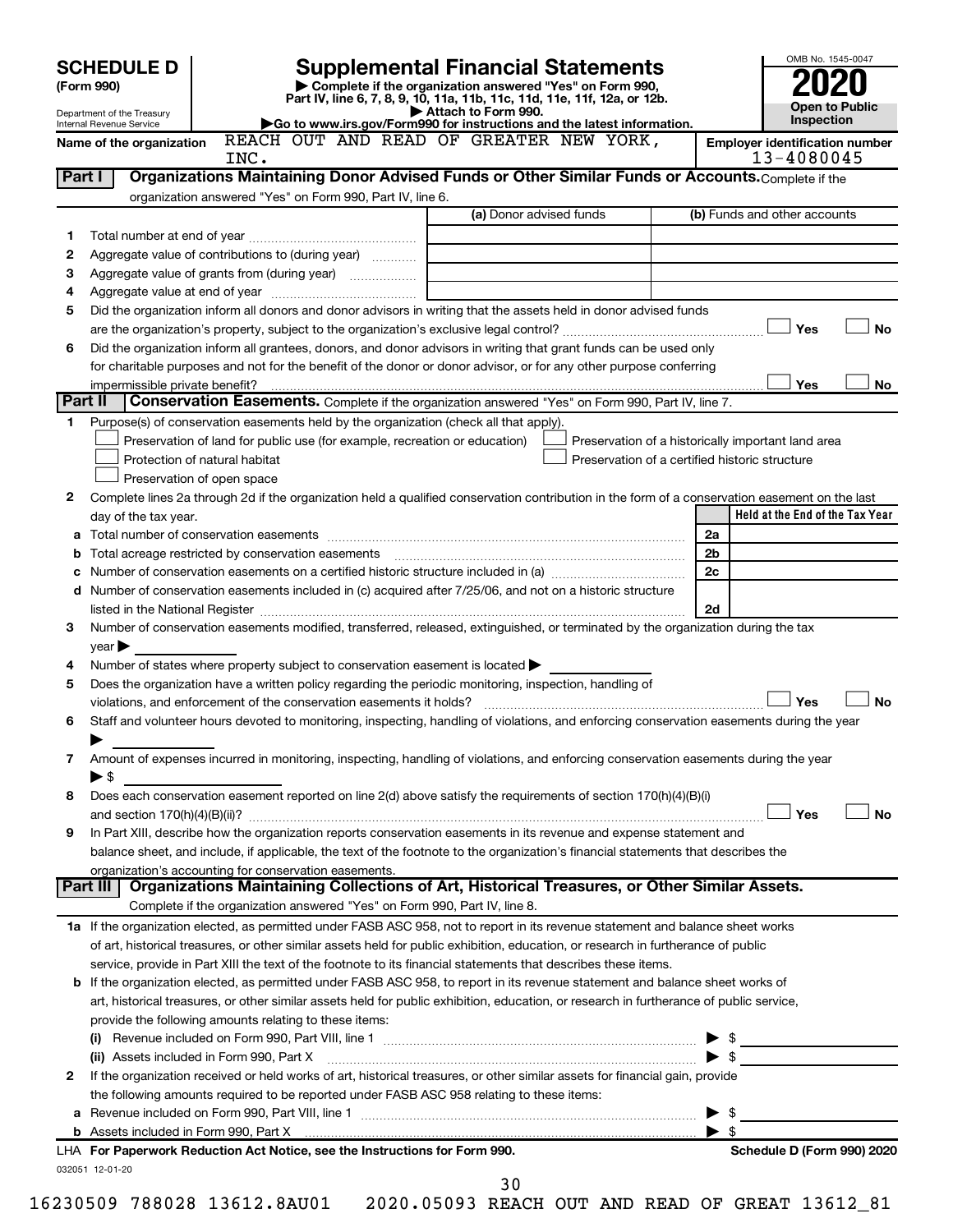**SCHEDULE D (Form 990)**

Department of the Treasury
Internal Revenue Service

# Supplemental Financial Statements

▶ Complete if the organization answered "Yes" on Form 990, Part IV, line 6, 7, 8, 9, 10, 11a, 11b, 11c, 11d, 11e, 11f, 12a, or 12b.
▶ Attach to Form 990.
▶Go to www.irs.gov/Form990 for instructions and the latest information.

OMB No. 1545-0047
**2020**
**Open to Public Inspection**

**Name of the organization:** REACH OUT AND READ OF GREATER NEW YORK, INC.

**Employer identification number:** 13-4080045

## Part I Organizations Maintaining Donor Advised Funds or Other Similar Funds or Accounts.

Complete if the organization answered "Yes" on Form 990, Part IV, line 6.

| | | (a) Donor advised funds | (b) Funds and other accounts |
|---|---|---|---|
| 1 | Total number at end of year | | |
| 2 | Aggregate value of contributions to (during year) | | |
| 3 | Aggregate value of grants from (during year) | | |
| 4 | Aggregate value at end of year | | |

5 Did the organization inform all donors and donor advisors in writing that the assets held in donor advised funds are the organization's property, subject to the organization's exclusive legal control? ☐ Yes ☐ No

6 Did the organization inform all grantees, donors, and donor advisors in writing that grant funds can be used only for charitable purposes and not for the benefit of the donor or donor advisor, or for any other purpose conferring impermissible private benefit? ☐ Yes ☐ No

## Part II Conservation Easements.

Complete if the organization answered "Yes" on Form 990, Part IV, line 7.

1 Purpose(s) of conservation easements held by the organization (check all that apply).

- ☐ Preservation of land for public use (for example, recreation or education)
- ☐ Protection of natural habitat
- ☐ Preservation of open space
- ☐ Preservation of a historically important land area
- ☐ Preservation of a certified historic structure

2 Complete lines 2a through 2d if the organization held a qualified conservation contribution in the form of a conservation easement on the last day of the tax year.

| | | | Held at the End of the Tax Year |
|---|---|---|---|
| a | Total number of conservation easements | 2a | |
| b | Total acreage restricted by conservation easements | 2b | |
| c | Number of conservation easements on a certified historic structure included in (a) | 2c | |
| d | Number of conservation easements included in (c) acquired after 7/25/06, and not on a historic structure listed in the National Register | 2d | |

3 Number of conservation easements modified, transferred, released, extinguished, or terminated by the organization during the tax year ▶

4 Number of states where property subject to conservation easement is located ▶

5 Does the organization have a written policy regarding the periodic monitoring, inspection, handling of violations, and enforcement of the conservation easements it holds? ☐ Yes ☐ No

6 Staff and volunteer hours devoted to monitoring, inspecting, handling of violations, and enforcing conservation easements during the year ▶

7 Amount of expenses incurred in monitoring, inspecting, handling of violations, and enforcing conservation easements during the year ▶ $

8 Does each conservation easement reported on line 2(d) above satisfy the requirements of section 170(h)(4)(B)(i) and section 170(h)(4)(B)(ii)? ☐ Yes ☐ No

9 In Part XIII, describe how the organization reports conservation easements in its revenue and expense statement and balance sheet, and include, if applicable, the text of the footnote to the organization's financial statements that describes the organization's accounting for conservation easements.

## Part III Organizations Maintaining Collections of Art, Historical Treasures, or Other Similar Assets.

Complete if the organization answered "Yes" on Form 990, Part IV, line 8.

1a If the organization elected, as permitted under FASB ASC 958, not to report in its revenue statement and balance sheet works of art, historical treasures, or other similar assets held for public exhibition, education, or research in furtherance of public service, provide in Part XIII the text of the footnote to its financial statements that describes these items.

b If the organization elected, as permitted under FASB ASC 958, to report in its revenue statement and balance sheet works of art, historical treasures, or other similar assets held for public exhibition, education, or research in furtherance of public service, provide the following amounts relating to these items:

(i) Revenue included on Form 990, Part VIII, line 1 ▶ $

(ii) Assets included in Form 990, Part X ▶ $

2 If the organization received or held works of art, historical treasures, or other similar assets for financial gain, provide the following amounts required to be reported under FASB ASC 958 relating to these items:

a Revenue included on Form 990, Part VIII, line 1 ▶ $

b Assets included in Form 990, Part X ▶ $

LHA **For Paperwork Reduction Act Notice, see the Instructions for Form 990.** **Schedule D (Form 990) 2020**

032051 12-01-20

16230509 788028 13612.8AU01 2020.05093 REACH OUT AND READ OF GREAT 13612_81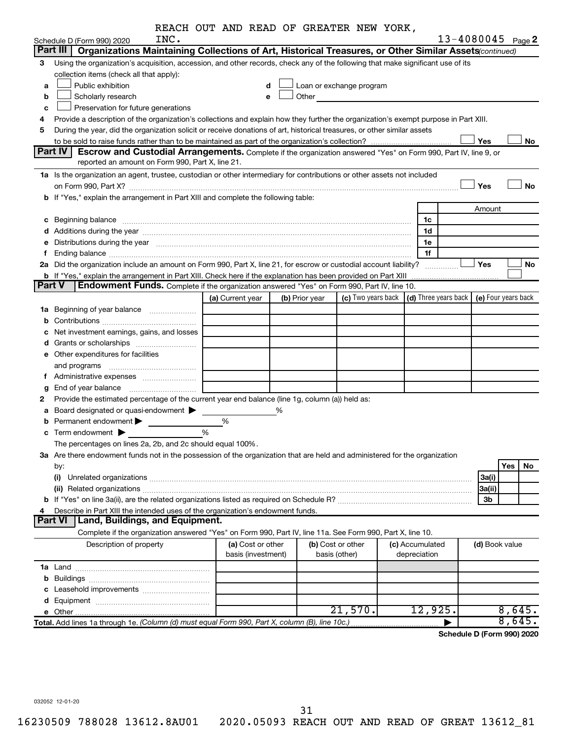REACH OUT AND READ OF GREATER NEW YORK, INC.

Schedule D (Form 990) 2020 — 13-4080045 Page 2

## Part III Organizations Maintaining Collections of Art, Historical Treasures, or Other Similar Assets *(continued)*

3 Using the organization's acquisition, accession, and other records, check any of the following that make significant use of its collection items (check all that apply):

a ☐ Public exhibition
b ☐ Scholarly research
c ☐ Preservation for future generations
d ☐ Loan or exchange program
e ☐ Other

4 Provide a description of the organization's collections and explain how they further the organization's exempt purpose in Part XIII.

5 During the year, did the organization solicit or receive donations of art, historical treasures, or other similar assets to be sold to raise funds rather than to be maintained as part of the organization's collection? ☐ Yes ☐ No

## Part IV Escrow and Custodial Arrangements.

Complete if the organization answered "Yes" on Form 990, Part IV, line 9, or reported an amount on Form 990, Part X, line 21.

1a Is the organization an agent, trustee, custodian or other intermediary for contributions or other assets not included on Form 990, Part X? ☐ Yes ☐ No

b If "Yes," explain the arrangement in Part XIII and complete the following table:

| | | Amount |
|---|---|---|
| c Beginning balance | 1c | |
| d Additions during the year | 1d | |
| e Distributions during the year | 1e | |
| f Ending balance | 1f | |

2a Did the organization include an amount on Form 990, Part X, line 21, for escrow or custodial account liability? ☐ Yes ☐ No

b If "Yes," explain the arrangement in Part XIII. Check here if the explanation has been provided on Part XIII ☐

## Part V Endowment Funds.

Complete if the organization answered "Yes" on Form 990, Part IV, line 10.

| | (a) Current year | (b) Prior year | (c) Two years back | (d) Three years back | (e) Four years back |
|---|---|---|---|---|---|
| 1a Beginning of year balance | | | | | |
| b Contributions | | | | | |
| c Net investment earnings, gains, and losses | | | | | |
| d Grants or scholarships | | | | | |
| e Other expenditures for facilities and programs | | | | | |
| f Administrative expenses | | | | | |
| g End of year balance | | | | | |

2 Provide the estimated percentage of the current year end balance (line 1g, column (a)) held as:

a Board designated or quasi-endowment ▶ %
b Permanent endowment ▶ %
c Term endowment ▶ %

The percentages on lines 2a, 2b, and 2c should equal 100%.

3a Are there endowment funds not in the possession of the organization that are held and administered for the organization by:

| | | Yes | No |
|---|---|---|---|
| (i) Unrelated organizations | 3a(i) | | |
| (ii) Related organizations | 3a(ii) | | |
| b If "Yes" on line 3a(ii), are the related organizations listed as required on Schedule R? | 3b | | |

4 Describe in Part XIII the intended uses of the organization's endowment funds.

## Part VI Land, Buildings, and Equipment.

Complete if the organization answered "Yes" on Form 990, Part IV, line 11a. See Form 990, Part X, line 10.

| Description of property | (a) Cost or other basis (investment) | (b) Cost or other basis (other) | (c) Accumulated depreciation | (d) Book value |
|---|---|---|---|---|
| 1a Land | | | | |
| b Buildings | | | | |
| c Leasehold improvements | | | | |
| d Equipment | | | | |
| e Other | | 21,570. | 12,925. | 8,645. |
| **Total.** Add lines 1a through 1e. *(Column (d) must equal Form 990, Part X, column (B), line 10c.)* | | | ▶ | 8,645. |

**Schedule D (Form 990) 2020**

032052 12-01-20

16230509 788028 13612.8AU01 2020.05093 REACH OUT AND READ OF GREAT 13612_81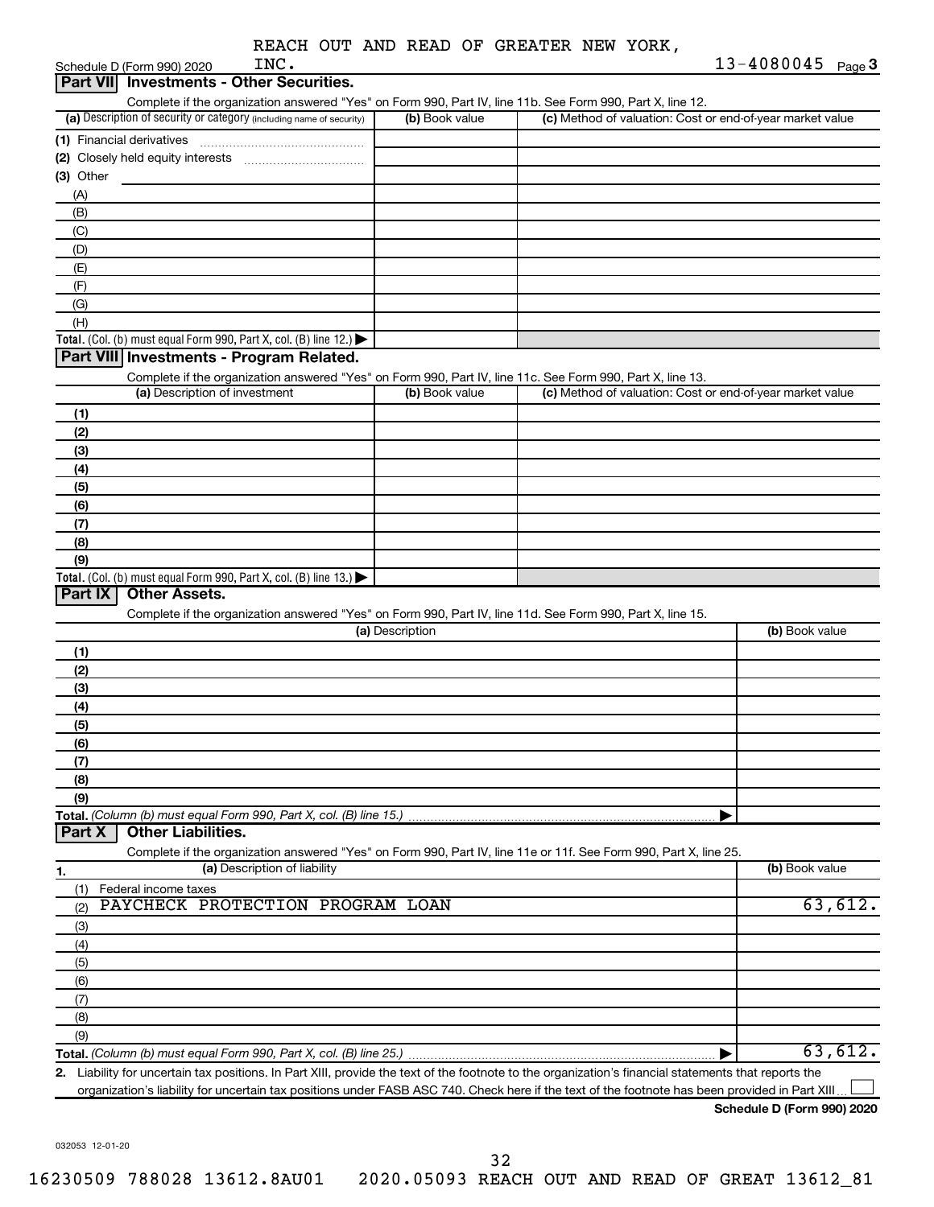REACH OUT AND READ OF GREATER NEW YORK, INC.

Schedule D (Form 990) 2020 — 13-4080045 Page 3

## Part VII Investments - Other Securities.

Complete if the organization answered "Yes" on Form 990, Part IV, line 11b. See Form 990, Part X, line 12.

| (a) Description of security or category (including name of security) | (b) Book value | (c) Method of valuation: Cost or end-of-year market value |
|---|---|---|
| (1) Financial derivatives | | |
| (2) Closely held equity interests | | |
| (3) Other | | |
| (A) | | |
| (B) | | |
| (C) | | |
| (D) | | |
| (E) | | |
| (F) | | |
| (G) | | |
| (H) | | |
| **Total.** (Col. (b) must equal Form 990, Part X, col. (B) line 12.) | | |

## Part VIII Investments - Program Related.

Complete if the organization answered "Yes" on Form 990, Part IV, line 11c. See Form 990, Part X, line 13.

| (a) Description of investment | (b) Book value | (c) Method of valuation: Cost or end-of-year market value |
|---|---|---|
| (1) | | |
| (2) | | |
| (3) | | |
| (4) | | |
| (5) | | |
| (6) | | |
| (7) | | |
| (8) | | |
| (9) | | |
| **Total.** (Col. (b) must equal Form 990, Part X, col. (B) line 13.) | | |

## Part IX Other Assets.

Complete if the organization answered "Yes" on Form 990, Part IV, line 11d. See Form 990, Part X, line 15.

| (a) Description | (b) Book value |
|---|---|
| (1) | |
| (2) | |
| (3) | |
| (4) | |
| (5) | |
| (6) | |
| (7) | |
| (8) | |
| (9) | |
| **Total.** *(Column (b) must equal Form 990, Part X, col. (B) line 15.)* | |

## Part X Other Liabilities.

Complete if the organization answered "Yes" on Form 990, Part IV, line 11e or 11f. See Form 990, Part X, line 25.

| 1. (a) Description of liability | (b) Book value |
|---|---|
| (1) Federal income taxes | |
| (2) PAYCHECK PROTECTION PROGRAM LOAN | 63,612. |
| (3) | |
| (4) | |
| (5) | |
| (6) | |
| (7) | |
| (8) | |
| (9) | |
| **Total.** *(Column (b) must equal Form 990, Part X, col. (B) line 25.)* | 63,612. |

**2.** Liability for uncertain tax positions. In Part XIII, provide the text of the footnote to the organization's financial statements that reports the organization's liability for uncertain tax positions under FASB ASC 740. Check here if the text of the footnote has been provided in Part XIII ☐

**Schedule D (Form 990) 2020**

032053 12-01-20

16230509 788028 13612.8AU01 2020.05093 REACH OUT AND READ OF GREAT 13612_81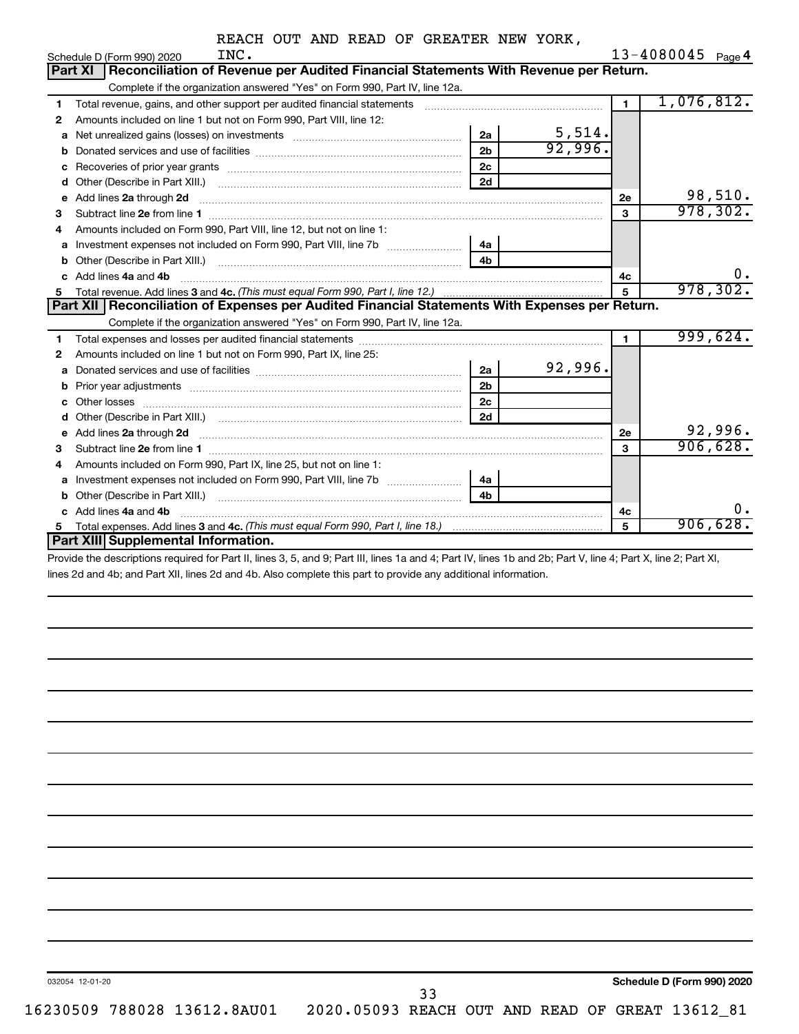REACH OUT AND READ OF GREATER NEW YORK, INC. — 13-4080045

Schedule D (Form 990) 2020 — Page 4

## Part XI Reconciliation of Revenue per Audited Financial Statements With Revenue per Return.

Complete if the organization answered "Yes" on Form 990, Part IV, line 12a.

| Line | Description | Sub-line | Sub-amount | Line | Amount |
|---|---|---|---|---|---|
| 1 | Total revenue, gains, and other support per audited financial statements | | | 1 | 1,076,812. |
| 2 | Amounts included on line 1 but not on Form 990, Part VIII, line 12: | | | | |
| a | Net unrealized gains (losses) on investments | 2a | 5,514. | | |
| b | Donated services and use of facilities | 2b | 92,996. | | |
| c | Recoveries of prior year grants | 2c | | | |
| d | Other (Describe in Part XIII.) | 2d | | | |
| e | Add lines **2a** through **2d** | | | 2e | 98,510. |
| 3 | Subtract line **2e** from line **1** | | | 3 | 978,302. |
| 4 | Amounts included on Form 990, Part VIII, line 12, but not on line 1: | | | | |
| a | Investment expenses not included on Form 990, Part VIII, line 7b | 4a | | | |
| b | Other (Describe in Part XIII.) | 4b | | | |
| c | Add lines **4a** and **4b** | | | 4c | 0. |
| 5 | Total revenue. Add lines **3** and **4c.** *(This must equal Form 990, Part I, line 12.)* | | | 5 | 978,302. |

## Part XII Reconciliation of Expenses per Audited Financial Statements With Expenses per Return.

Complete if the organization answered "Yes" on Form 990, Part IV, line 12a.

| Line | Description | Sub-line | Sub-amount | Line | Amount |
|---|---|---|---|---|---|
| 1 | Total expenses and losses per audited financial statements | | | 1 | 999,624. |
| 2 | Amounts included on line 1 but not on Form 990, Part IX, line 25: | | | | |
| a | Donated services and use of facilities | 2a | 92,996. | | |
| b | Prior year adjustments | 2b | | | |
| c | Other losses | 2c | | | |
| d | Other (Describe in Part XIII.) | 2d | | | |
| e | Add lines **2a** through **2d** | | | 2e | 92,996. |
| 3 | Subtract line **2e** from line **1** | | | 3 | 906,628. |
| 4 | Amounts included on Form 990, Part IX, line 25, but not on line 1: | | | | |
| a | Investment expenses not included on Form 990, Part VIII, line 7b | 4a | | | |
| b | Other (Describe in Part XIII.) | 4b | | | |
| c | Add lines **4a** and **4b** | | | 4c | 0. |
| 5 | Total expenses. Add lines **3** and **4c.** *(This must equal Form 990, Part I, line 18.)* | | | 5 | 906,628. |

## Part XIII Supplemental Information.

Provide the descriptions required for Part II, lines 3, 5, and 9; Part III, lines 1a and 4; Part IV, lines 1b and 2b; Part V, line 4; Part X, line 2; Part XI, lines 2d and 4b; and Part XII, lines 2d and 4b. Also complete this part to provide any additional information.

032054 12-01-20

Schedule D (Form 990) 2020

16230509 788028 13612.8AU01 2020.05093 REACH OUT AND READ OF GREAT 13612_81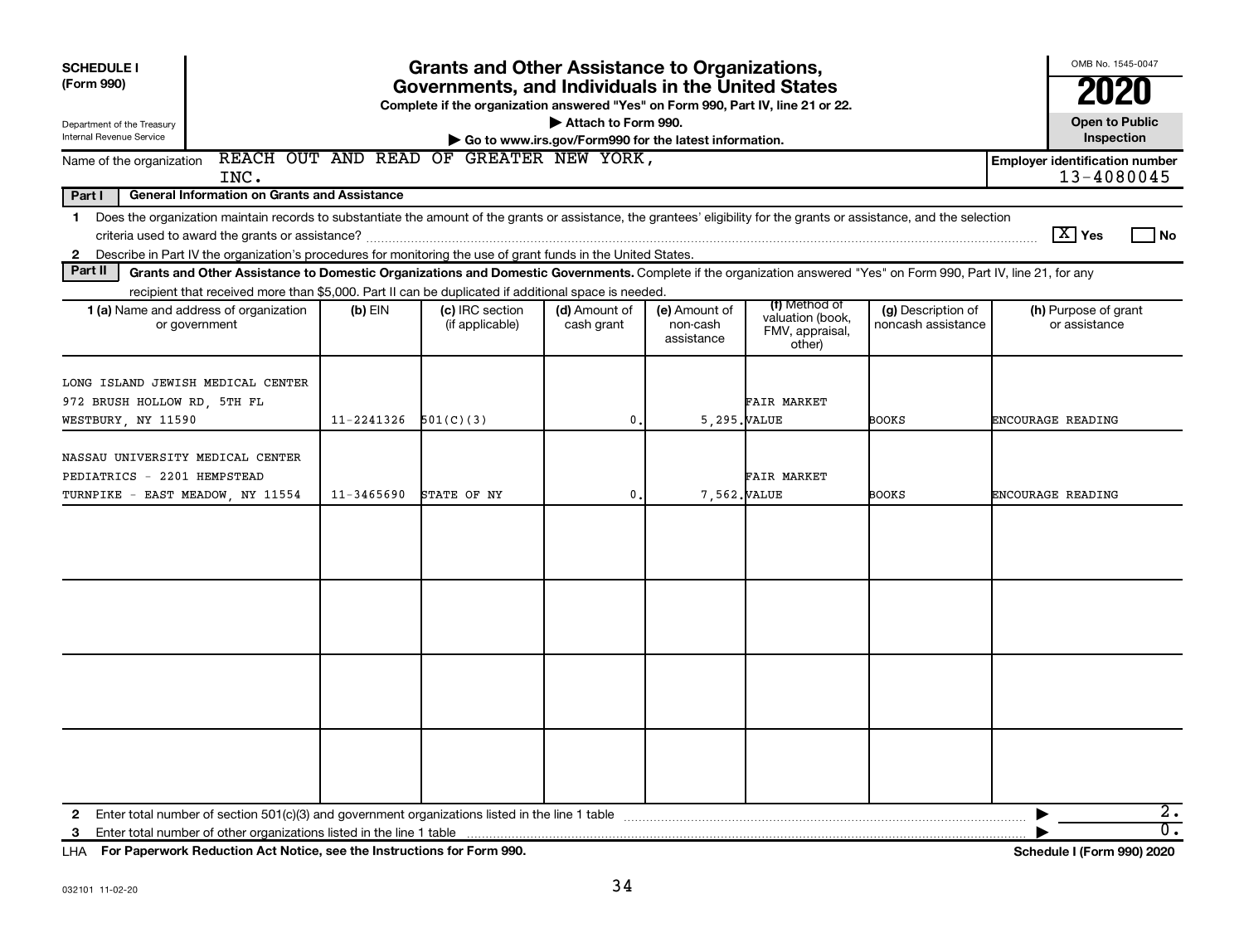**SCHEDULE I (Form 990)**

Department of the Treasury
Internal Revenue Service

# Grants and Other Assistance to Organizations, Governments, and Individuals in the United States

**Complete if the organization answered "Yes" on Form 990, Part IV, line 21 or 22.**
**▶ Attach to Form 990.**
**▶ Go to www.irs.gov/Form990 for the latest information.**

OMB No. 1545-0047

**2020**

**Open to Public Inspection**

Name of the organization: REACH OUT AND READ OF GREATER NEW YORK, INC.

**Employer identification number**: 13-4080045

**Part I — General Information on Grants and Assistance**

1 Does the organization maintain records to substantiate the amount of the grants or assistance, the grantees' eligibility for the grants or assistance, and the selection criteria used to award the grants or assistance? [X] Yes [ ] No

2 Describe in Part IV the organization's procedures for monitoring the use of grant funds in the United States.

**Part II — Grants and Other Assistance to Domestic Organizations and Domestic Governments.** Complete if the organization answered "Yes" on Form 990, Part IV, line 21, for any recipient that received more than $5,000. Part II can be duplicated if additional space is needed.

| 1 (a) Name and address of organization or government | (b) EIN | (c) IRC section (if applicable) | (d) Amount of cash grant | (e) Amount of non-cash assistance | (f) Method of valuation (book, FMV, appraisal, other) | (g) Description of noncash assistance | (h) Purpose of grant or assistance |
|---|---|---|---|---|---|---|---|
| LONG ISLAND JEWISH MEDICAL CENTER 972 BRUSH HOLLOW RD, 5TH FL WESTBURY, NY 11590 | 11-2241326 | 501(C)(3) | 0. | 5,295. | FAIR MARKET VALUE | BOOKS | ENCOURAGE READING |
| NASSAU UNIVERSITY MEDICAL CENTER PEDIATRICS - 2201 HEMPSTEAD TURNPIKE - EAST MEADOW, NY 11554 | 11-3465690 | STATE OF NY | 0. | 7,562. | FAIR MARKET VALUE | BOOKS | ENCOURAGE READING |
| | | | | | | | |
| | | | | | | | |
| | | | | | | | |
| | | | | | | | |

2 Enter total number of section 501(c)(3) and government organizations listed in the line 1 table ▶ 2.

3 Enter total number of other organizations listed in the line 1 table ▶ 0.

LHA **For Paperwork Reduction Act Notice, see the Instructions for Form 990.** **Schedule I (Form 990) 2020**

032101 11-02-20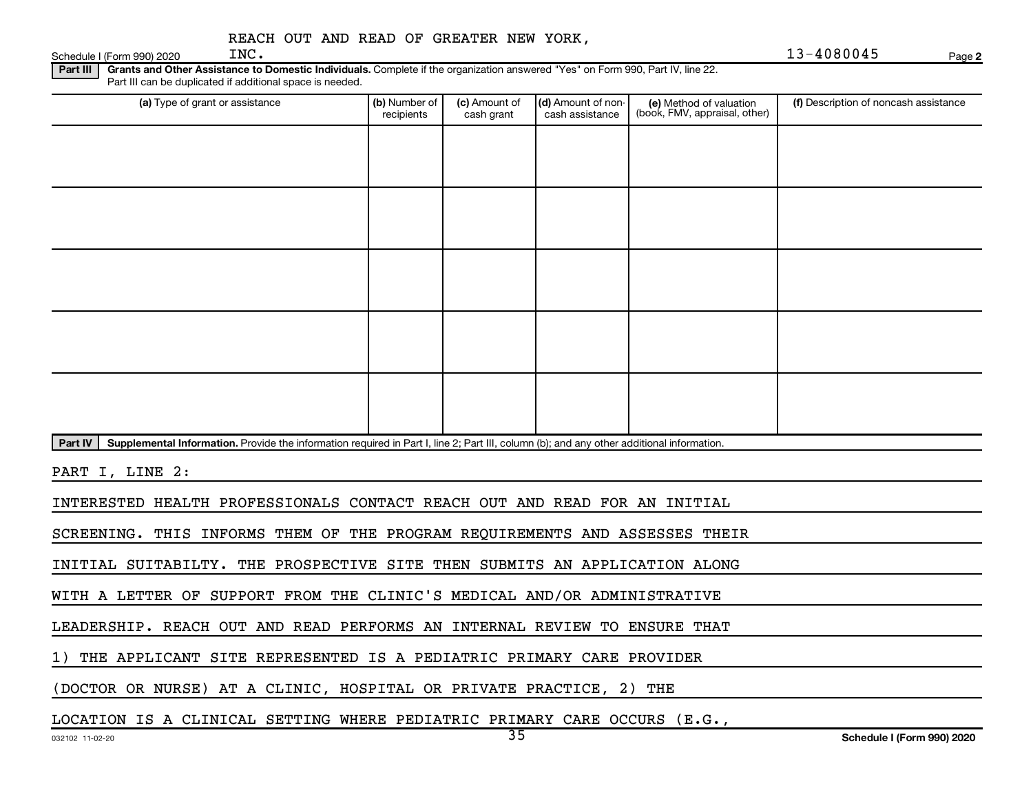REACH OUT AND READ OF GREATER NEW YORK, INC. 13-4080045

Schedule I (Form 990) 2020 Page **2**

**Part III** **Grants and Other Assistance to Domestic Individuals.** Complete if the organization answered "Yes" on Form 990, Part IV, line 22. Part III can be duplicated if additional space is needed.

| (a) Type of grant or assistance | (b) Number of recipients | (c) Amount of cash grant | (d) Amount of non-cash assistance | (e) Method of valuation (book, FMV, appraisal, other) | (f) Description of noncash assistance |
|---|---|---|---|---|---|
| | | | | | |
| | | | | | |
| | | | | | |
| | | | | | |
| | | | | | |

**Part IV** **Supplemental Information.** Provide the information required in Part I, line 2; Part III, column (b); and any other additional information.

PART I, LINE 2:

INTERESTED HEALTH PROFESSIONALS CONTACT REACH OUT AND READ FOR AN INITIAL SCREENING. THIS INFORMS THEM OF THE PROGRAM REQUIREMENTS AND ASSESSES THEIR INITIAL SUITABILTY. THE PROSPECTIVE SITE THEN SUBMITS AN APPLICATION ALONG WITH A LETTER OF SUPPORT FROM THE CLINIC'S MEDICAL AND/OR ADMINISTRATIVE LEADERSHIP. REACH OUT AND READ PERFORMS AN INTERNAL REVIEW TO ENSURE THAT 1) THE APPLICANT SITE REPRESENTED IS A PEDIATRIC PRIMARY CARE PROVIDER (DOCTOR OR NURSE) AT A CLINIC, HOSPITAL OR PRIVATE PRACTICE, 2) THE LOCATION IS A CLINICAL SETTING WHERE PEDIATRIC PRIMARY CARE OCCURS (E.G.,

032102 11-02-20 **Schedule I (Form 990) 2020**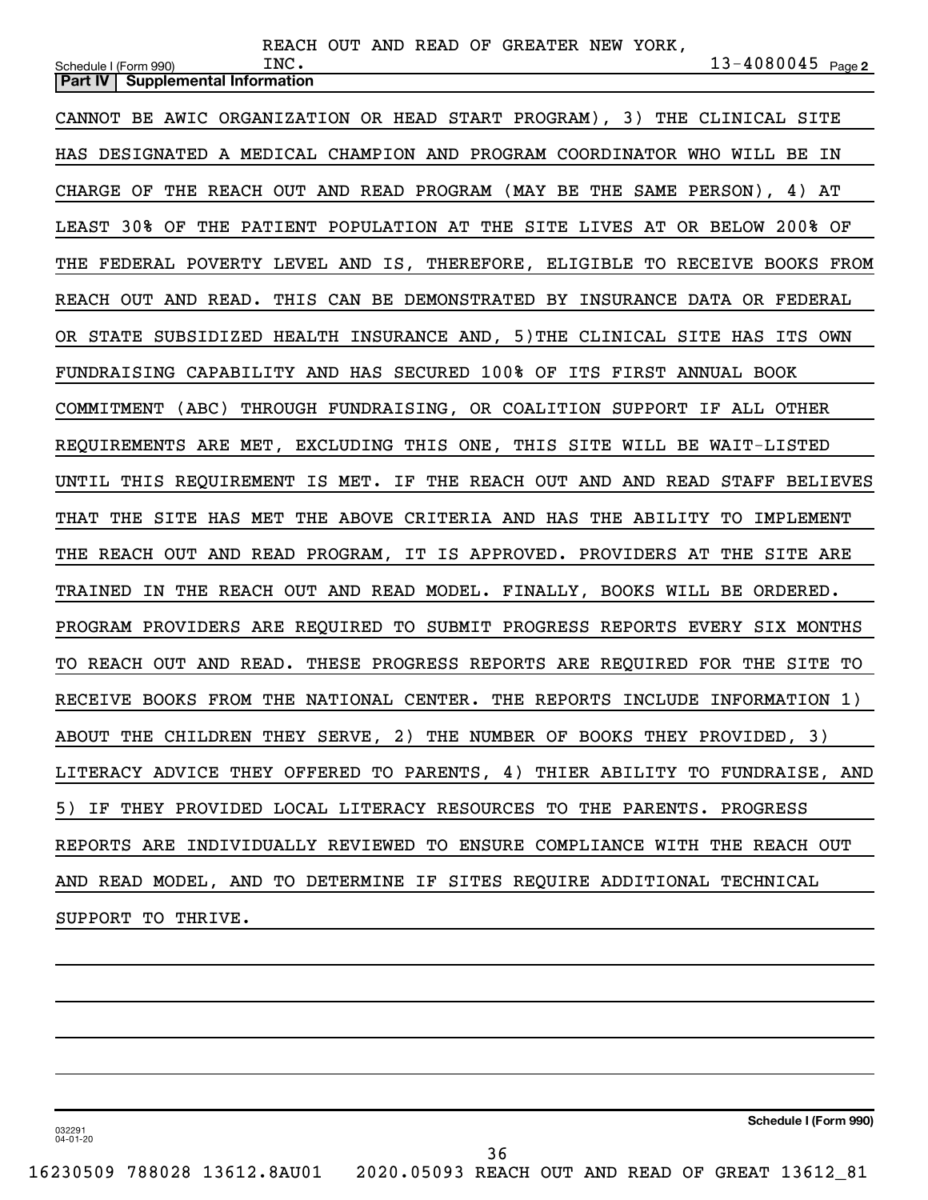REACH OUT AND READ OF GREATER NEW YORK, INC. 13-4080045

Schedule I (Form 990) Page 2

**Part IV | Supplemental Information**

CANNOT BE AWIC ORGANIZATION OR HEAD START PROGRAM), 3) THE CLINICAL SITE HAS DESIGNATED A MEDICAL CHAMPION AND PROGRAM COORDINATOR WHO WILL BE IN CHARGE OF THE REACH OUT AND READ PROGRAM (MAY BE THE SAME PERSON), 4) AT LEAST 30% OF THE PATIENT POPULATION AT THE SITE LIVES AT OR BELOW 200% OF THE FEDERAL POVERTY LEVEL AND IS, THEREFORE, ELIGIBLE TO RECEIVE BOOKS FROM REACH OUT AND READ. THIS CAN BE DEMONSTRATED BY INSURANCE DATA OR FEDERAL OR STATE SUBSIDIZED HEALTH INSURANCE AND, 5)THE CLINICAL SITE HAS ITS OWN FUNDRAISING CAPABILITY AND HAS SECURED 100% OF ITS FIRST ANNUAL BOOK COMMITMENT (ABC) THROUGH FUNDRAISING, OR COALITION SUPPORT IF ALL OTHER REQUIREMENTS ARE MET, EXCLUDING THIS ONE, THIS SITE WILL BE WAIT-LISTED UNTIL THIS REQUIREMENT IS MET. IF THE REACH OUT AND AND READ STAFF BELIEVES THAT THE SITE HAS MET THE ABOVE CRITERIA AND HAS THE ABILITY TO IMPLEMENT THE REACH OUT AND READ PROGRAM, IT IS APPROVED. PROVIDERS AT THE SITE ARE TRAINED IN THE REACH OUT AND READ MODEL. FINALLY, BOOKS WILL BE ORDERED. PROGRAM PROVIDERS ARE REQUIRED TO SUBMIT PROGRESS REPORTS EVERY SIX MONTHS TO REACH OUT AND READ. THESE PROGRESS REPORTS ARE REQUIRED FOR THE SITE TO RECEIVE BOOKS FROM THE NATIONAL CENTER. THE REPORTS INCLUDE INFORMATION 1) ABOUT THE CHILDREN THEY SERVE, 2) THE NUMBER OF BOOKS THEY PROVIDED, 3) LITERACY ADVICE THEY OFFERED TO PARENTS, 4) THIER ABILITY TO FUNDRAISE, AND 5) IF THEY PROVIDED LOCAL LITERACY RESOURCES TO THE PARENTS. PROGRESS REPORTS ARE INDIVIDUALLY REVIEWED TO ENSURE COMPLIANCE WITH THE REACH OUT AND READ MODEL, AND TO DETERMINE IF SITES REQUIRE ADDITIONAL TECHNICAL SUPPORT TO THRIVE.

032291 04-01-20

**Schedule I (Form 990)**

16230509 788028 13612.8AU01 2020.05093 REACH OUT AND READ OF GREAT 13612_81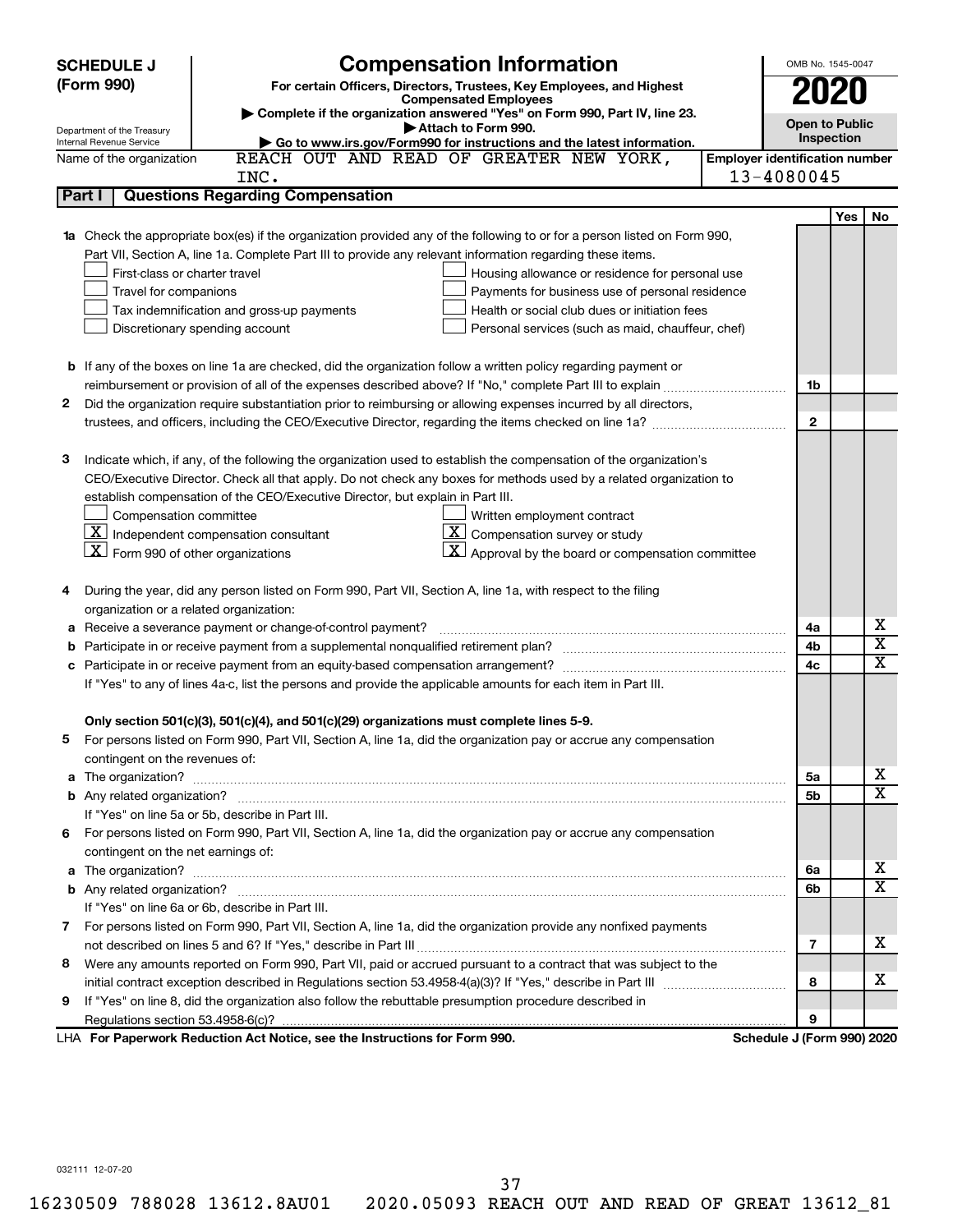**SCHEDULE J (Form 990)**

Department of the Treasury
Internal Revenue Service

# Compensation Information

**For certain Officers, Directors, Trustees, Key Employees, and Highest Compensated Employees**

▶ **Complete if the organization answered "Yes" on Form 990, Part IV, line 23.**

▶ **Attach to Form 990.**

▶ **Go to www.irs.gov/Form990 for instructions and the latest information.**

OMB No. 1545-0047

**2020**

**Open to Public Inspection**

Name of the organization: REACH OUT AND READ OF GREATER NEW YORK, INC.

Employer identification number: 13-4080045

## Part I | Questions Regarding Compensation

| | | | Yes | No |
|---|---|---|---|---|
| **1a** | Check the appropriate box(es) if the organization provided any of the following to or for a person listed on Form 990, Part VII, Section A, line 1a. Complete Part III to provide any relevant information regarding these items.<br>☐ First-class or charter travel ☐ Housing allowance or residence for personal use<br>☐ Travel for companions ☐ Payments for business use of personal residence<br>☐ Tax indemnification and gross-up payments ☐ Health or social club dues or initiation fees<br>☐ Discretionary spending account ☐ Personal services (such as maid, chauffeur, chef) | | | |
| **b** | If any of the boxes on line 1a are checked, did the organization follow a written policy regarding payment or reimbursement or provision of all of the expenses described above? If "No," complete Part III to explain | 1b | | |
| **2** | Did the organization require substantiation prior to reimbursing or allowing expenses incurred by all directors, trustees, and officers, including the CEO/Executive Director, regarding the items checked on line 1a? | 2 | | |
| **3** | Indicate which, if any, of the following the organization used to establish the compensation of the organization's CEO/Executive Director. Check all that apply. Do not check any boxes for methods used by a related organization to establish compensation of the CEO/Executive Director, but explain in Part III.<br>☐ Compensation committee ☐ Written employment contract<br>☒ Independent compensation consultant ☒ Compensation survey or study<br>☒ Form 990 of other organizations ☒ Approval by the board or compensation committee | | | |
| **4** | During the year, did any person listed on Form 990, Part VII, Section A, line 1a, with respect to the filing organization or a related organization: | | | |
| **a** | Receive a severance payment or change-of-control payment? | 4a | | X |
| **b** | Participate in or receive payment from a supplemental nonqualified retirement plan? | 4b | | X |
| **c** | Participate in or receive payment from an equity-based compensation arrangement? | 4c | | X |
| | If "Yes" to any of lines 4a-c, list the persons and provide the applicable amounts for each item in Part III. | | | |
| | **Only section 501(c)(3), 501(c)(4), and 501(c)(29) organizations must complete lines 5-9.** | | | |
| **5** | For persons listed on Form 990, Part VII, Section A, line 1a, did the organization pay or accrue any compensation contingent on the revenues of: | | | |
| **a** | The organization? | 5a | | X |
| **b** | Any related organization? | 5b | | X |
| | If "Yes" on line 5a or 5b, describe in Part III. | | | |
| **6** | For persons listed on Form 990, Part VII, Section A, line 1a, did the organization pay or accrue any compensation contingent on the net earnings of: | | | |
| **a** | The organization? | 6a | | X |
| **b** | Any related organization? | 6b | | X |
| | If "Yes" on line 6a or 6b, describe in Part III. | | | |
| **7** | For persons listed on Form 990, Part VII, Section A, line 1a, did the organization provide any nonfixed payments not described on lines 5 and 6? If "Yes," describe in Part III | 7 | | X |
| **8** | Were any amounts reported on Form 990, Part VII, paid or accrued pursuant to a contract that was subject to the initial contract exception described in Regulations section 53.4958-4(a)(3)? If "Yes," describe in Part III | 8 | | X |
| **9** | If "Yes" on line 8, did the organization also follow the rebuttable presumption procedure described in Regulations section 53.4958-6(c)? | 9 | | |

LHA **For Paperwork Reduction Act Notice, see the Instructions for Form 990.** **Schedule J (Form 990) 2020**

032111 12-07-20

16230509 788028 13612.8AU01 2020.05093 REACH OUT AND READ OF GREAT 13612_81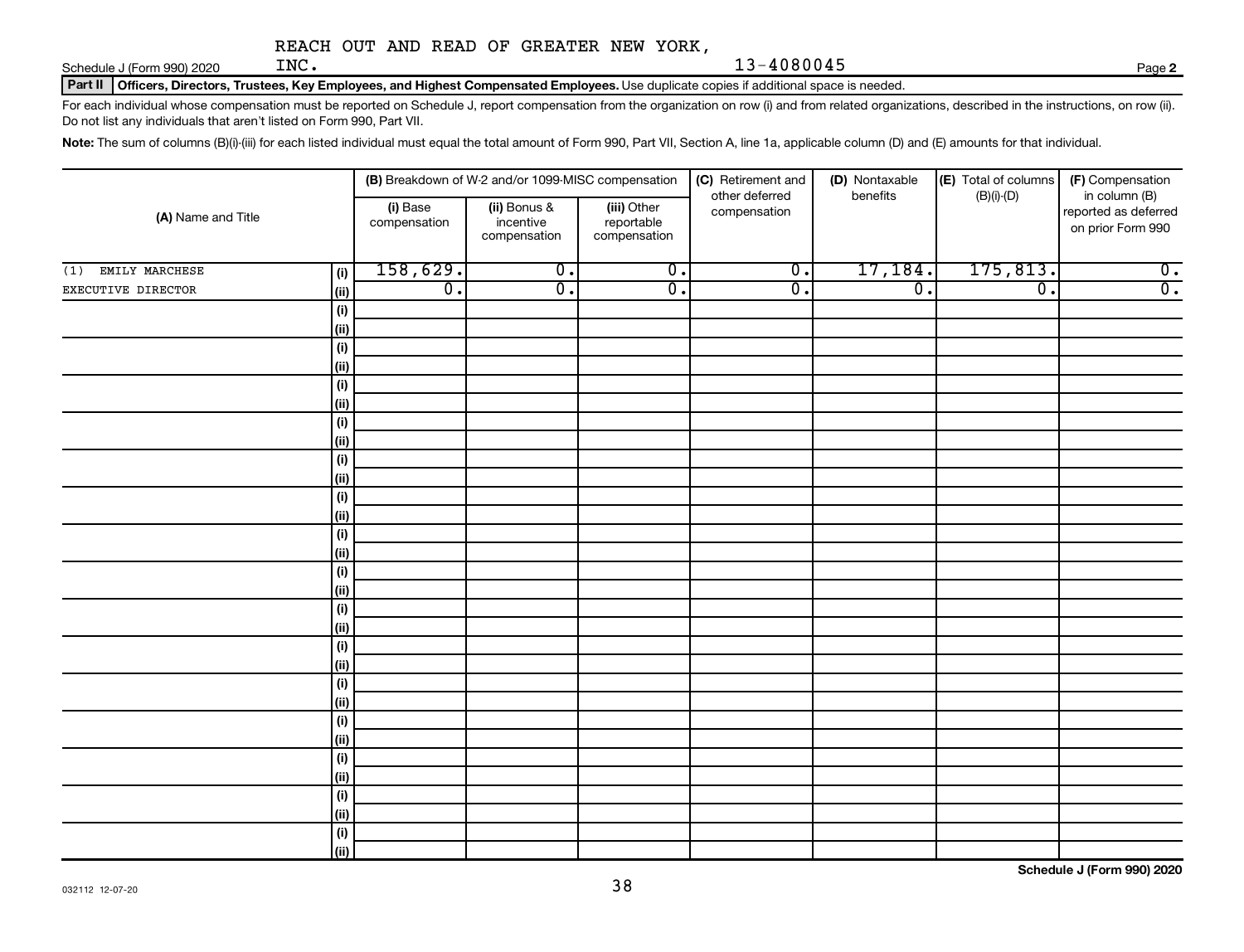REACH OUT AND READ OF GREATER NEW YORK, INC. 13-4080045

Schedule J (Form 990) 2020 Page **2**

**Part II** **Officers, Directors, Trustees, Key Employees, and Highest Compensated Employees.** Use duplicate copies if additional space is needed.

For each individual whose compensation must be reported on Schedule J, report compensation from the organization on row (i) and from related organizations, described in the instructions, on row (ii). Do not list any individuals that aren't listed on Form 990, Part VII.

**Note:** The sum of columns (B)(i)-(iii) for each listed individual must equal the total amount of Form 990, Part VII, Section A, line 1a, applicable column (D) and (E) amounts for that individual.

| (A) Name and Title | | (B) Breakdown of W-2 and/or 1099-MISC compensation | | | (C) Retirement and other deferred compensation | (D) Nontaxable benefits | (E) Total of columns (B)(i)-(D) | (F) Compensation in column (B) reported as deferred on prior Form 990 |
|---|---|---|---|---|---|---|---|---|
| | | (i) Base compensation | (ii) Bonus & incentive compensation | (iii) Other reportable compensation | | | | |
| (1) EMILY MARCHESE | (i) | 158,629. | 0. | 0. | 0. | 17,184. | 175,813. | 0. |
| EXECUTIVE DIRECTOR | (ii) | 0. | 0. | 0. | 0. | 0. | 0. | 0. |

Schedule J (Form 990) 2020

032112 12-07-20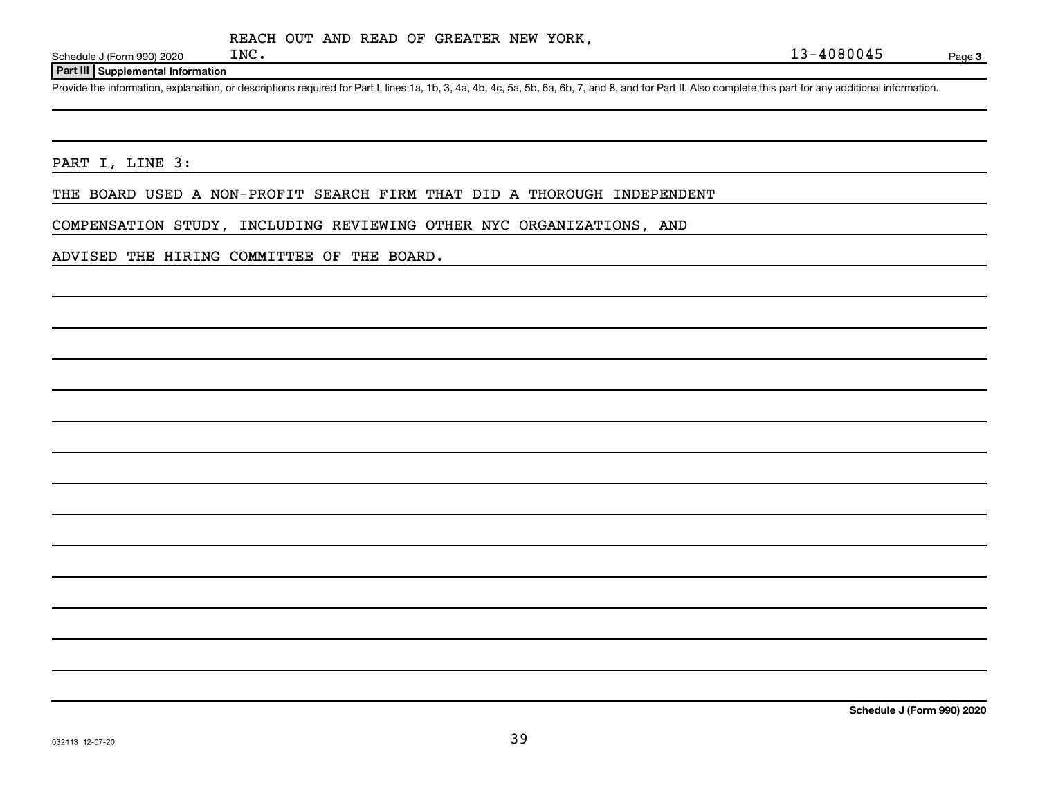REACH OUT AND READ OF GREATER NEW YORK, INC. 13-4080045

Schedule J (Form 990) 2020

## Part III Supplemental Information

Provide the information, explanation, or descriptions required for Part I, lines 1a, 1b, 3, 4a, 4b, 4c, 5a, 5b, 6a, 6b, 7, and 8, and for Part II. Also complete this part for any additional information.

PART I, LINE 3:

THE BOARD USED A NON-PROFIT SEARCH FIRM THAT DID A THOROUGH INDEPENDENT COMPENSATION STUDY, INCLUDING REVIEWING OTHER NYC ORGANIZATIONS, AND ADVISED THE HIRING COMMITTEE OF THE BOARD.

Schedule J (Form 990) 2020

032113 12-07-20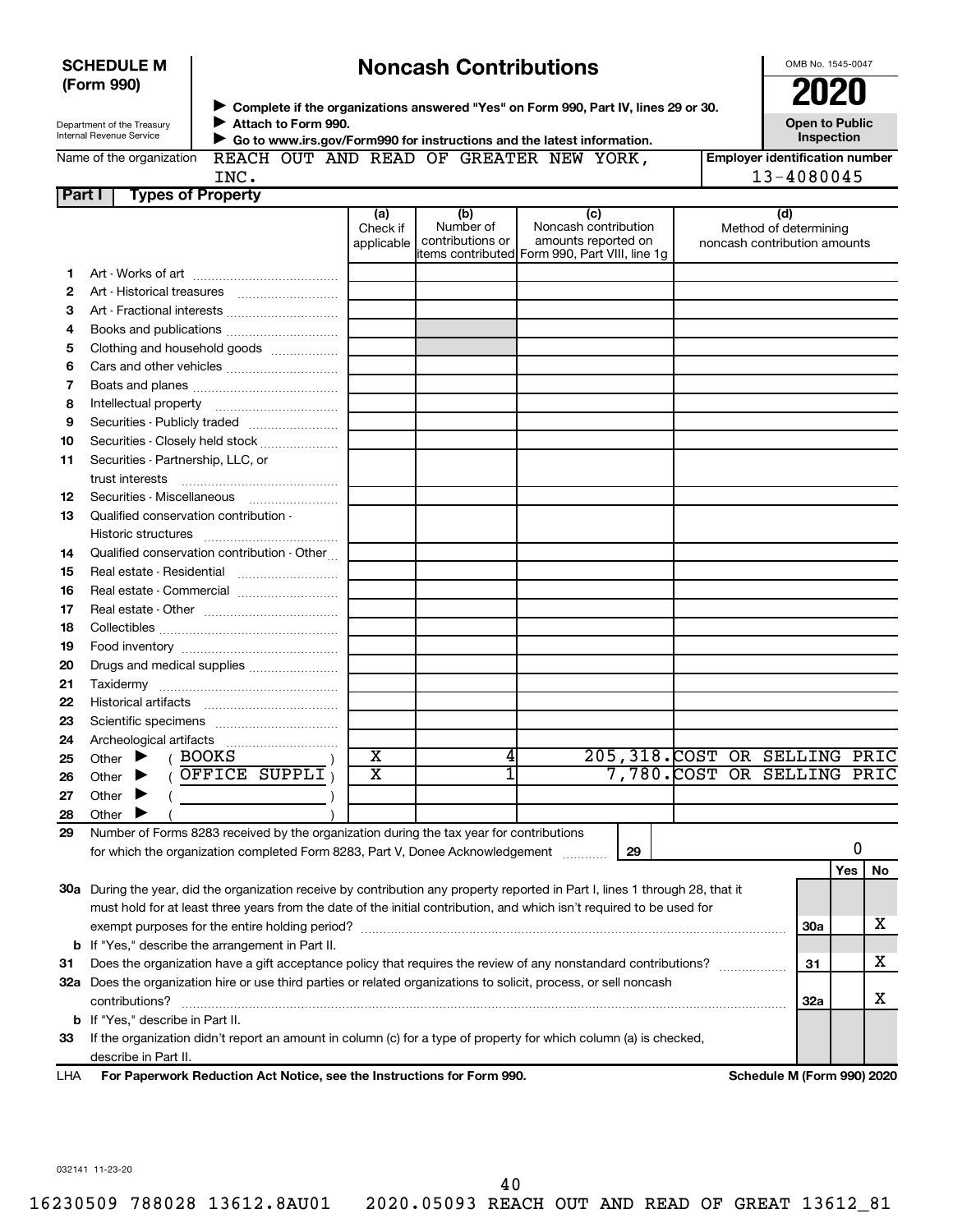**SCHEDULE M (Form 990)**

Department of the Treasury
Internal Revenue Service

# Noncash Contributions

▶ Complete if the organizations answered "Yes" on Form 990, Part IV, lines 29 or 30.
▶ Attach to Form 990.
▶ Go to www.irs.gov/Form990 for instructions and the latest information.

OMB No. 1545-0047

**2020**

**Open to Public Inspection**

Name of the organization: REACH OUT AND READ OF GREATER NEW YORK, INC.

Employer identification number: 13-4080045

**Part I — Types of Property**

| | | (a) Check if applicable | (b) Number of contributions or items contributed | (c) Noncash contribution amounts reported on Form 990, Part VIII, line 1g | (d) Method of determining noncash contribution amounts |
|---|---|---|---|---|---|
| 1 | Art - Works of art | | | | |
| 2 | Art - Historical treasures | | | | |
| 3 | Art - Fractional interests | | | | |
| 4 | Books and publications | | | | |
| 5 | Clothing and household goods | | | | |
| 6 | Cars and other vehicles | | | | |
| 7 | Boats and planes | | | | |
| 8 | Intellectual property | | | | |
| 9 | Securities - Publicly traded | | | | |
| 10 | Securities - Closely held stock | | | | |
| 11 | Securities - Partnership, LLC, or trust interests | | | | |
| 12 | Securities - Miscellaneous | | | | |
| 13 | Qualified conservation contribution - Historic structures | | | | |
| 14 | Qualified conservation contribution - Other | | | | |
| 15 | Real estate - Residential | | | | |
| 16 | Real estate - Commercial | | | | |
| 17 | Real estate - Other | | | | |
| 18 | Collectibles | | | | |
| 19 | Food inventory | | | | |
| 20 | Drugs and medical supplies | | | | |
| 21 | Taxidermy | | | | |
| 22 | Historical artifacts | | | | |
| 23 | Scientific specimens | | | | |
| 24 | Archeological artifacts | | | | |
| 25 | Other ▶ ( BOOKS ) | X | 4 | 205,318. | COST OR SELLING PRIC |
| 26 | Other ▶ ( OFFICE SUPPLI ) | X | 1 | 7,780. | COST OR SELLING PRIC |
| 27 | Other ▶ ( ) | | | | |
| 28 | Other ▶ ( ) | | | | |

29 Number of Forms 8283 received by the organization during the tax year for contributions for which the organization completed Form 8283, Part V, Donee Acknowledgement ..... **29** | 0

| | | | Yes | No |
|---|---|---|---|---|
| 30a | During the year, did the organization receive by contribution any property reported in Part I, lines 1 through 28, that it must hold for at least three years from the date of the initial contribution, and which isn't required to be used for exempt purposes for the entire holding period? | 30a | | X |
| b | If "Yes," describe the arrangement in Part II. | | | |
| 31 | Does the organization have a gift acceptance policy that requires the review of any nonstandard contributions? | 31 | | X |
| 32a | Does the organization hire or use third parties or related organizations to solicit, process, or sell noncash contributions? | 32a | | X |
| b | If "Yes," describe in Part II. | | | |
| 33 | If the organization didn't report an amount in column (c) for a type of property for which column (a) is checked, describe in Part II. | | | |

LHA **For Paperwork Reduction Act Notice, see the Instructions for Form 990.** **Schedule M (Form 990) 2020**

032141 11-23-20

16230509 788028 13612.8AU01 2020.05093 REACH OUT AND READ OF GREAT 13612_81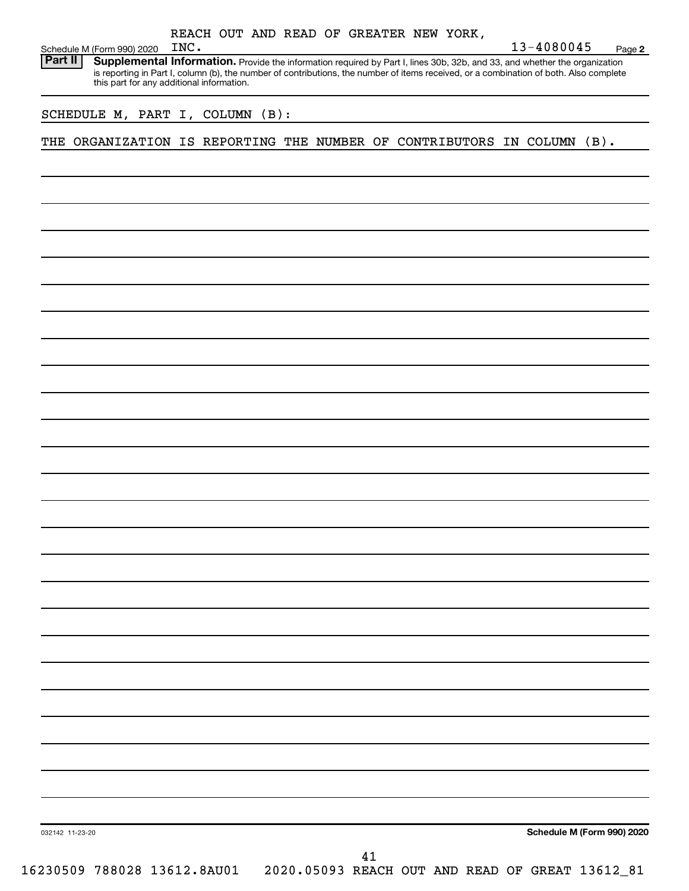Schedule M (Form 990) 2020 REACH OUT AND READ OF GREATER NEW YORK, INC. 13-4080045 Page 2

**Part II** **Supplemental Information.** Provide the information required by Part I, lines 30b, 32b, and 33, and whether the organization is reporting in Part I, column (b), the number of contributions, the number of items received, or a combination of both. Also complete this part for any additional information.

SCHEDULE M, PART I, COLUMN (B):

THE ORGANIZATION IS REPORTING THE NUMBER OF CONTRIBUTORS IN COLUMN (B).

032142 11-23-20 **Schedule M (Form 990) 2020**

16230509 788028 13612.8AU01 2020.05093 REACH OUT AND READ OF GREAT 13612_81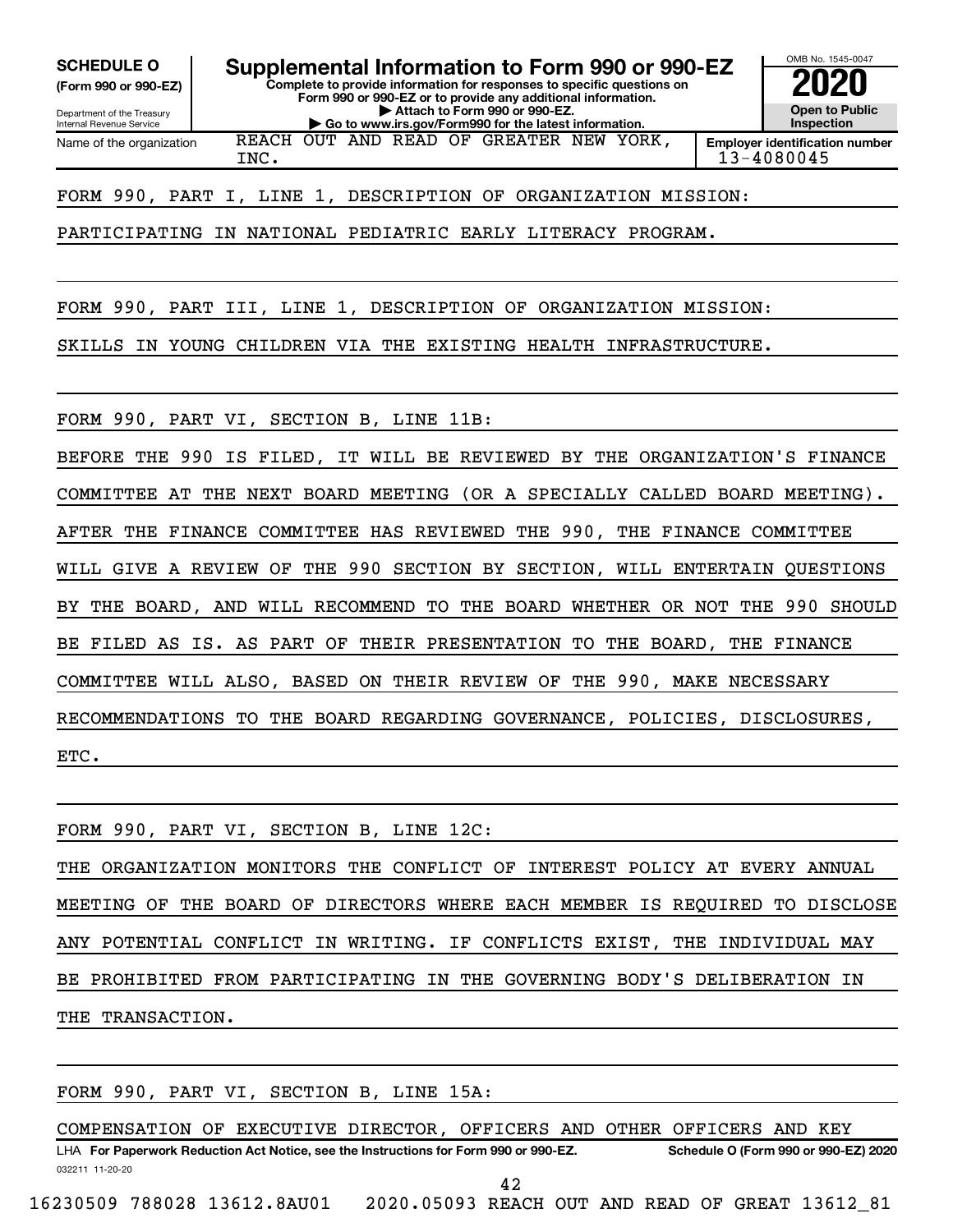**SCHEDULE O** (Form 990 or 990-EZ)

Department of the Treasury
Internal Revenue Service

# Supplemental Information to Form 990 or 990-EZ

**Complete to provide information for responses to specific questions on Form 990 or 990-EZ or to provide any additional information.**
**▶ Attach to Form 990 or 990-EZ.**
**▶ Go to www.irs.gov/Form990 for the latest information.**

OMB No. 1545-0047

**2020**

**Open to Public Inspection**

Name of the organization: REACH OUT AND READ OF GREATER NEW YORK, INC.

**Employer identification number** 13-4080045

FORM 990, PART I, LINE 1, DESCRIPTION OF ORGANIZATION MISSION:

PARTICIPATING IN NATIONAL PEDIATRIC EARLY LITERACY PROGRAM.

FORM 990, PART III, LINE 1, DESCRIPTION OF ORGANIZATION MISSION:

SKILLS IN YOUNG CHILDREN VIA THE EXISTING HEALTH INFRASTRUCTURE.

FORM 990, PART VI, SECTION B, LINE 11B:

BEFORE THE 990 IS FILED, IT WILL BE REVIEWED BY THE ORGANIZATION'S FINANCE COMMITTEE AT THE NEXT BOARD MEETING (OR A SPECIALLY CALLED BOARD MEETING). AFTER THE FINANCE COMMITTEE HAS REVIEWED THE 990, THE FINANCE COMMITTEE WILL GIVE A REVIEW OF THE 990 SECTION BY SECTION, WILL ENTERTAIN QUESTIONS BY THE BOARD, AND WILL RECOMMEND TO THE BOARD WHETHER OR NOT THE 990 SHOULD BE FILED AS IS. AS PART OF THEIR PRESENTATION TO THE BOARD, THE FINANCE COMMITTEE WILL ALSO, BASED ON THEIR REVIEW OF THE 990, MAKE NECESSARY RECOMMENDATIONS TO THE BOARD REGARDING GOVERNANCE, POLICIES, DISCLOSURES, ETC.

FORM 990, PART VI, SECTION B, LINE 12C:

THE ORGANIZATION MONITORS THE CONFLICT OF INTEREST POLICY AT EVERY ANNUAL MEETING OF THE BOARD OF DIRECTORS WHERE EACH MEMBER IS REQUIRED TO DISCLOSE ANY POTENTIAL CONFLICT IN WRITING. IF CONFLICTS EXIST, THE INDIVIDUAL MAY BE PROHIBITED FROM PARTICIPATING IN THE GOVERNING BODY'S DELIBERATION IN THE TRANSACTION.

FORM 990, PART VI, SECTION B, LINE 15A:

COMPENSATION OF EXECUTIVE DIRECTOR, OFFICERS AND OTHER OFFICERS AND KEY

LHA **For Paperwork Reduction Act Notice, see the Instructions for Form 990 or 990-EZ.** **Schedule O (Form 990 or 990-EZ) 2020**

032211 11-20-20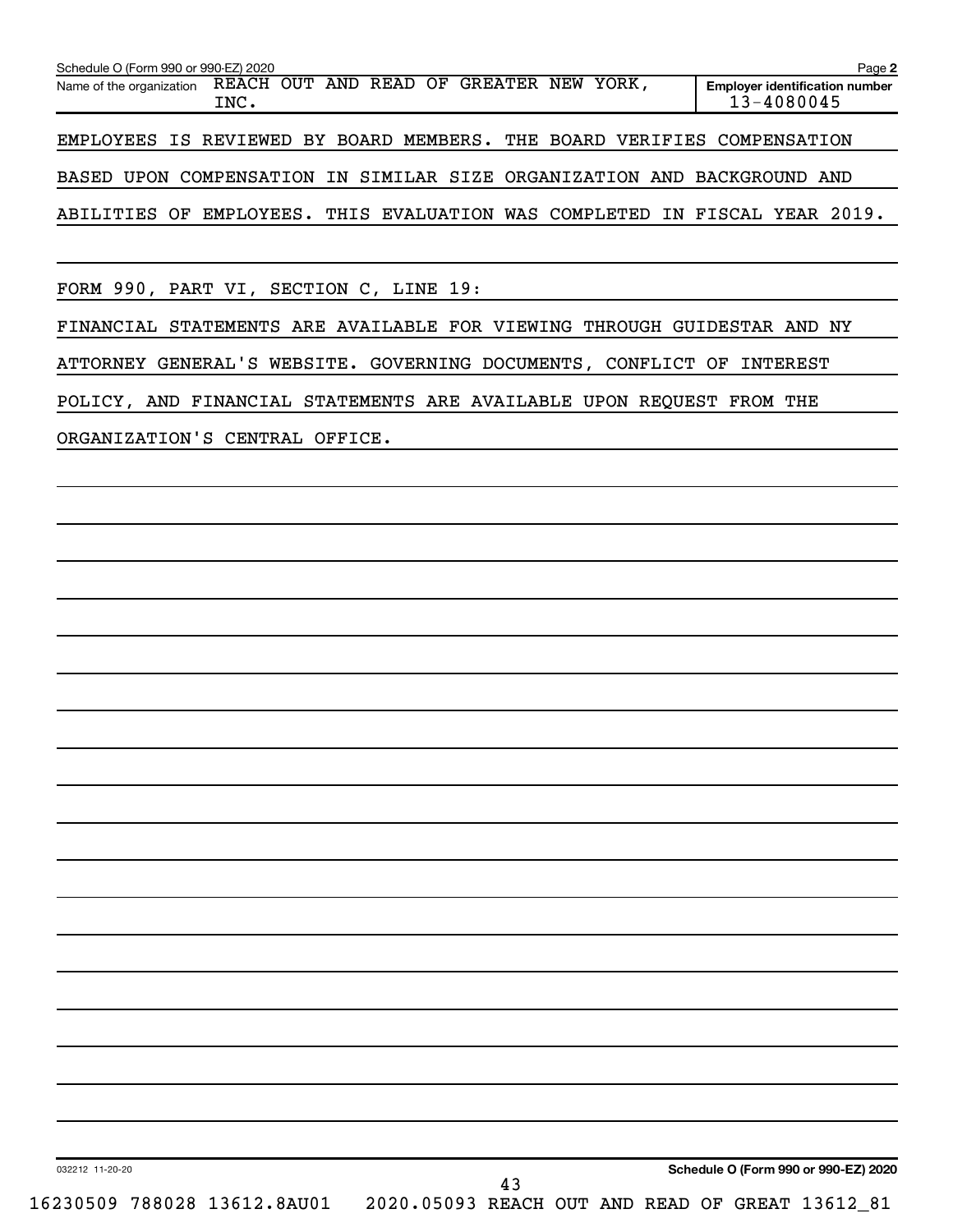Schedule O (Form 990 or 990-EZ) 2020

Name of the organization REACH OUT AND READ OF GREATER NEW YORK, INC.

Employer identification number 13-4080045

EMPLOYEES IS REVIEWED BY BOARD MEMBERS. THE BOARD VERIFIES COMPENSATION BASED UPON COMPENSATION IN SIMILAR SIZE ORGANIZATION AND BACKGROUND AND ABILITIES OF EMPLOYEES. THIS EVALUATION WAS COMPLETED IN FISCAL YEAR 2019.

FORM 990, PART VI, SECTION C, LINE 19:

FINANCIAL STATEMENTS ARE AVAILABLE FOR VIEWING THROUGH GUIDESTAR AND NY ATTORNEY GENERAL'S WEBSITE. GOVERNING DOCUMENTS, CONFLICT OF INTEREST POLICY, AND FINANCIAL STATEMENTS ARE AVAILABLE UPON REQUEST FROM THE ORGANIZATION'S CENTRAL OFFICE.